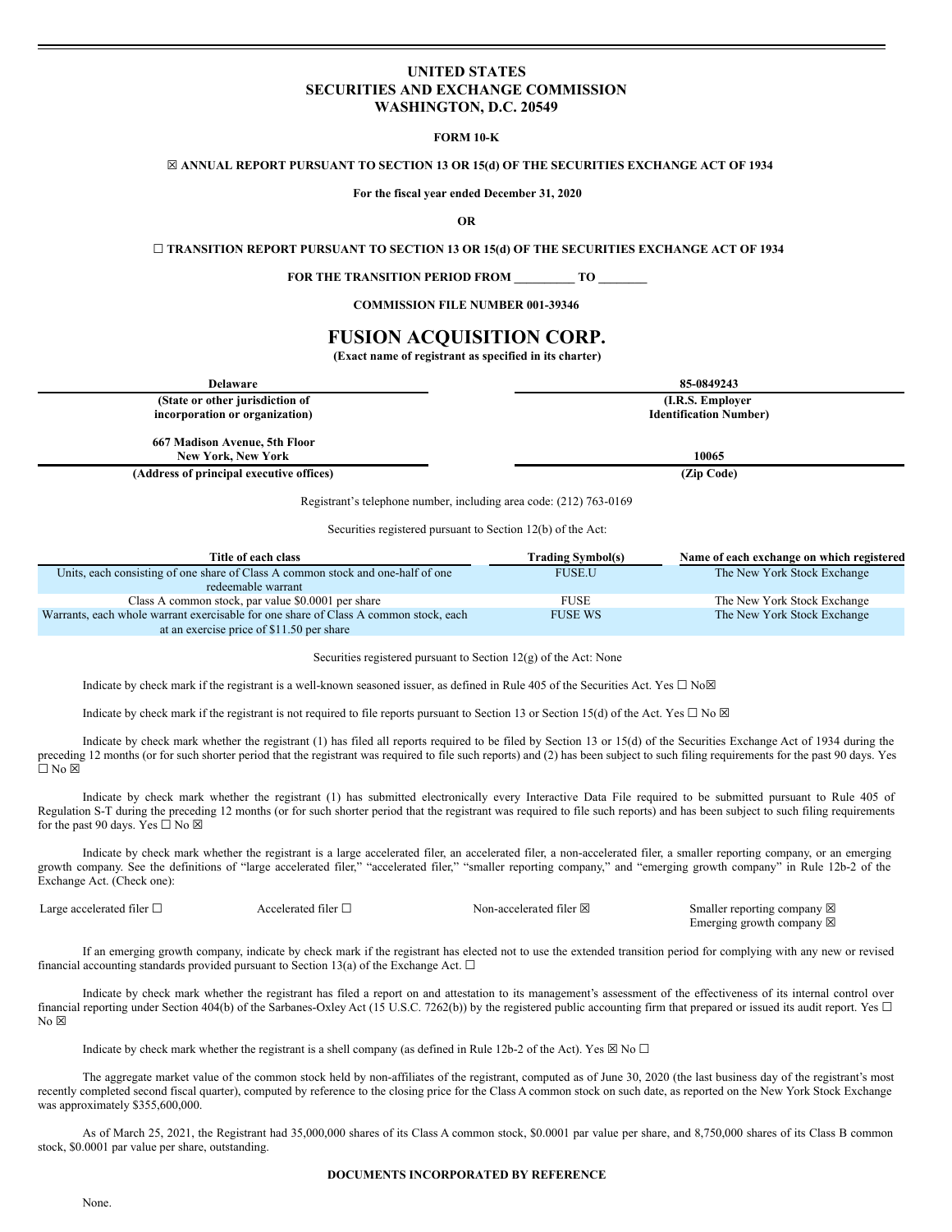# UNITED STATES
# SECURITIES AND EXCHANGE COMMISSION
# WASHINGTON, D.C. 20549

**FORM 10-K**

☒ **ANNUAL REPORT PURSUANT TO SECTION 13 OR 15(d) OF THE SECURITIES EXCHANGE ACT OF 1934**

**For the fiscal year ended December 31, 2020**

**OR**

☐ **TRANSITION REPORT PURSUANT TO SECTION 13 OR 15(d) OF THE SECURITIES EXCHANGE ACT OF 1934**

**FOR THE TRANSITION PERIOD FROM __________ TO ________**

**COMMISSION FILE NUMBER 001-39346**

# FUSION ACQUISITION CORP.

**(Exact name of registrant as specified in its charter)**

| **Delaware** | **85-0849243** |
|---|---|
| **(State or other jurisdiction of incorporation or organization)** | **(I.R.S. Employer Identification Number)** |
| **667 Madison Avenue, 5th Floor New York, New York** | **10065** |
| **(Address of principal executive offices)** | **(Zip Code)** |

Registrant's telephone number, including area code: (212) 763-0169

Securities registered pursuant to Section 12(b) of the Act:

| Title of each class | Trading Symbol(s) | Name of each exchange on which registered |
|---|---|---|
| Units, each consisting of one share of Class A common stock and one-half of one redeemable warrant | FUSE.U | The New York Stock Exchange |
| Class A common stock, par value $0.0001 per share | FUSE | The New York Stock Exchange |
| Warrants, each whole warrant exercisable for one share of Class A common stock, each at an exercise price of $11.50 per share | FUSE WS | The New York Stock Exchange |

Securities registered pursuant to Section 12(g) of the Act: None

Indicate by check mark if the registrant is a well-known seasoned issuer, as defined in Rule 405 of the Securities Act. Yes ☐ No☒

Indicate by check mark if the registrant is not required to file reports pursuant to Section 13 or Section 15(d) of the Act. Yes ☐ No ☒

Indicate by check mark whether the registrant (1) has filed all reports required to be filed by Section 13 or 15(d) of the Securities Exchange Act of 1934 during the preceding 12 months (or for such shorter period that the registrant was required to file such reports) and (2) has been subject to such filing requirements for the past 90 days. Yes ☐ No ☒

Indicate by check mark whether the registrant (1) has submitted electronically every Interactive Data File required to be submitted pursuant to Rule 405 of Regulation S-T during the preceding 12 months (or for such shorter period that the registrant was required to file such reports) and has been subject to such filing requirements for the past 90 days. Yes ☐ No ☒

Indicate by check mark whether the registrant is a large accelerated filer, an accelerated filer, a non-accelerated filer, a smaller reporting company, or an emerging growth company. See the definitions of "large accelerated filer," "accelerated filer," "smaller reporting company," and "emerging growth company" in Rule 12b-2 of the Exchange Act. (Check one):

| | | | |
|---|---|---|---|
| Large accelerated filer ☐ | Accelerated filer ☐ | Non-accelerated filer ☒ | Smaller reporting company ☒<br>Emerging growth company ☒ |

If an emerging growth company, indicate by check mark if the registrant has elected not to use the extended transition period for complying with any new or revised financial accounting standards provided pursuant to Section 13(a) of the Exchange Act. ☐

Indicate by check mark whether the registrant has filed a report on and attestation to its management's assessment of the effectiveness of its internal control over financial reporting under Section 404(b) of the Sarbanes-Oxley Act (15 U.S.C. 7262(b)) by the registered public accounting firm that prepared or issued its audit report. Yes ☐ No ☒

Indicate by check mark whether the registrant is a shell company (as defined in Rule 12b-2 of the Act). Yes ☒ No ☐

The aggregate market value of the common stock held by non-affiliates of the registrant, computed as of June 30, 2020 (the last business day of the registrant's most recently completed second fiscal quarter), computed by reference to the closing price for the Class A common stock on such date, as reported on the New York Stock Exchange was approximately $355,600,000.

As of March 25, 2021, the Registrant had 35,000,000 shares of its Class A common stock, $0.0001 par value per share, and 8,750,000 shares of its Class B common stock, $0.0001 par value per share, outstanding.

**DOCUMENTS INCORPORATED BY REFERENCE**

None.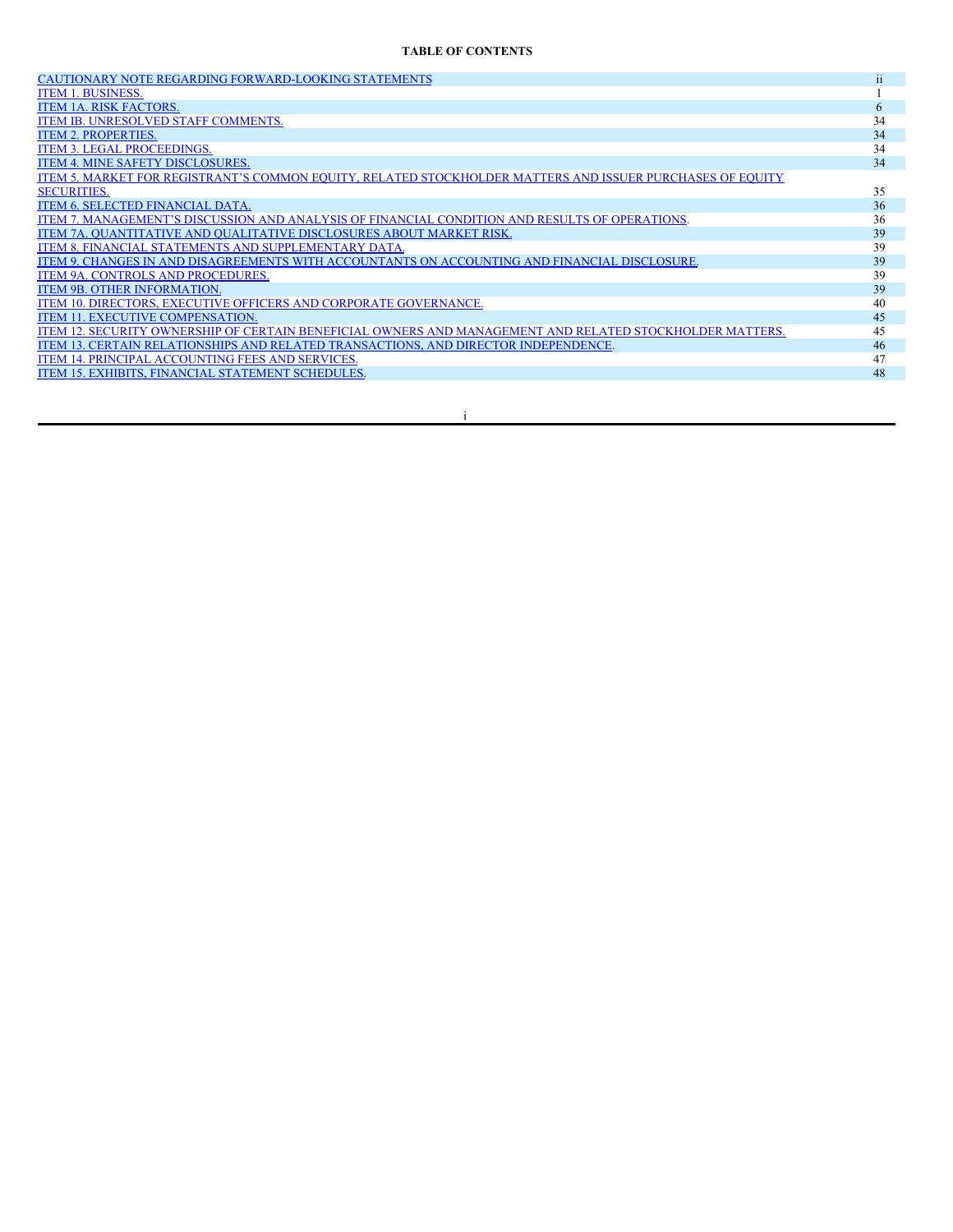**TABLE OF CONTENTS**

| | |
|---|---|
| CAUTIONARY NOTE REGARDING FORWARD-LOOKING STATEMENTS | ii |
| ITEM 1. BUSINESS. | 1 |
| ITEM 1A. RISK FACTORS. | 6 |
| ITEM IB. UNRESOLVED STAFF COMMENTS. | 34 |
| ITEM 2. PROPERTIES. | 34 |
| ITEM 3. LEGAL PROCEEDINGS. | 34 |
| ITEM 4. MINE SAFETY DISCLOSURES. | 34 |
| ITEM 5. MARKET FOR REGISTRANT'S COMMON EQUITY, RELATED STOCKHOLDER MATTERS AND ISSUER PURCHASES OF EQUITY SECURITIES. | 35 |
| ITEM 6. SELECTED FINANCIAL DATA. | 36 |
| ITEM 7. MANAGEMENT'S DISCUSSION AND ANALYSIS OF FINANCIAL CONDITION AND RESULTS OF OPERATIONS. | 36 |
| ITEM 7A. QUANTITATIVE AND QUALITATIVE DISCLOSURES ABOUT MARKET RISK. | 39 |
| ITEM 8. FINANCIAL STATEMENTS AND SUPPLEMENTARY DATA. | 39 |
| ITEM 9. CHANGES IN AND DISAGREEMENTS WITH ACCOUNTANTS ON ACCOUNTING AND FINANCIAL DISCLOSURE. | 39 |
| ITEM 9A. CONTROLS AND PROCEDURES. | 39 |
| ITEM 9B. OTHER INFORMATION. | 39 |
| ITEM 10. DIRECTORS, EXECUTIVE OFFICERS AND CORPORATE GOVERNANCE. | 40 |
| ITEM 11. EXECUTIVE COMPENSATION. | 45 |
| ITEM 12. SECURITY OWNERSHIP OF CERTAIN BENEFICIAL OWNERS AND MANAGEMENT AND RELATED STOCKHOLDER MATTERS. | 45 |
| ITEM 13. CERTAIN RELATIONSHIPS AND RELATED TRANSACTIONS, AND DIRECTOR INDEPENDENCE. | 46 |
| ITEM 14. PRINCIPAL ACCOUNTING FEES AND SERVICES. | 47 |
| ITEM 15. EXHIBITS, FINANCIAL STATEMENT SCHEDULES. | 48 |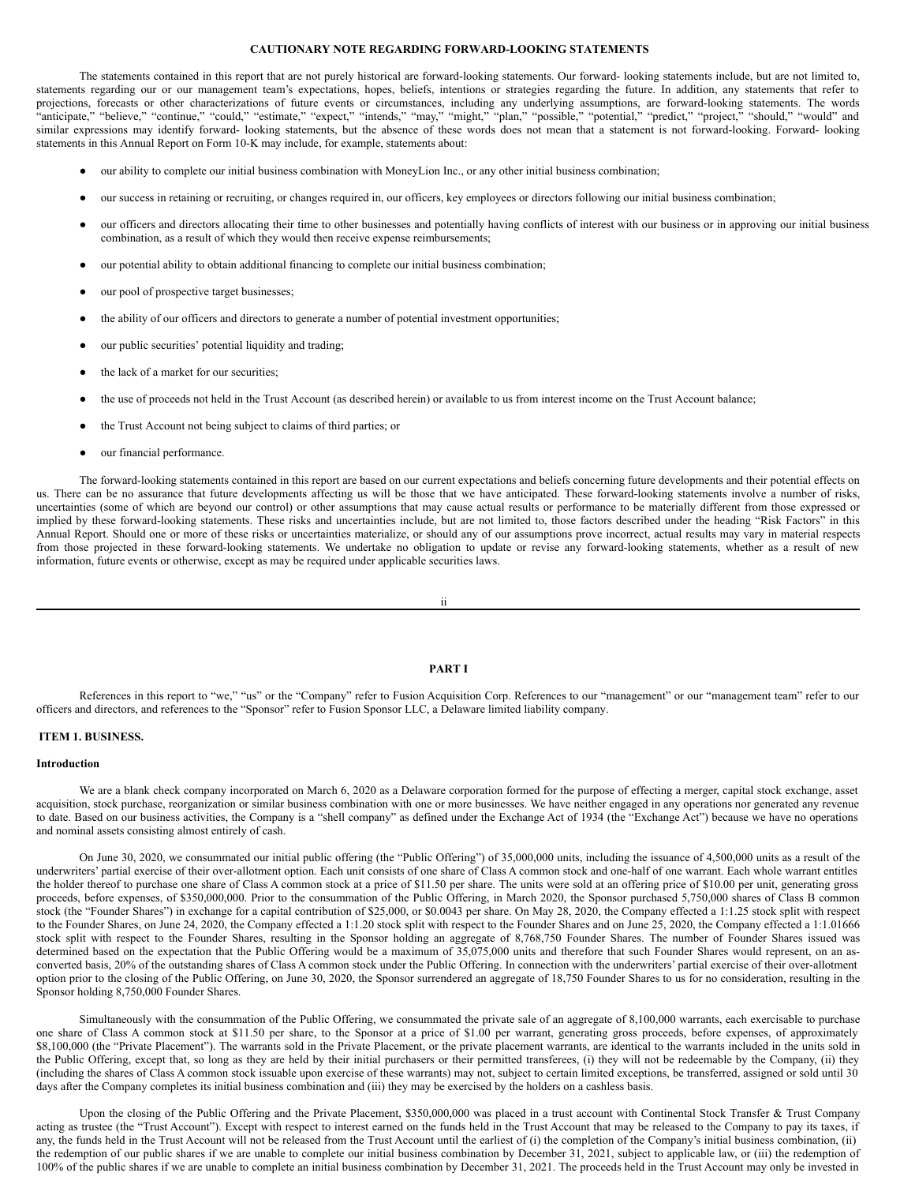## CAUTIONARY NOTE REGARDING FORWARD-LOOKING STATEMENTS

The statements contained in this report that are not purely historical are forward-looking statements. Our forward- looking statements include, but are not limited to, statements regarding our or our management team's expectations, hopes, beliefs, intentions or strategies regarding the future. In addition, any statements that refer to projections, forecasts or other characterizations of future events or circumstances, including any underlying assumptions, are forward-looking statements. The words "anticipate," "believe," "continue," "could," "estimate," "expect," "intends," "may," "might," "plan," "possible," "potential," "predict," "project," "should," "would" and similar expressions may identify forward- looking statements, but the absence of these words does not mean that a statement is not forward-looking. Forward- looking statements in this Annual Report on Form 10-K may include, for example, statements about:

- our ability to complete our initial business combination with MoneyLion Inc., or any other initial business combination;
- our success in retaining or recruiting, or changes required in, our officers, key employees or directors following our initial business combination;
- our officers and directors allocating their time to other businesses and potentially having conflicts of interest with our business or in approving our initial business combination, as a result of which they would then receive expense reimbursements;
- our potential ability to obtain additional financing to complete our initial business combination;
- our pool of prospective target businesses;
- the ability of our officers and directors to generate a number of potential investment opportunities;
- our public securities' potential liquidity and trading;
- the lack of a market for our securities;
- the use of proceeds not held in the Trust Account (as described herein) or available to us from interest income on the Trust Account balance;
- the Trust Account not being subject to claims of third parties; or
- our financial performance.

The forward-looking statements contained in this report are based on our current expectations and beliefs concerning future developments and their potential effects on us. There can be no assurance that future developments affecting us will be those that we have anticipated. These forward-looking statements involve a number of risks, uncertainties (some of which are beyond our control) or other assumptions that may cause actual results or performance to be materially different from those expressed or implied by these forward-looking statements. These risks and uncertainties include, but are not limited to, those factors described under the heading "Risk Factors" in this Annual Report. Should one or more of these risks or uncertainties materialize, or should any of our assumptions prove incorrect, actual results may vary in material respects from those projected in these forward-looking statements. We undertake no obligation to update or revise any forward-looking statements, whether as a result of new information, future events or otherwise, except as may be required under applicable securities laws.

# PART I

References in this report to "we," "us" or the "Company" refer to Fusion Acquisition Corp. References to our "management" or our "management team" refer to our officers and directors, and references to the "Sponsor" refer to Fusion Sponsor LLC, a Delaware limited liability company.

## ITEM 1. BUSINESS.

### Introduction

We are a blank check company incorporated on March 6, 2020 as a Delaware corporation formed for the purpose of effecting a merger, capital stock exchange, asset acquisition, stock purchase, reorganization or similar business combination with one or more businesses. We have neither engaged in any operations nor generated any revenue to date. Based on our business activities, the Company is a "shell company" as defined under the Exchange Act of 1934 (the "Exchange Act") because we have no operations and nominal assets consisting almost entirely of cash.

On June 30, 2020, we consummated our initial public offering (the "Public Offering") of 35,000,000 units, including the issuance of 4,500,000 units as a result of the underwriters' partial exercise of their over-allotment option. Each unit consists of one share of Class A common stock and one-half of one warrant. Each whole warrant entitles the holder thereof to purchase one share of Class A common stock at a price of $11.50 per share. The units were sold at an offering price of $10.00 per unit, generating gross proceeds, before expenses, of $350,000,000. Prior to the consummation of the Public Offering, in March 2020, the Sponsor purchased 5,750,000 shares of Class B common stock (the "Founder Shares") in exchange for a capital contribution of $25,000, or $0.0043 per share. On May 28, 2020, the Company effected a 1:1.25 stock split with respect to the Founder Shares, on June 24, 2020, the Company effected a 1:1.20 stock split with respect to the Founder Shares and on June 25, 2020, the Company effected a 1:1.01666 stock split with respect to the Founder Shares, resulting in the Sponsor holding an aggregate of 8,768,750 Founder Shares. The number of Founder Shares issued was determined based on the expectation that the Public Offering would be a maximum of 35,075,000 units and therefore that such Founder Shares would represent, on an as-converted basis, 20% of the outstanding shares of Class A common stock under the Public Offering. In connection with the underwriters' partial exercise of their over-allotment option prior to the closing of the Public Offering, on June 30, 2020, the Sponsor surrendered an aggregate of 18,750 Founder Shares to us for no consideration, resulting in the Sponsor holding 8,750,000 Founder Shares.

Simultaneously with the consummation of the Public Offering, we consummated the private sale of an aggregate of 8,100,000 warrants, each exercisable to purchase one share of Class A common stock at $11.50 per share, to the Sponsor at a price of $1.00 per warrant, generating gross proceeds, before expenses, of approximately $8,100,000 (the "Private Placement"). The warrants sold in the Private Placement, or the private placement warrants, are identical to the warrants included in the units sold in the Public Offering, except that, so long as they are held by their initial purchasers or their permitted transferees, (i) they will not be redeemable by the Company, (ii) they (including the shares of Class A common stock issuable upon exercise of these warrants) may not, subject to certain limited exceptions, be transferred, assigned or sold until 30 days after the Company completes its initial business combination and (iii) they may be exercised by the holders on a cashless basis.

Upon the closing of the Public Offering and the Private Placement, $350,000,000 was placed in a trust account with Continental Stock Transfer & Trust Company acting as trustee (the "Trust Account"). Except with respect to interest earned on the funds held in the Trust Account that may be released to the Company to pay its taxes, if any, the funds held in the Trust Account will not be released from the Trust Account until the earliest of (i) the completion of the Company's initial business combination, (ii) the redemption of our public shares if we are unable to complete our initial business combination by December 31, 2021, subject to applicable law, or (iii) the redemption of 100% of the public shares if we are unable to complete an initial business combination by December 31, 2021. The proceeds held in the Trust Account may only be invested in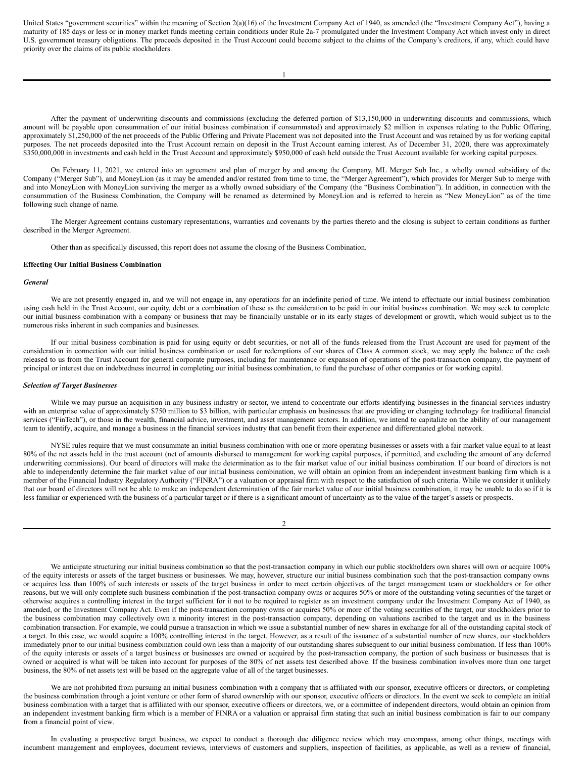United States "government securities" within the meaning of Section 2(a)(16) of the Investment Company Act of 1940, as amended (the "Investment Company Act"), having a maturity of 185 days or less or in money market funds meeting certain conditions under Rule 2a-7 promulgated under the Investment Company Act which invest only in direct U.S. government treasury obligations. The proceeds deposited in the Trust Account could become subject to the claims of the Company's creditors, if any, which could have priority over the claims of its public stockholders.

After the payment of underwriting discounts and commissions (excluding the deferred portion of $13,150,000 in underwriting discounts and commissions, which amount will be payable upon consummation of our initial business combination if consummated) and approximately $2 million in expenses relating to the Public Offering, approximately $1,250,000 of the net proceeds of the Public Offering and Private Placement was not deposited into the Trust Account and was retained by us for working capital purposes. The net proceeds deposited into the Trust Account remain on deposit in the Trust Account earning interest. As of December 31, 2020, there was approximately $350,000,000 in investments and cash held in the Trust Account and approximately $950,000 of cash held outside the Trust Account available for working capital purposes.

On February 11, 2021, we entered into an agreement and plan of merger by and among the Company, ML Merger Sub Inc., a wholly owned subsidiary of the Company ("Merger Sub"), and MoneyLion (as it may be amended and/or restated from time to time, the "Merger Agreement"), which provides for Merger Sub to merge with and into MoneyLion with MoneyLion surviving the merger as a wholly owned subsidiary of the Company (the "Business Combination"). In addition, in connection with the consummation of the Business Combination, the Company will be renamed as determined by MoneyLion and is referred to herein as "New MoneyLion" as of the time following such change of name.

The Merger Agreement contains customary representations, warranties and covenants by the parties thereto and the closing is subject to certain conditions as further described in the Merger Agreement.

Other than as specifically discussed, this report does not assume the closing of the Business Combination.

**Effecting Our Initial Business Combination**

***General***

We are not presently engaged in, and we will not engage in, any operations for an indefinite period of time. We intend to effectuate our initial business combination using cash held in the Trust Account, our equity, debt or a combination of these as the consideration to be paid in our initial business combination. We may seek to complete our initial business combination with a company or business that may be financially unstable or in its early stages of development or growth, which would subject us to the numerous risks inherent in such companies and businesses.

If our initial business combination is paid for using equity or debt securities, or not all of the funds released from the Trust Account are used for payment of the consideration in connection with our initial business combination or used for redemptions of our shares of Class A common stock, we may apply the balance of the cash released to us from the Trust Account for general corporate purposes, including for maintenance or expansion of operations of the post-transaction company, the payment of principal or interest due on indebtedness incurred in completing our initial business combination, to fund the purchase of other companies or for working capital.

***Selection of Target Businesses***

While we may pursue an acquisition in any business industry or sector, we intend to concentrate our efforts identifying businesses in the financial services industry with an enterprise value of approximately $750 million to $3 billion, with particular emphasis on businesses that are providing or changing technology for traditional financial services ("FinTech"), or those in the wealth, financial advice, investment, and asset management sectors. In addition, we intend to capitalize on the ability of our management team to identify, acquire, and manage a business in the financial services industry that can benefit from their experience and differentiated global network.

NYSE rules require that we must consummate an initial business combination with one or more operating businesses or assets with a fair market value equal to at least 80% of the net assets held in the trust account (net of amounts disbursed to management for working capital purposes, if permitted, and excluding the amount of any deferred underwriting commissions). Our board of directors will make the determination as to the fair market value of our initial business combination. If our board of directors is not able to independently determine the fair market value of our initial business combination, we will obtain an opinion from an independent investment banking firm which is a member of the Financial Industry Regulatory Authority ("FINRA") or a valuation or appraisal firm with respect to the satisfaction of such criteria. While we consider it unlikely that our board of directors will not be able to make an independent determination of the fair market value of our initial business combination, it may be unable to do so if it is less familiar or experienced with the business of a particular target or if there is a significant amount of uncertainty as to the value of the target's assets or prospects.

We anticipate structuring our initial business combination so that the post-transaction company in which our public stockholders own shares will own or acquire 100% of the equity interests or assets of the target business or businesses. We may, however, structure our initial business combination such that the post-transaction company owns or acquires less than 100% of such interests or assets of the target business in order to meet certain objectives of the target management team or stockholders or for other reasons, but we will only complete such business combination if the post-transaction company owns or acquires 50% or more of the outstanding voting securities of the target or otherwise acquires a controlling interest in the target sufficient for it not to be required to register as an investment company under the Investment Company Act of 1940, as amended, or the Investment Company Act. Even if the post-transaction company owns or acquires 50% or more of the voting securities of the target, our stockholders prior to the business combination may collectively own a minority interest in the post-transaction company, depending on valuations ascribed to the target and us in the business combination transaction. For example, we could pursue a transaction in which we issue a substantial number of new shares in exchange for all of the outstanding capital stock of a target. In this case, we would acquire a 100% controlling interest in the target. However, as a result of the issuance of a substantial number of new shares, our stockholders immediately prior to our initial business combination could own less than a majority of our outstanding shares subsequent to our initial business combination. If less than 100% of the equity interests or assets of a target business or businesses are owned or acquired by the post-transaction company, the portion of such business or businesses that is owned or acquired is what will be taken into account for purposes of the 80% of net assets test described above. If the business combination involves more than one target business, the 80% of net assets test will be based on the aggregate value of all of the target businesses.

We are not prohibited from pursuing an initial business combination with a company that is affiliated with our sponsor, executive officers or directors, or completing the business combination through a joint venture or other form of shared ownership with our sponsor, executive officers or directors. In the event we seek to complete an initial business combination with a target that is affiliated with our sponsor, executive officers or directors, we, or a committee of independent directors, would obtain an opinion from an independent investment banking firm which is a member of FINRA or a valuation or appraisal firm stating that such an initial business combination is fair to our company from a financial point of view.

In evaluating a prospective target business, we expect to conduct a thorough due diligence review which may encompass, among other things, meetings with incumbent management and employees, document reviews, interviews of customers and suppliers, inspection of facilities, as applicable, as well as a review of financial,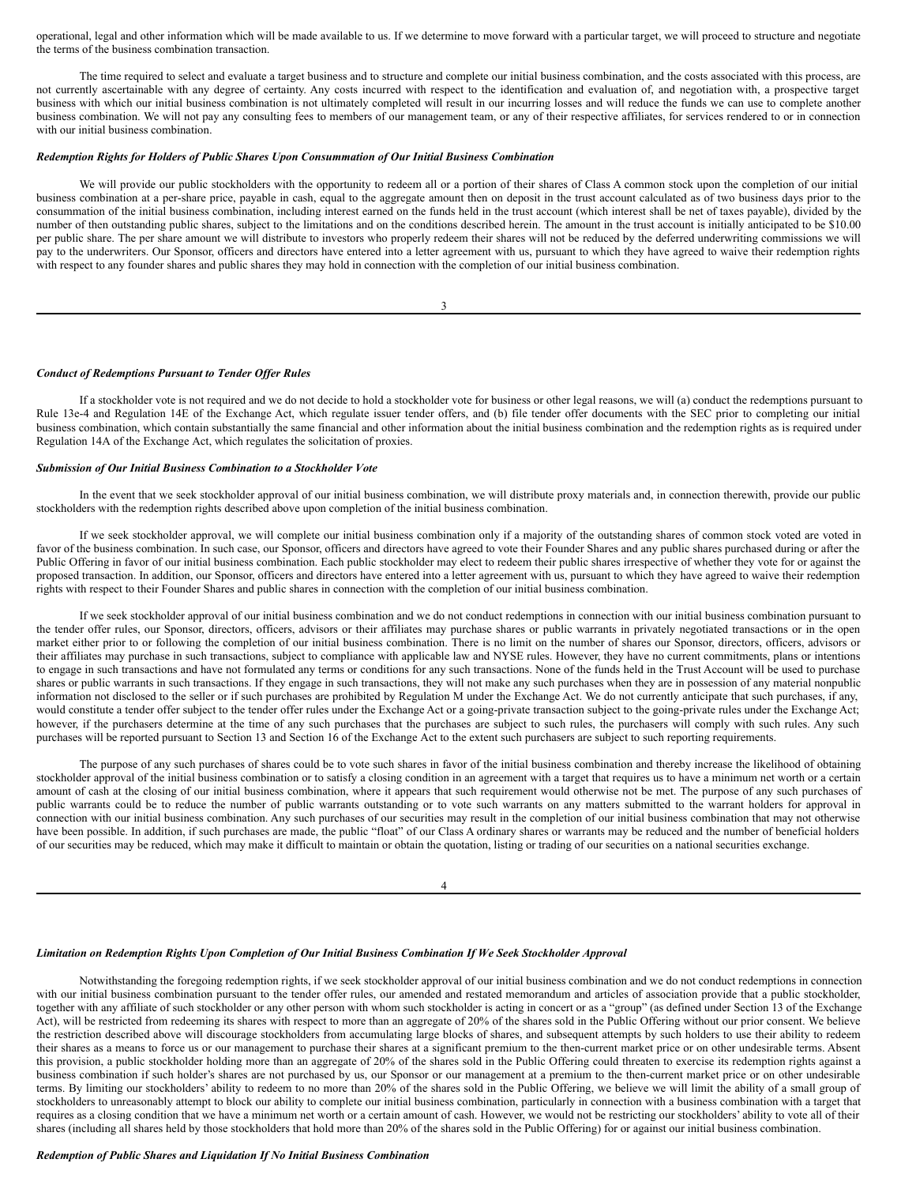operational, legal and other information which will be made available to us. If we determine to move forward with a particular target, we will proceed to structure and negotiate the terms of the business combination transaction.

The time required to select and evaluate a target business and to structure and complete our initial business combination, and the costs associated with this process, are not currently ascertainable with any degree of certainty. Any costs incurred with respect to the identification and evaluation of, and negotiation with, a prospective target business with which our initial business combination is not ultimately completed will result in our incurring losses and will reduce the funds we can use to complete another business combination. We will not pay any consulting fees to members of our management team, or any of their respective affiliates, for services rendered to or in connection with our initial business combination.

***Redemption Rights for Holders of Public Shares Upon Consummation of Our Initial Business Combination***

We will provide our public stockholders with the opportunity to redeem all or a portion of their shares of Class A common stock upon the completion of our initial business combination at a per-share price, payable in cash, equal to the aggregate amount then on deposit in the trust account calculated as of two business days prior to the consummation of the initial business combination, including interest earned on the funds held in the trust account (which interest shall be net of taxes payable), divided by the number of then outstanding public shares, subject to the limitations and on the conditions described herein. The amount in the trust account is initially anticipated to be $10.00 per public share. The per share amount we will distribute to investors who properly redeem their shares will not be reduced by the deferred underwriting commissions we will pay to the underwriters. Our Sponsor, officers and directors have entered into a letter agreement with us, pursuant to which they have agreed to waive their redemption rights with respect to any founder shares and public shares they may hold in connection with the completion of our initial business combination.

***Conduct of Redemptions Pursuant to Tender Offer Rules***

If a stockholder vote is not required and we do not decide to hold a stockholder vote for business or other legal reasons, we will (a) conduct the redemptions pursuant to Rule 13e-4 and Regulation 14E of the Exchange Act, which regulate issuer tender offers, and (b) file tender offer documents with the SEC prior to completing our initial business combination, which contain substantially the same financial and other information about the initial business combination and the redemption rights as is required under Regulation 14A of the Exchange Act, which regulates the solicitation of proxies.

***Submission of Our Initial Business Combination to a Stockholder Vote***

In the event that we seek stockholder approval of our initial business combination, we will distribute proxy materials and, in connection therewith, provide our public stockholders with the redemption rights described above upon completion of the initial business combination.

If we seek stockholder approval, we will complete our initial business combination only if a majority of the outstanding shares of common stock voted are voted in favor of the business combination. In such case, our Sponsor, officers and directors have agreed to vote their Founder Shares and any public shares purchased during or after the Public Offering in favor of our initial business combination. Each public stockholder may elect to redeem their public shares irrespective of whether they vote for or against the proposed transaction. In addition, our Sponsor, officers and directors have entered into a letter agreement with us, pursuant to which they have agreed to waive their redemption rights with respect to their Founder Shares and public shares in connection with the completion of our initial business combination.

If we seek stockholder approval of our initial business combination and we do not conduct redemptions in connection with our initial business combination pursuant to the tender offer rules, our Sponsor, directors, officers, advisors or their affiliates may purchase shares or public warrants in privately negotiated transactions or in the open market either prior to or following the completion of our initial business combination. There is no limit on the number of shares our Sponsor, directors, officers, advisors or their affiliates may purchase in such transactions, subject to compliance with applicable law and NYSE rules. However, they have no current commitments, plans or intentions to engage in such transactions and have not formulated any terms or conditions for any such transactions. None of the funds held in the Trust Account will be used to purchase shares or public warrants in such transactions. If they engage in such transactions, they will not make any such purchases when they are in possession of any material nonpublic information not disclosed to the seller or if such purchases are prohibited by Regulation M under the Exchange Act. We do not currently anticipate that such purchases, if any, would constitute a tender offer subject to the tender offer rules under the Exchange Act or a going-private transaction subject to the going-private rules under the Exchange Act; however, if the purchasers determine at the time of any such purchases that the purchases are subject to such rules, the purchasers will comply with such rules. Any such purchases will be reported pursuant to Section 13 and Section 16 of the Exchange Act to the extent such purchasers are subject to such reporting requirements.

The purpose of any such purchases of shares could be to vote such shares in favor of the initial business combination and thereby increase the likelihood of obtaining stockholder approval of the initial business combination or to satisfy a closing condition in an agreement with a target that requires us to have a minimum net worth or a certain amount of cash at the closing of our initial business combination, where it appears that such requirement would otherwise not be met. The purpose of any such purchases of public warrants could be to reduce the number of public warrants outstanding or to vote such warrants on any matters submitted to the warrant holders for approval in connection with our initial business combination. Any such purchases of our securities may result in the completion of our initial business combination that may not otherwise have been possible. In addition, if such purchases are made, the public "float" of our Class A ordinary shares or warrants may be reduced and the number of beneficial holders of our securities may be reduced, which may make it difficult to maintain or obtain the quotation, listing or trading of our securities on a national securities exchange.

***Limitation on Redemption Rights Upon Completion of Our Initial Business Combination If We Seek Stockholder Approval***

Notwithstanding the foregoing redemption rights, if we seek stockholder approval of our initial business combination and we do not conduct redemptions in connection with our initial business combination pursuant to the tender offer rules, our amended and restated memorandum and articles of association provide that a public stockholder, together with any affiliate of such stockholder or any other person with whom such stockholder is acting in concert or as a "group" (as defined under Section 13 of the Exchange Act), will be restricted from redeeming its shares with respect to more than an aggregate of 20% of the shares sold in the Public Offering without our prior consent. We believe the restriction described above will discourage stockholders from accumulating large blocks of shares, and subsequent attempts by such holders to use their ability to redeem their shares as a means to force us or our management to purchase their shares at a significant premium to the then-current market price or on other undesirable terms. Absent this provision, a public stockholder holding more than an aggregate of 20% of the shares sold in the Public Offering could threaten to exercise its redemption rights against a business combination if such holder's shares are not purchased by us, our Sponsor or our management at a premium to the then-current market price or on other undesirable terms. By limiting our stockholders' ability to redeem to no more than 20% of the shares sold in the Public Offering, we believe we will limit the ability of a small group of stockholders to unreasonably attempt to block our ability to complete our initial business combination, particularly in connection with a business combination with a target that requires as a closing condition that we have a minimum net worth or a certain amount of cash. However, we would not be restricting our stockholders' ability to vote all of their shares (including all shares held by those stockholders that hold more than 20% of the shares sold in the Public Offering) for or against our initial business combination.

***Redemption of Public Shares and Liquidation If No Initial Business Combination***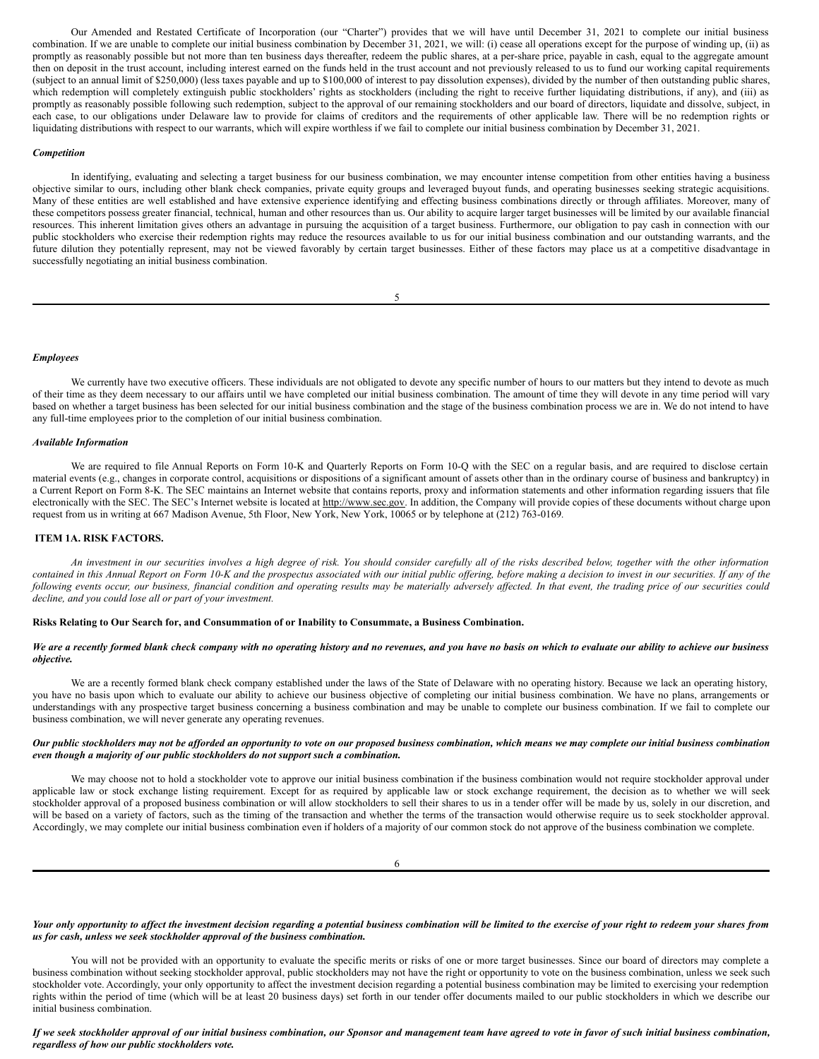Our Amended and Restated Certificate of Incorporation (our "Charter") provides that we will have until December 31, 2021 to complete our initial business combination. If we are unable to complete our initial business combination by December 31, 2021, we will: (i) cease all operations except for the purpose of winding up, (ii) as promptly as reasonably possible but not more than ten business days thereafter, redeem the public shares, at a per-share price, payable in cash, equal to the aggregate amount then on deposit in the trust account, including interest earned on the funds held in the trust account and not previously released to us to fund our working capital requirements (subject to an annual limit of $250,000) (less taxes payable and up to $100,000 of interest to pay dissolution expenses), divided by the number of then outstanding public shares, which redemption will completely extinguish public stockholders' rights as stockholders (including the right to receive further liquidating distributions, if any), and (iii) as promptly as reasonably possible following such redemption, subject to the approval of our remaining stockholders and our board of directors, liquidate and dissolve, subject, in each case, to our obligations under Delaware law to provide for claims of creditors and the requirements of other applicable law. There will be no redemption rights or liquidating distributions with respect to our warrants, which will expire worthless if we fail to complete our initial business combination by December 31, 2021.

***Competition***

In identifying, evaluating and selecting a target business for our business combination, we may encounter intense competition from other entities having a business objective similar to ours, including other blank check companies, private equity groups and leveraged buyout funds, and operating businesses seeking strategic acquisitions. Many of these entities are well established and have extensive experience identifying and effecting business combinations directly or through affiliates. Moreover, many of these competitors possess greater financial, technical, human and other resources than us. Our ability to acquire larger target businesses will be limited by our available financial resources. This inherent limitation gives others an advantage in pursuing the acquisition of a target business. Furthermore, our obligation to pay cash in connection with our public stockholders who exercise their redemption rights may reduce the resources available to us for our initial business combination and our outstanding warrants, and the future dilution they potentially represent, may not be viewed favorably by certain target businesses. Either of these factors may place us at a competitive disadvantage in successfully negotiating an initial business combination.

***Employees***

We currently have two executive officers. These individuals are not obligated to devote any specific number of hours to our matters but they intend to devote as much of their time as they deem necessary to our affairs until we have completed our initial business combination. The amount of time they will devote in any time period will vary based on whether a target business has been selected for our initial business combination and the stage of the business combination process we are in. We do not intend to have any full-time employees prior to the completion of our initial business combination.

***Available Information***

We are required to file Annual Reports on Form 10-K and Quarterly Reports on Form 10-Q with the SEC on a regular basis, and are required to disclose certain material events (e.g., changes in corporate control, acquisitions or dispositions of a significant amount of assets other than in the ordinary course of business and bankruptcy) in a Current Report on Form 8-K. The SEC maintains an Internet website that contains reports, proxy and information statements and other information regarding issuers that file electronically with the SEC. The SEC's Internet website is located at http://www.sec.gov. In addition, the Company will provide copies of these documents without charge upon request from us in writing at 667 Madison Avenue, 5th Floor, New York, New York, 10065 or by telephone at (212) 763-0169.

## ITEM 1A. RISK FACTORS.

*An investment in our securities involves a high degree of risk. You should consider carefully all of the risks described below, together with the other information contained in this Annual Report on Form 10-K and the prospectus associated with our initial public offering, before making a decision to invest in our securities. If any of the following events occur, our business, financial condition and operating results may be materially adversely affected. In that event, the trading price of our securities could decline, and you could lose all or part of your investment.*

**Risks Relating to Our Search for, and Consummation of or Inability to Consummate, a Business Combination.**

***We are a recently formed blank check company with no operating history and no revenues, and you have no basis on which to evaluate our ability to achieve our business objective.***

We are a recently formed blank check company established under the laws of the State of Delaware with no operating history. Because we lack an operating history, you have no basis upon which to evaluate our ability to achieve our business objective of completing our initial business combination. We have no plans, arrangements or understandings with any prospective target business concerning a business combination and may be unable to complete our business combination. If we fail to complete our business combination, we will never generate any operating revenues.

***Our public stockholders may not be afforded an opportunity to vote on our proposed business combination, which means we may complete our initial business combination even though a majority of our public stockholders do not support such a combination.***

We may choose not to hold a stockholder vote to approve our initial business combination if the business combination would not require stockholder approval under applicable law or stock exchange listing requirement. Except for as required by applicable law or stock exchange requirement, the decision as to whether we will seek stockholder approval of a proposed business combination or will allow stockholders to sell their shares to us in a tender offer will be made by us, solely in our discretion, and will be based on a variety of factors, such as the timing of the transaction and whether the terms of the transaction would otherwise require us to seek stockholder approval. Accordingly, we may complete our initial business combination even if holders of a majority of our common stock do not approve of the business combination we complete.

***Your only opportunity to affect the investment decision regarding a potential business combination will be limited to the exercise of your right to redeem your shares from us for cash, unless we seek stockholder approval of the business combination.***

You will not be provided with an opportunity to evaluate the specific merits or risks of one or more target businesses. Since our board of directors may complete a business combination without seeking stockholder approval, public stockholders may not have the right or opportunity to vote on the business combination, unless we seek such stockholder vote. Accordingly, your only opportunity to affect the investment decision regarding a potential business combination may be limited to exercising your redemption rights within the period of time (which will be at least 20 business days) set forth in our tender offer documents mailed to our public stockholders in which we describe our initial business combination.

***If we seek stockholder approval of our initial business combination, our Sponsor and management team have agreed to vote in favor of such initial business combination, regardless of how our public stockholders vote.***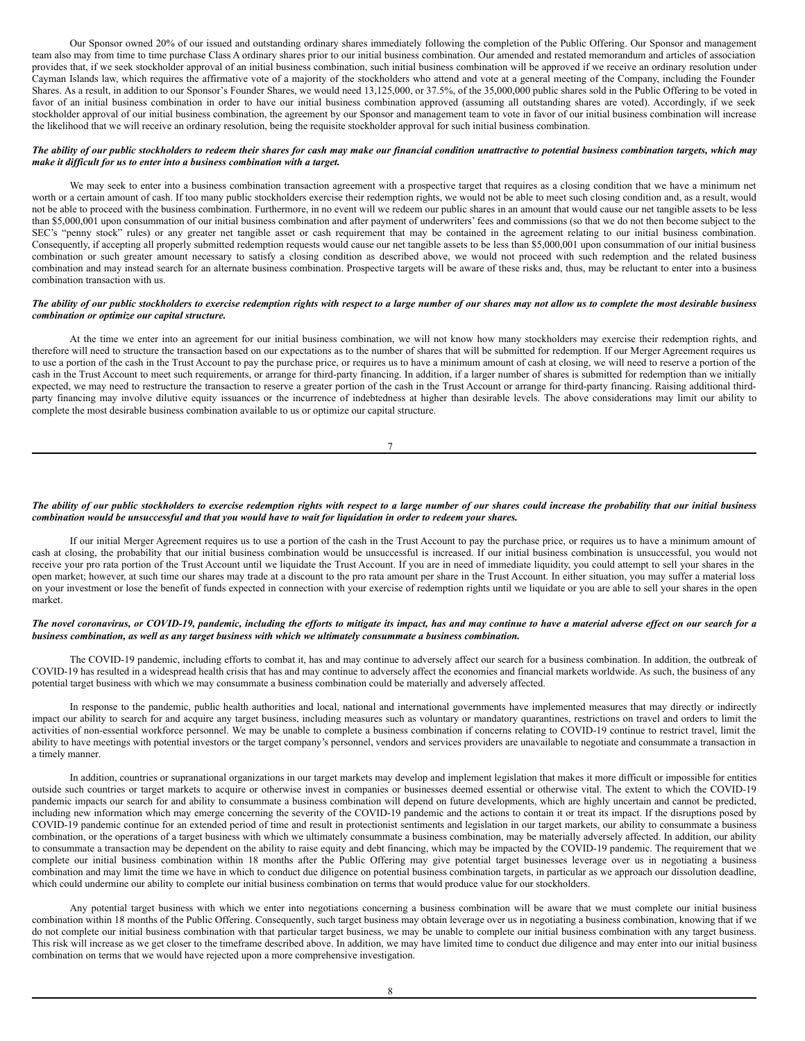Our Sponsor owned 20% of our issued and outstanding ordinary shares immediately following the completion of the Public Offering. Our Sponsor and management team also may from time to time purchase Class A ordinary shares prior to our initial business combination. Our amended and restated memorandum and articles of association provides that, if we seek stockholder approval of an initial business combination, such initial business combination will be approved if we receive an ordinary resolution under Cayman Islands law, which requires the affirmative vote of a majority of the stockholders who attend and vote at a general meeting of the Company, including the Founder Shares. As a result, in addition to our Sponsor's Founder Shares, we would need 13,125,000, or 37.5%, of the 35,000,000 public shares sold in the Public Offering to be voted in favor of an initial business combination in order to have our initial business combination approved (assuming all outstanding shares are voted). Accordingly, if we seek stockholder approval of our initial business combination, the agreement by our Sponsor and management team to vote in favor of our initial business combination will increase the likelihood that we will receive an ordinary resolution, being the requisite stockholder approval for such initial business combination.

***The ability of our public stockholders to redeem their shares for cash may make our financial condition unattractive to potential business combination targets, which may make it difficult for us to enter into a business combination with a target.***

We may seek to enter into a business combination transaction agreement with a prospective target that requires as a closing condition that we have a minimum net worth or a certain amount of cash. If too many public stockholders exercise their redemption rights, we would not be able to meet such closing condition and, as a result, would not be able to proceed with the business combination. Furthermore, in no event will we redeem our public shares in an amount that would cause our net tangible assets to be less than $5,000,001 upon consummation of our initial business combination and after payment of underwriters' fees and commissions (so that we do not then become subject to the SEC's "penny stock" rules) or any greater net tangible asset or cash requirement that may be contained in the agreement relating to our initial business combination. Consequently, if accepting all properly submitted redemption requests would cause our net tangible assets to be less than $5,000,001 upon consummation of our initial business combination or such greater amount necessary to satisfy a closing condition as described above, we would not proceed with such redemption and the related business combination and may instead search for an alternate business combination. Prospective targets will be aware of these risks and, thus, may be reluctant to enter into a business combination transaction with us.

***The ability of our public stockholders to exercise redemption rights with respect to a large number of our shares may not allow us to complete the most desirable business combination or optimize our capital structure.***

At the time we enter into an agreement for our initial business combination, we will not know how many stockholders may exercise their redemption rights, and therefore will need to structure the transaction based on our expectations as to the number of shares that will be submitted for redemption. If our Merger Agreement requires us to use a portion of the cash in the Trust Account to pay the purchase price, or requires us to have a minimum amount of cash at closing, we will need to reserve a portion of the cash in the Trust Account to meet such requirements, or arrange for third-party financing. In addition, if a larger number of shares is submitted for redemption than we initially expected, we may need to restructure the transaction to reserve a greater portion of the cash in the Trust Account or arrange for third-party financing. Raising additional third-party financing may involve dilutive equity issuances or the incurrence of indebtedness at higher than desirable levels. The above considerations may limit our ability to complete the most desirable business combination available to us or optimize our capital structure.

***The ability of our public stockholders to exercise redemption rights with respect to a large number of our shares could increase the probability that our initial business combination would be unsuccessful and that you would have to wait for liquidation in order to redeem your shares.***

If our initial Merger Agreement requires us to use a portion of the cash in the Trust Account to pay the purchase price, or requires us to have a minimum amount of cash at closing, the probability that our initial business combination would be unsuccessful is increased. If our initial business combination is unsuccessful, you would not receive your pro rata portion of the Trust Account until we liquidate the Trust Account. If you are in need of immediate liquidity, you could attempt to sell your shares in the open market; however, at such time our shares may trade at a discount to the pro rata amount per share in the Trust Account. In either situation, you may suffer a material loss on your investment or lose the benefit of funds expected in connection with your exercise of redemption rights until we liquidate or you are able to sell your shares in the open market.

***The novel coronavirus, or COVID-19, pandemic, including the efforts to mitigate its impact, has and may continue to have a material adverse effect on our search for a business combination, as well as any target business with which we ultimately consummate a business combination.***

The COVID-19 pandemic, including efforts to combat it, has and may continue to adversely affect our search for a business combination. In addition, the outbreak of COVID-19 has resulted in a widespread health crisis that has and may continue to adversely affect the economies and financial markets worldwide. As such, the business of any potential target business with which we may consummate a business combination could be materially and adversely affected.

In response to the pandemic, public health authorities and local, national and international governments have implemented measures that may directly or indirectly impact our ability to search for and acquire any target business, including measures such as voluntary or mandatory quarantines, restrictions on travel and orders to limit the activities of non-essential workforce personnel. We may be unable to complete a business combination if concerns relating to COVID-19 continue to restrict travel, limit the ability to have meetings with potential investors or the target company's personnel, vendors and services providers are unavailable to negotiate and consummate a transaction in a timely manner.

In addition, countries or supranational organizations in our target markets may develop and implement legislation that makes it more difficult or impossible for entities outside such countries or target markets to acquire or otherwise invest in companies or businesses deemed essential or otherwise vital. The extent to which the COVID-19 pandemic impacts our search for and ability to consummate a business combination will depend on future developments, which are highly uncertain and cannot be predicted, including new information which may emerge concerning the severity of the COVID-19 pandemic and the actions to contain it or treat its impact. If the disruptions posed by COVID-19 pandemic continue for an extended period of time and result in protectionist sentiments and legislation in our target markets, our ability to consummate a business combination, or the operations of a target business with which we ultimately consummate a business combination, may be materially adversely affected. In addition, our ability to consummate a transaction may be dependent on the ability to raise equity and debt financing, which may be impacted by the COVID-19 pandemic. The requirement that we complete our initial business combination within 18 months after the Public Offering may give potential target businesses leverage over us in negotiating a business combination and may limit the time we have in which to conduct due diligence on potential business combination targets, in particular as we approach our dissolution deadline, which could undermine our ability to complete our initial business combination on terms that would produce value for our stockholders.

Any potential target business with which we enter into negotiations concerning a business combination will be aware that we must complete our initial business combination within 18 months of the Public Offering. Consequently, such target business may obtain leverage over us in negotiating a business combination, knowing that if we do not complete our initial business combination with that particular target business, we may be unable to complete our initial business combination with any target business. This risk will increase as we get closer to the timeframe described above. In addition, we may have limited time to conduct due diligence and may enter into our initial business combination on terms that we would have rejected upon a more comprehensive investigation.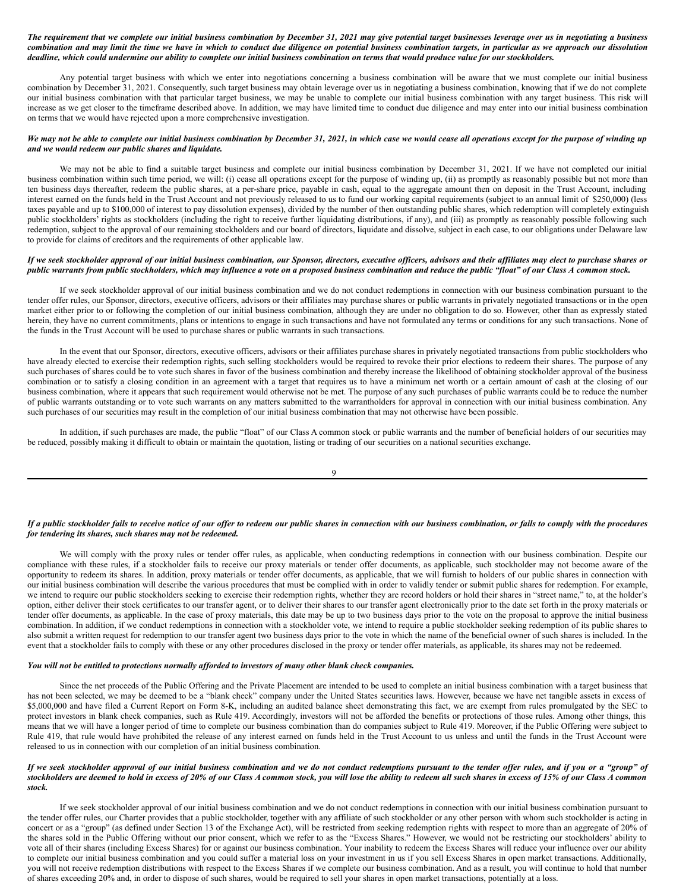***The requirement that we complete our initial business combination by December 31, 2021 may give potential target businesses leverage over us in negotiating a business combination and may limit the time we have in which to conduct due diligence on potential business combination targets, in particular as we approach our dissolution deadline, which could undermine our ability to complete our initial business combination on terms that would produce value for our stockholders.***

Any potential target business with which we enter into negotiations concerning a business combination will be aware that we must complete our initial business combination by December 31, 2021. Consequently, such target business may obtain leverage over us in negotiating a business combination, knowing that if we do not complete our initial business combination with that particular target business, we may be unable to complete our initial business combination with any target business. This risk will increase as we get closer to the timeframe described above. In addition, we may have limited time to conduct due diligence and may enter into our initial business combination on terms that we would have rejected upon a more comprehensive investigation.

***We may not be able to complete our initial business combination by December 31, 2021, in which case we would cease all operations except for the purpose of winding up and we would redeem our public shares and liquidate.***

We may not be able to find a suitable target business and complete our initial business combination by December 31, 2021. If we have not completed our initial business combination within such time period, we will: (i) cease all operations except for the purpose of winding up, (ii) as promptly as reasonably possible but not more than ten business days thereafter, redeem the public shares, at a per-share price, payable in cash, equal to the aggregate amount then on deposit in the Trust Account, including interest earned on the funds held in the Trust Account and not previously released to us to fund our working capital requirements (subject to an annual limit of $250,000) (less taxes payable and up to $100,000 of interest to pay dissolution expenses), divided by the number of then outstanding public shares, which redemption will completely extinguish public stockholders' rights as stockholders (including the right to receive further liquidating distributions, if any), and (iii) as promptly as reasonably possible following such redemption, subject to the approval of our remaining stockholders and our board of directors, liquidate and dissolve, subject in each case, to our obligations under Delaware law to provide for claims of creditors and the requirements of other applicable law.

***If we seek stockholder approval of our initial business combination, our Sponsor, directors, executive officers, advisors and their affiliates may elect to purchase shares or public warrants from public stockholders, which may influence a vote on a proposed business combination and reduce the public "float" of our Class A common stock.***

If we seek stockholder approval of our initial business combination and we do not conduct redemptions in connection with our business combination pursuant to the tender offer rules, our Sponsor, directors, executive officers, advisors or their affiliates may purchase shares or public warrants in privately negotiated transactions or in the open market either prior to or following the completion of our initial business combination, although they are under no obligation to do so. However, other than as expressly stated herein, they have no current commitments, plans or intentions to engage in such transactions and have not formulated any terms or conditions for any such transactions. None of the funds in the Trust Account will be used to purchase shares or public warrants in such transactions.

In the event that our Sponsor, directors, executive officers, advisors or their affiliates purchase shares in privately negotiated transactions from public stockholders who have already elected to exercise their redemption rights, such selling stockholders would be required to revoke their prior elections to redeem their shares. The purpose of any such purchases of shares could be to vote such shares in favor of the business combination and thereby increase the likelihood of obtaining stockholder approval of the business combination or to satisfy a closing condition in an agreement with a target that requires us to have a minimum net worth or a certain amount of cash at the closing of our business combination, where it appears that such requirement would otherwise not be met. The purpose of any such purchases of public warrants could be to reduce the number of public warrants outstanding or to vote such warrants on any matters submitted to the warrantholders for approval in connection with our initial business combination. Any such purchases of our securities may result in the completion of our initial business combination that may not otherwise have been possible.

In addition, if such purchases are made, the public "float" of our Class A common stock or public warrants and the number of beneficial holders of our securities may be reduced, possibly making it difficult to obtain or maintain the quotation, listing or trading of our securities on a national securities exchange.

***If a public stockholder fails to receive notice of our offer to redeem our public shares in connection with our business combination, or fails to comply with the procedures for tendering its shares, such shares may not be redeemed.***

We will comply with the proxy rules or tender offer rules, as applicable, when conducting redemptions in connection with our business combination. Despite our compliance with these rules, if a stockholder fails to receive our proxy materials or tender offer documents, as applicable, such stockholder may not become aware of the opportunity to redeem its shares. In addition, proxy materials or tender offer documents, as applicable, that we will furnish to holders of our public shares in connection with our initial business combination will describe the various procedures that must be complied with in order to validly tender or submit public shares for redemption. For example, we intend to require our public stockholders seeking to exercise their redemption rights, whether they are record holders or hold their shares in "street name," to, at the holder's option, either deliver their stock certificates to our transfer agent, or to deliver their shares to our transfer agent electronically prior to the date set forth in the proxy materials or tender offer documents, as applicable. In the case of proxy materials, this date may be up to two business days prior to the vote on the proposal to approve the initial business combination. In addition, if we conduct redemptions in connection with a stockholder vote, we intend to require a public stockholder seeking redemption of its public shares to also submit a written request for redemption to our transfer agent two business days prior to the vote in which the name of the beneficial owner of such shares is included. In the event that a stockholder fails to comply with these or any other procedures disclosed in the proxy or tender offer materials, as applicable, its shares may not be redeemed.

***You will not be entitled to protections normally afforded to investors of many other blank check companies.***

Since the net proceeds of the Public Offering and the Private Placement are intended to be used to complete an initial business combination with a target business that has not been selected, we may be deemed to be a "blank check" company under the United States securities laws. However, because we have net tangible assets in excess of $5,000,000 and have filed a Current Report on Form 8-K, including an audited balance sheet demonstrating this fact, we are exempt from rules promulgated by the SEC to protect investors in blank check companies, such as Rule 419. Accordingly, investors will not be afforded the benefits or protections of those rules. Among other things, this means that we will have a longer period of time to complete our business combination than do companies subject to Rule 419. Moreover, if the Public Offering were subject to Rule 419, that rule would have prohibited the release of any interest earned on funds held in the Trust Account to us unless and until the funds in the Trust Account were released to us in connection with our completion of an initial business combination.

***If we seek stockholder approval of our initial business combination and we do not conduct redemptions pursuant to the tender offer rules, and if you or a "group" of stockholders are deemed to hold in excess of 20% of our Class A common stock, you will lose the ability to redeem all such shares in excess of 15% of our Class A common stock.***

If we seek stockholder approval of our initial business combination and we do not conduct redemptions in connection with our initial business combination pursuant to the tender offer rules, our Charter provides that a public stockholder, together with any affiliate of such stockholder or any other person with whom such stockholder is acting in concert or as a "group" (as defined under Section 13 of the Exchange Act), will be restricted from seeking redemption rights with respect to more than an aggregate of 20% of the shares sold in the Public Offering without our prior consent, which we refer to as the "Excess Shares." However, we would not be restricting our stockholders' ability to vote all of their shares (including Excess Shares) for or against our business combination. Your inability to redeem the Excess Shares will reduce your influence over our ability to complete our initial business combination and you could suffer a material loss on your investment in us if you sell Excess Shares in open market transactions. Additionally, you will not receive redemption distributions with respect to the Excess Shares if we complete our business combination. And as a result, you will continue to hold that number of shares exceeding 20% and, in order to dispose of such shares, would be required to sell your shares in open market transactions, potentially at a loss.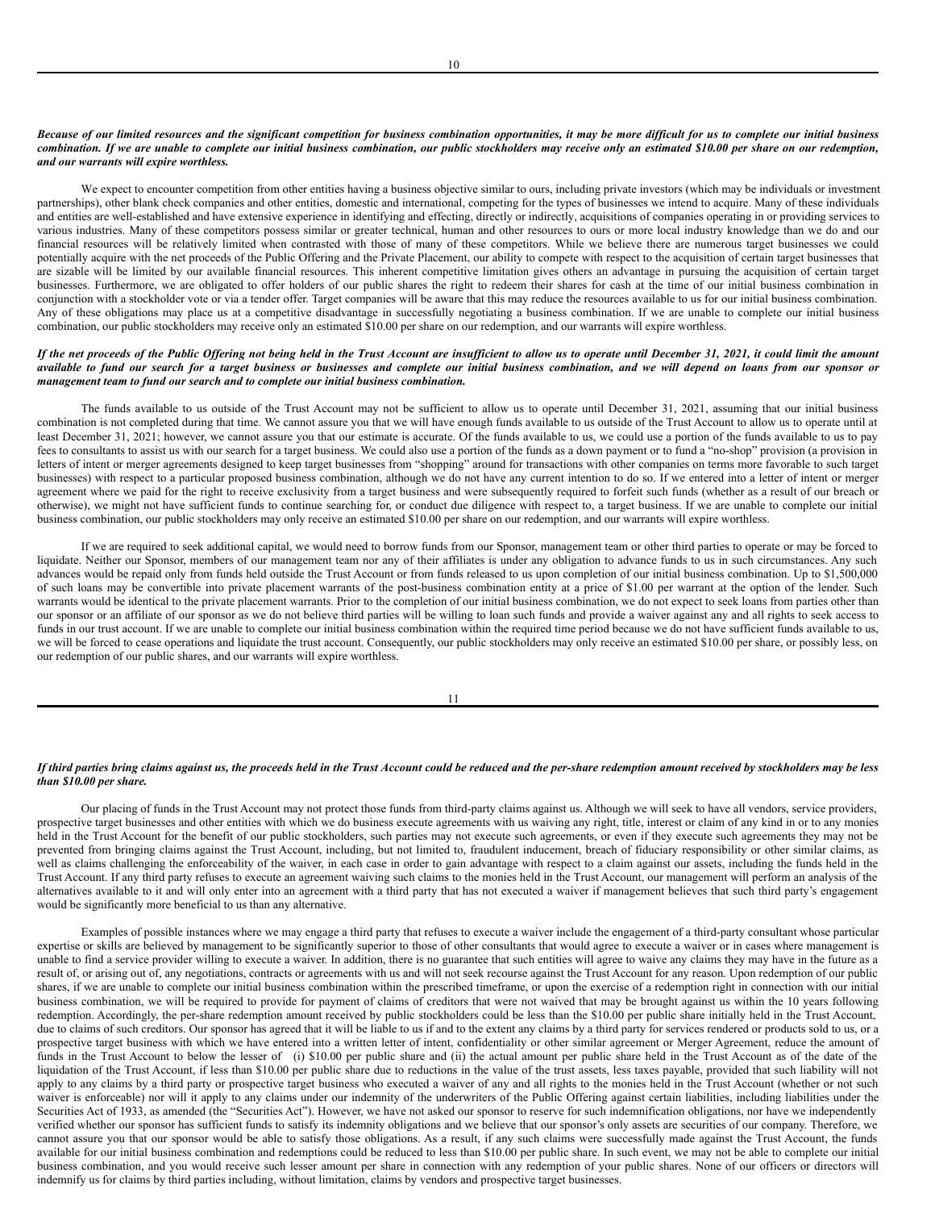***Because of our limited resources and the significant competition for business combination opportunities, it may be more difficult for us to complete our initial business combination. If we are unable to complete our initial business combination, our public stockholders may receive only an estimated $10.00 per share on our redemption, and our warrants will expire worthless.***

We expect to encounter competition from other entities having a business objective similar to ours, including private investors (which may be individuals or investment partnerships), other blank check companies and other entities, domestic and international, competing for the types of businesses we intend to acquire. Many of these individuals and entities are well-established and have extensive experience in identifying and effecting, directly or indirectly, acquisitions of companies operating in or providing services to various industries. Many of these competitors possess similar or greater technical, human and other resources to ours or more local industry knowledge than we do and our financial resources will be relatively limited when contrasted with those of many of these competitors. While we believe there are numerous target businesses we could potentially acquire with the net proceeds of the Public Offering and the Private Placement, our ability to compete with respect to the acquisition of certain target businesses that are sizable will be limited by our available financial resources. This inherent competitive limitation gives others an advantage in pursuing the acquisition of certain target businesses. Furthermore, we are obligated to offer holders of our public shares the right to redeem their shares for cash at the time of our initial business combination in conjunction with a stockholder vote or via a tender offer. Target companies will be aware that this may reduce the resources available to us for our initial business combination. Any of these obligations may place us at a competitive disadvantage in successfully negotiating a business combination. If we are unable to complete our initial business combination, our public stockholders may receive only an estimated $10.00 per share on our redemption, and our warrants will expire worthless.

***If the net proceeds of the Public Offering not being held in the Trust Account are insufficient to allow us to operate until December 31, 2021, it could limit the amount available to fund our search for a target business or businesses and complete our initial business combination, and we will depend on loans from our sponsor or management team to fund our search and to complete our initial business combination.***

The funds available to us outside of the Trust Account may not be sufficient to allow us to operate until December 31, 2021, assuming that our initial business combination is not completed during that time. We cannot assure you that we will have enough funds available to us outside of the Trust Account to allow us to operate until at least December 31, 2021; however, we cannot assure you that our estimate is accurate. Of the funds available to us, we could use a portion of the funds available to us to pay fees to consultants to assist us with our search for a target business. We could also use a portion of the funds as a down payment or to fund a "no-shop" provision (a provision in letters of intent or merger agreements designed to keep target businesses from "shopping" around for transactions with other companies on terms more favorable to such target businesses) with respect to a particular proposed business combination, although we do not have any current intention to do so. If we entered into a letter of intent or merger agreement where we paid for the right to receive exclusivity from a target business and were subsequently required to forfeit such funds (whether as a result of our breach or otherwise), we might not have sufficient funds to continue searching for, or conduct due diligence with respect to, a target business. If we are unable to complete our initial business combination, our public stockholders may only receive an estimated $10.00 per share on our redemption, and our warrants will expire worthless.

If we are required to seek additional capital, we would need to borrow funds from our Sponsor, management team or other third parties to operate or may be forced to liquidate. Neither our Sponsor, members of our management team nor any of their affiliates is under any obligation to advance funds to us in such circumstances. Any such advances would be repaid only from funds held outside the Trust Account or from funds released to us upon completion of our initial business combination. Up to $1,500,000 of such loans may be convertible into private placement warrants of the post-business combination entity at a price of $1.00 per warrant at the option of the lender. Such warrants would be identical to the private placement warrants. Prior to the completion of our initial business combination, we do not expect to seek loans from parties other than our sponsor or an affiliate of our sponsor as we do not believe third parties will be willing to loan such funds and provide a waiver against any and all rights to seek access to funds in our trust account. If we are unable to complete our initial business combination within the required time period because we do not have sufficient funds available to us, we will be forced to cease operations and liquidate the trust account. Consequently, our public stockholders may only receive an estimated $10.00 per share, or possibly less, on our redemption of our public shares, and our warrants will expire worthless.

***If third parties bring claims against us, the proceeds held in the Trust Account could be reduced and the per-share redemption amount received by stockholders may be less than $10.00 per share.***

Our placing of funds in the Trust Account may not protect those funds from third-party claims against us. Although we will seek to have all vendors, service providers, prospective target businesses and other entities with which we do business execute agreements with us waiving any right, title, interest or claim of any kind in or to any monies held in the Trust Account for the benefit of our public stockholders, such parties may not execute such agreements, or even if they execute such agreements they may not be prevented from bringing claims against the Trust Account, including, but not limited to, fraudulent inducement, breach of fiduciary responsibility or other similar claims, as well as claims challenging the enforceability of the waiver, in each case in order to gain advantage with respect to a claim against our assets, including the funds held in the Trust Account. If any third party refuses to execute an agreement waiving such claims to the monies held in the Trust Account, our management will perform an analysis of the alternatives available to it and will only enter into an agreement with a third party that has not executed a waiver if management believes that such third party's engagement would be significantly more beneficial to us than any alternative.

Examples of possible instances where we may engage a third party that refuses to execute a waiver include the engagement of a third-party consultant whose particular expertise or skills are believed by management to be significantly superior to those of other consultants that would agree to execute a waiver or in cases where management is unable to find a service provider willing to execute a waiver. In addition, there is no guarantee that such entities will agree to waive any claims they may have in the future as a result of, or arising out of, any negotiations, contracts or agreements with us and will not seek recourse against the Trust Account for any reason. Upon redemption of our public shares, if we are unable to complete our initial business combination within the prescribed timeframe, or upon the exercise of a redemption right in connection with our initial business combination, we will be required to provide for payment of claims of creditors that were not waived that may be brought against us within the 10 years following redemption. Accordingly, the per-share redemption amount received by public stockholders could be less than the $10.00 per public share initially held in the Trust Account, due to claims of such creditors. Our sponsor has agreed that it will be liable to us if and to the extent any claims by a third party for services rendered or products sold to us, or a prospective target business with which we have entered into a written letter of intent, confidentiality or other similar agreement or Merger Agreement, reduce the amount of funds in the Trust Account to below the lesser of (i) $10.00 per public share and (ii) the actual amount per public share held in the Trust Account as of the date of the liquidation of the Trust Account, if less than $10.00 per public share due to reductions in the value of the trust assets, less taxes payable, provided that such liability will not apply to any claims by a third party or prospective target business who executed a waiver of any and all rights to the monies held in the Trust Account (whether or not such waiver is enforceable) nor will it apply to any claims under our indemnity of the underwriters of the Public Offering against certain liabilities, including liabilities under the Securities Act of 1933, as amended (the "Securities Act"). However, we have not asked our sponsor to reserve for such indemnification obligations, nor have we independently verified whether our sponsor has sufficient funds to satisfy its indemnity obligations and we believe that our sponsor's only assets are securities of our company. Therefore, we cannot assure you that our sponsor would be able to satisfy those obligations. As a result, if any such claims were successfully made against the Trust Account, the funds available for our initial business combination and redemptions could be reduced to less than $10.00 per public share. In such event, we may not be able to complete our initial business combination, and you would receive such lesser amount per share in connection with any redemption of your public shares. None of our officers or directors will indemnify us for claims by third parties including, without limitation, claims by vendors and prospective target businesses.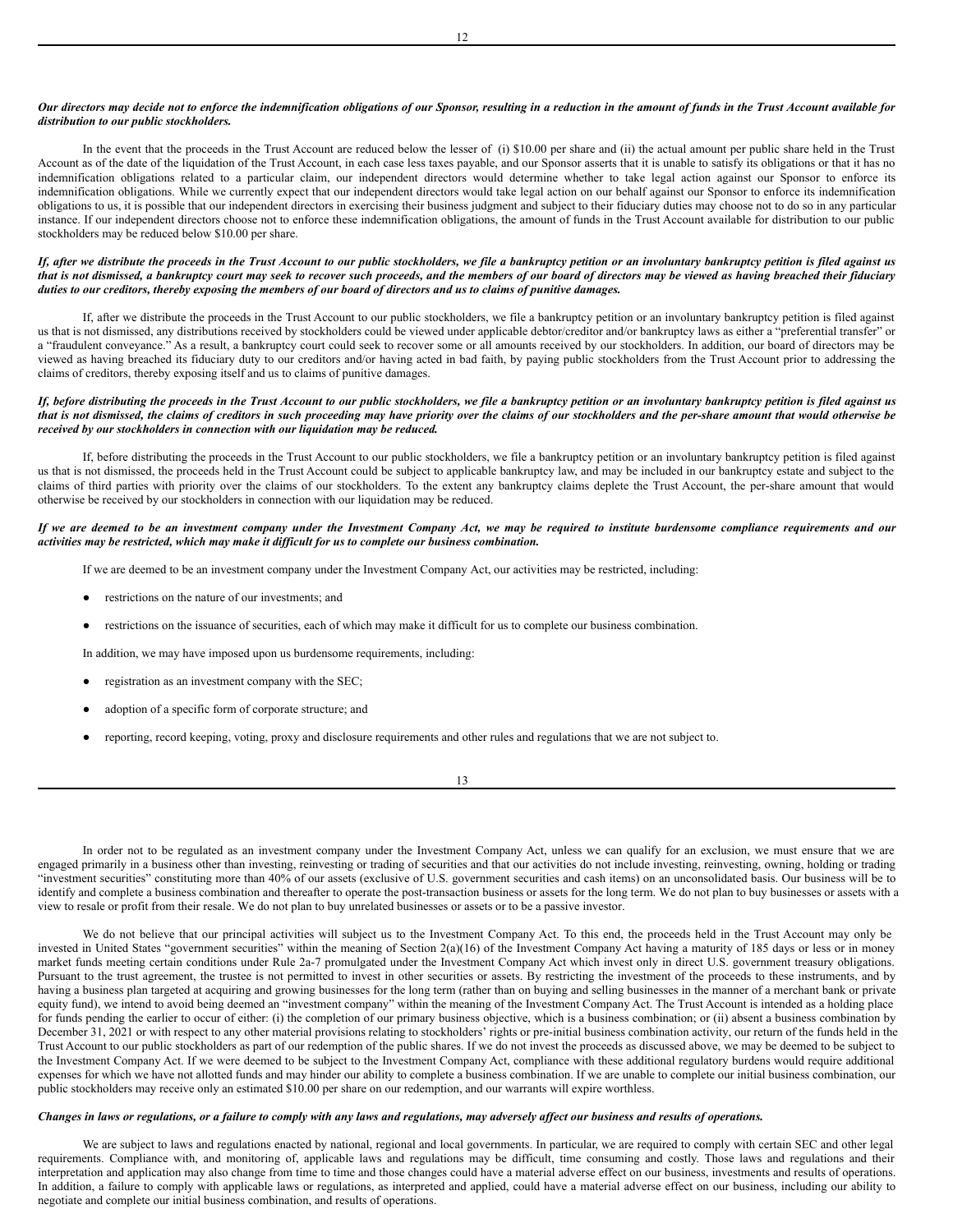***Our directors may decide not to enforce the indemnification obligations of our Sponsor, resulting in a reduction in the amount of funds in the Trust Account available for distribution to our public stockholders.***

In the event that the proceeds in the Trust Account are reduced below the lesser of (i) $10.00 per share and (ii) the actual amount per public share held in the Trust Account as of the date of the liquidation of the Trust Account, in each case less taxes payable, and our Sponsor asserts that it is unable to satisfy its obligations or that it has no indemnification obligations related to a particular claim, our independent directors would determine whether to take legal action against our Sponsor to enforce its indemnification obligations. While we currently expect that our independent directors would take legal action on our behalf against our Sponsor to enforce its indemnification obligations to us, it is possible that our independent directors in exercising their business judgment and subject to their fiduciary duties may choose not to do so in any particular instance. If our independent directors choose not to enforce these indemnification obligations, the amount of funds in the Trust Account available for distribution to our public stockholders may be reduced below $10.00 per share.

***If, after we distribute the proceeds in the Trust Account to our public stockholders, we file a bankruptcy petition or an involuntary bankruptcy petition is filed against us that is not dismissed, a bankruptcy court may seek to recover such proceeds, and the members of our board of directors may be viewed as having breached their fiduciary duties to our creditors, thereby exposing the members of our board of directors and us to claims of punitive damages.***

If, after we distribute the proceeds in the Trust Account to our public stockholders, we file a bankruptcy petition or an involuntary bankruptcy petition is filed against us that is not dismissed, any distributions received by stockholders could be viewed under applicable debtor/creditor and/or bankruptcy laws as either a "preferential transfer" or a "fraudulent conveyance." As a result, a bankruptcy court could seek to recover some or all amounts received by our stockholders. In addition, our board of directors may be viewed as having breached its fiduciary duty to our creditors and/or having acted in bad faith, by paying public stockholders from the Trust Account prior to addressing the claims of creditors, thereby exposing itself and us to claims of punitive damages.

***If, before distributing the proceeds in the Trust Account to our public stockholders, we file a bankruptcy petition or an involuntary bankruptcy petition is filed against us that is not dismissed, the claims of creditors in such proceeding may have priority over the claims of our stockholders and the per-share amount that would otherwise be received by our stockholders in connection with our liquidation may be reduced.***

If, before distributing the proceeds in the Trust Account to our public stockholders, we file a bankruptcy petition or an involuntary bankruptcy petition is filed against us that is not dismissed, the proceeds held in the Trust Account could be subject to applicable bankruptcy law, and may be included in our bankruptcy estate and subject to the claims of third parties with priority over the claims of our stockholders. To the extent any bankruptcy claims deplete the Trust Account, the per-share amount that would otherwise be received by our stockholders in connection with our liquidation may be reduced.

***If we are deemed to be an investment company under the Investment Company Act, we may be required to institute burdensome compliance requirements and our activities may be restricted, which may make it difficult for us to complete our business combination.***

If we are deemed to be an investment company under the Investment Company Act, our activities may be restricted, including:

- restrictions on the nature of our investments; and
- restrictions on the issuance of securities, each of which may make it difficult for us to complete our business combination.

In addition, we may have imposed upon us burdensome requirements, including:

- registration as an investment company with the SEC;
- adoption of a specific form of corporate structure; and
- reporting, record keeping, voting, proxy and disclosure requirements and other rules and regulations that we are not subject to.

In order not to be regulated as an investment company under the Investment Company Act, unless we can qualify for an exclusion, we must ensure that we are engaged primarily in a business other than investing, reinvesting or trading of securities and that our activities do not include investing, reinvesting, owning, holding or trading "investment securities" constituting more than 40% of our assets (exclusive of U.S. government securities and cash items) on an unconsolidated basis. Our business will be to identify and complete a business combination and thereafter to operate the post-transaction business or assets for the long term. We do not plan to buy businesses or assets with a view to resale or profit from their resale. We do not plan to buy unrelated businesses or assets or to be a passive investor.

We do not believe that our principal activities will subject us to the Investment Company Act. To this end, the proceeds held in the Trust Account may only be invested in United States "government securities" within the meaning of Section 2(a)(16) of the Investment Company Act having a maturity of 185 days or less or in money market funds meeting certain conditions under Rule 2a-7 promulgated under the Investment Company Act which invest only in direct U.S. government treasury obligations. Pursuant to the trust agreement, the trustee is not permitted to invest in other securities or assets. By restricting the investment of the proceeds to these instruments, and by having a business plan targeted at acquiring and growing businesses for the long term (rather than on buying and selling businesses in the manner of a merchant bank or private equity fund), we intend to avoid being deemed an "investment company" within the meaning of the Investment Company Act. The Trust Account is intended as a holding place for funds pending the earlier to occur of either: (i) the completion of our primary business objective, which is a business combination; or (ii) absent a business combination by December 31, 2021 or with respect to any other material provisions relating to stockholders' rights or pre-initial business combination activity, our return of the funds held in the Trust Account to our public stockholders as part of our redemption of the public shares. If we do not invest the proceeds as discussed above, we may be deemed to be subject to the Investment Company Act. If we were deemed to be subject to the Investment Company Act, compliance with these additional regulatory burdens would require additional expenses for which we have not allotted funds and may hinder our ability to complete a business combination. If we are unable to complete our initial business combination, our public stockholders may receive only an estimated $10.00 per share on our redemption, and our warrants will expire worthless.

***Changes in laws or regulations, or a failure to comply with any laws and regulations, may adversely affect our business and results of operations.***

We are subject to laws and regulations enacted by national, regional and local governments. In particular, we are required to comply with certain SEC and other legal requirements. Compliance with, and monitoring of, applicable laws and regulations may be difficult, time consuming and costly. Those laws and regulations and their interpretation and application may also change from time to time and those changes could have a material adverse effect on our business, investments and results of operations. In addition, a failure to comply with applicable laws or regulations, as interpreted and applied, could have a material adverse effect on our business, including our ability to negotiate and complete our initial business combination, and results of operations.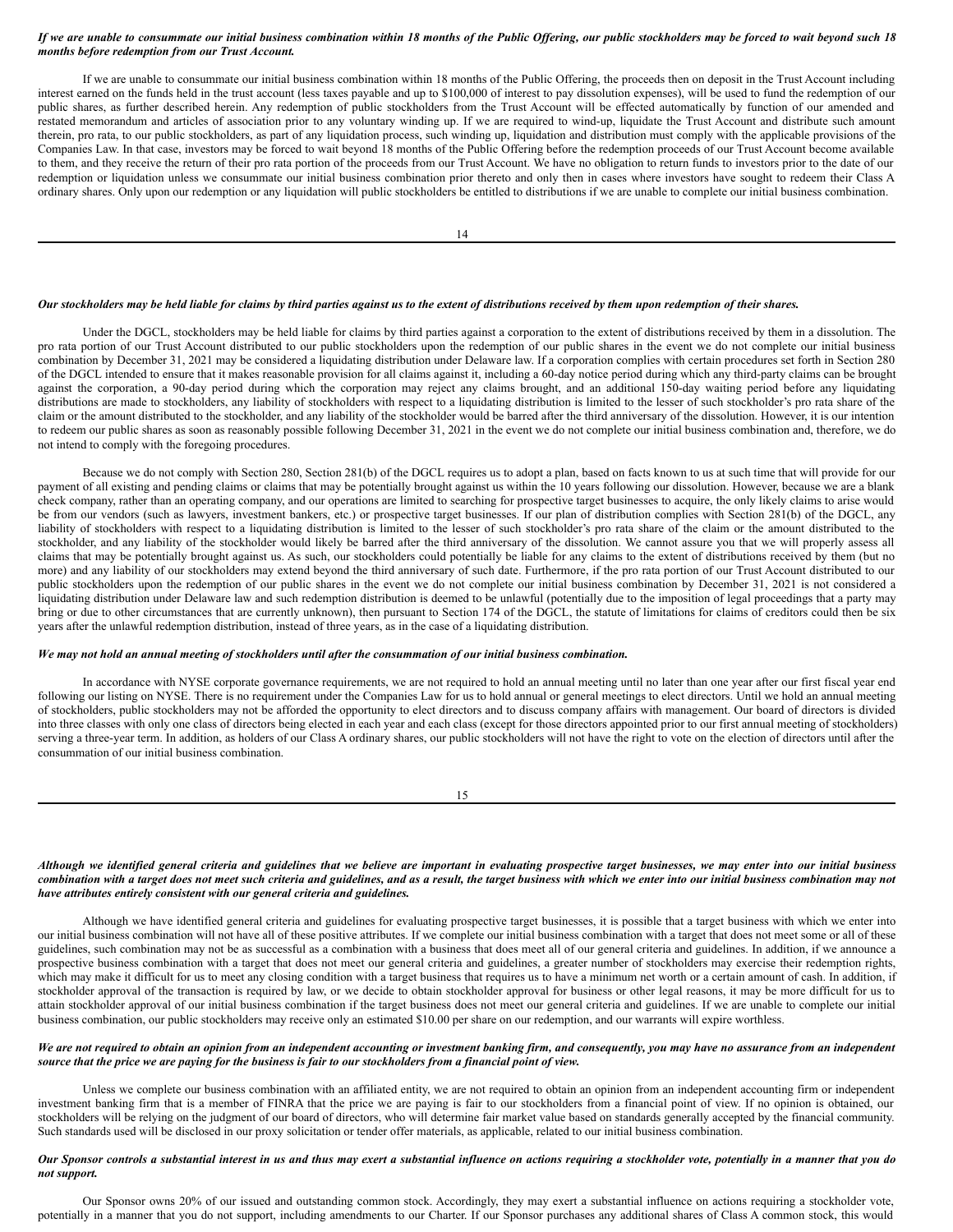***If we are unable to consummate our initial business combination within 18 months of the Public Offering, our public stockholders may be forced to wait beyond such 18 months before redemption from our Trust Account.***

If we are unable to consummate our initial business combination within 18 months of the Public Offering, the proceeds then on deposit in the Trust Account including interest earned on the funds held in the trust account (less taxes payable and up to $100,000 of interest to pay dissolution expenses), will be used to fund the redemption of our public shares, as further described herein. Any redemption of public stockholders from the Trust Account will be effected automatically by function of our amended and restated memorandum and articles of association prior to any voluntary winding up. If we are required to wind-up, liquidate the Trust Account and distribute such amount therein, pro rata, to our public stockholders, as part of any liquidation process, such winding up, liquidation and distribution must comply with the applicable provisions of the Companies Law. In that case, investors may be forced to wait beyond 18 months of the Public Offering before the redemption proceeds of our Trust Account become available to them, and they receive the return of their pro rata portion of the proceeds from our Trust Account. We have no obligation to return funds to investors prior to the date of our redemption or liquidation unless we consummate our initial business combination prior thereto and only then in cases where investors have sought to redeem their Class A ordinary shares. Only upon our redemption or any liquidation will public stockholders be entitled to distributions if we are unable to complete our initial business combination.

***Our stockholders may be held liable for claims by third parties against us to the extent of distributions received by them upon redemption of their shares.***

Under the DGCL, stockholders may be held liable for claims by third parties against a corporation to the extent of distributions received by them in a dissolution. The pro rata portion of our Trust Account distributed to our public stockholders upon the redemption of our public shares in the event we do not complete our initial business combination by December 31, 2021 may be considered a liquidating distribution under Delaware law. If a corporation complies with certain procedures set forth in Section 280 of the DGCL intended to ensure that it makes reasonable provision for all claims against it, including a 60-day notice period during which any third-party claims can be brought against the corporation, a 90-day period during which the corporation may reject any claims brought, and an additional 150-day waiting period before any liquidating distributions are made to stockholders, any liability of stockholders with respect to a liquidating distribution is limited to the lesser of such stockholder's pro rata share of the claim or the amount distributed to the stockholder, and any liability of the stockholder would be barred after the third anniversary of the dissolution. However, it is our intention to redeem our public shares as soon as reasonably possible following December 31, 2021 in the event we do not complete our initial business combination and, therefore, we do not intend to comply with the foregoing procedures.

Because we do not comply with Section 280, Section 281(b) of the DGCL requires us to adopt a plan, based on facts known to us at such time that will provide for our payment of all existing and pending claims or claims that may be potentially brought against us within the 10 years following our dissolution. However, because we are a blank check company, rather than an operating company, and our operations are limited to searching for prospective target businesses to acquire, the only likely claims to arise would be from our vendors (such as lawyers, investment bankers, etc.) or prospective target businesses. If our plan of distribution complies with Section 281(b) of the DGCL, any liability of stockholders with respect to a liquidating distribution is limited to the lesser of such stockholder's pro rata share of the claim or the amount distributed to the stockholder, and any liability of the stockholder would likely be barred after the third anniversary of the dissolution. We cannot assure you that we will properly assess all claims that may be potentially brought against us. As such, our stockholders could potentially be liable for any claims to the extent of distributions received by them (but no more) and any liability of our stockholders may extend beyond the third anniversary of such date. Furthermore, if the pro rata portion of our Trust Account distributed to our public stockholders upon the redemption of our public shares in the event we do not complete our initial business combination by December 31, 2021 is not considered a liquidating distribution under Delaware law and such redemption distribution is deemed to be unlawful (potentially due to the imposition of legal proceedings that a party may bring or due to other circumstances that are currently unknown), then pursuant to Section 174 of the DGCL, the statute of limitations for claims of creditors could then be six years after the unlawful redemption distribution, instead of three years, as in the case of a liquidating distribution.

***We may not hold an annual meeting of stockholders until after the consummation of our initial business combination.***

In accordance with NYSE corporate governance requirements, we are not required to hold an annual meeting until no later than one year after our first fiscal year end following our listing on NYSE. There is no requirement under the Companies Law for us to hold annual or general meetings to elect directors. Until we hold an annual meeting of stockholders, public stockholders may not be afforded the opportunity to elect directors and to discuss company affairs with management. Our board of directors is divided into three classes with only one class of directors being elected in each year and each class (except for those directors appointed prior to our first annual meeting of stockholders) serving a three-year term. In addition, as holders of our Class A ordinary shares, our public stockholders will not have the right to vote on the election of directors until after the consummation of our initial business combination.

***Although we identified general criteria and guidelines that we believe are important in evaluating prospective target businesses, we may enter into our initial business combination with a target does not meet such criteria and guidelines, and as a result, the target business with which we enter into our initial business combination may not have attributes entirely consistent with our general criteria and guidelines.***

Although we have identified general criteria and guidelines for evaluating prospective target businesses, it is possible that a target business with which we enter into our initial business combination will not have all of these positive attributes. If we complete our initial business combination with a target that does not meet some or all of these guidelines, such combination may not be as successful as a combination with a business that does meet all of our general criteria and guidelines. In addition, if we announce a prospective business combination with a target that does not meet our general criteria and guidelines, a greater number of stockholders may exercise their redemption rights, which may make it difficult for us to meet any closing condition with a target business that requires us to have a minimum net worth or a certain amount of cash. In addition, if stockholder approval of the transaction is required by law, or we decide to obtain stockholder approval for business or other legal reasons, it may be more difficult for us to attain stockholder approval of our initial business combination if the target business does not meet our general criteria and guidelines. If we are unable to complete our initial business combination, our public stockholders may receive only an estimated $10.00 per share on our redemption, and our warrants will expire worthless.

***We are not required to obtain an opinion from an independent accounting or investment banking firm, and consequently, you may have no assurance from an independent source that the price we are paying for the business is fair to our stockholders from a financial point of view.***

Unless we complete our business combination with an affiliated entity, we are not required to obtain an opinion from an independent accounting firm or independent investment banking firm that is a member of FINRA that the price we are paying is fair to our stockholders from a financial point of view. If no opinion is obtained, our stockholders will be relying on the judgment of our board of directors, who will determine fair market value based on standards generally accepted by the financial community. Such standards used will be disclosed in our proxy solicitation or tender offer materials, as applicable, related to our initial business combination.

***Our Sponsor controls a substantial interest in us and thus may exert a substantial influence on actions requiring a stockholder vote, potentially in a manner that you do not support.***

Our Sponsor owns 20% of our issued and outstanding common stock. Accordingly, they may exert a substantial influence on actions requiring a stockholder vote, potentially in a manner that you do not support, including amendments to our Charter. If our Sponsor purchases any additional shares of Class A common stock, this would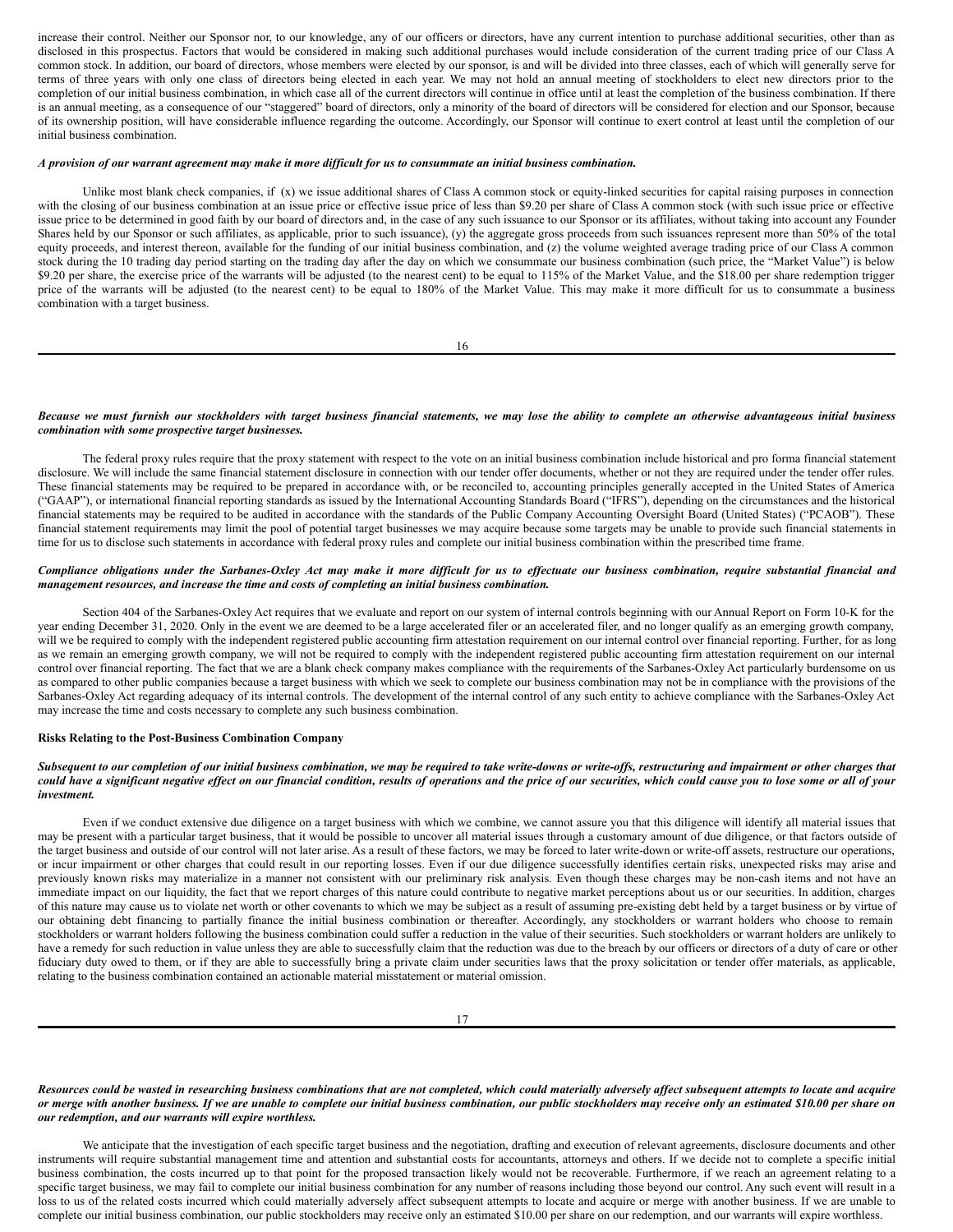increase their control. Neither our Sponsor nor, to our knowledge, any of our officers or directors, have any current intention to purchase additional securities, other than as disclosed in this prospectus. Factors that would be considered in making such additional purchases would include consideration of the current trading price of our Class A common stock. In addition, our board of directors, whose members were elected by our sponsor, is and will be divided into three classes, each of which will generally serve for terms of three years with only one class of directors being elected in each year. We may not hold an annual meeting of stockholders to elect new directors prior to the completion of our initial business combination, in which case all of the current directors will continue in office until at least the completion of the business combination. If there is an annual meeting, as a consequence of our "staggered" board of directors, only a minority of the board of directors will be considered for election and our Sponsor, because of its ownership position, will have considerable influence regarding the outcome. Accordingly, our Sponsor will continue to exert control at least until the completion of our initial business combination.

***A provision of our warrant agreement may make it more difficult for us to consummate an initial business combination.***

Unlike most blank check companies, if (x) we issue additional shares of Class A common stock or equity-linked securities for capital raising purposes in connection with the closing of our business combination at an issue price or effective issue price of less than $9.20 per share of Class A common stock (with such issue price or effective issue price to be determined in good faith by our board of directors and, in the case of any such issuance to our Sponsor or its affiliates, without taking into account any Founder Shares held by our Sponsor or such affiliates, as applicable, prior to such issuance), (y) the aggregate gross proceeds from such issuances represent more than 50% of the total equity proceeds, and interest thereon, available for the funding of our initial business combination, and (z) the volume weighted average trading price of our Class A common stock during the 10 trading day period starting on the trading day after the day on which we consummate our business combination (such price, the "Market Value") is below $9.20 per share, the exercise price of the warrants will be adjusted (to the nearest cent) to be equal to 115% of the Market Value, and the $18.00 per share redemption trigger price of the warrants will be adjusted (to the nearest cent) to be equal to 180% of the Market Value. This may make it more difficult for us to consummate a business combination with a target business.

***Because we must furnish our stockholders with target business financial statements, we may lose the ability to complete an otherwise advantageous initial business combination with some prospective target businesses.***

The federal proxy rules require that the proxy statement with respect to the vote on an initial business combination include historical and pro forma financial statement disclosure. We will include the same financial statement disclosure in connection with our tender offer documents, whether or not they are required under the tender offer rules. These financial statements may be required to be prepared in accordance with, or be reconciled to, accounting principles generally accepted in the United States of America ("GAAP"), or international financial reporting standards as issued by the International Accounting Standards Board ("IFRS"), depending on the circumstances and the historical financial statements may be required to be audited in accordance with the standards of the Public Company Accounting Oversight Board (United States) ("PCAOB"). These financial statement requirements may limit the pool of potential target businesses we may acquire because some targets may be unable to provide such financial statements in time for us to disclose such statements in accordance with federal proxy rules and complete our initial business combination within the prescribed time frame.

***Compliance obligations under the Sarbanes-Oxley Act may make it more difficult for us to effectuate our business combination, require substantial financial and management resources, and increase the time and costs of completing an initial business combination.***

Section 404 of the Sarbanes-Oxley Act requires that we evaluate and report on our system of internal controls beginning with our Annual Report on Form 10-K for the year ending December 31, 2020. Only in the event we are deemed to be a large accelerated filer or an accelerated filer, and no longer qualify as an emerging growth company, will we be required to comply with the independent registered public accounting firm attestation requirement on our internal control over financial reporting. Further, for as long as we remain an emerging growth company, we will not be required to comply with the independent registered public accounting firm attestation requirement on our internal control over financial reporting. The fact that we are a blank check company makes compliance with the requirements of the Sarbanes-Oxley Act particularly burdensome on us as compared to other public companies because a target business with which we seek to complete our business combination may not be in compliance with the provisions of the Sarbanes-Oxley Act regarding adequacy of its internal controls. The development of the internal control of any such entity to achieve compliance with the Sarbanes-Oxley Act may increase the time and costs necessary to complete any such business combination.

**Risks Relating to the Post-Business Combination Company**

***Subsequent to our completion of our initial business combination, we may be required to take write-downs or write-offs, restructuring and impairment or other charges that could have a significant negative effect on our financial condition, results of operations and the price of our securities, which could cause you to lose some or all of your investment.***

Even if we conduct extensive due diligence on a target business with which we combine, we cannot assure you that this diligence will identify all material issues that may be present with a particular target business, that it would be possible to uncover all material issues through a customary amount of due diligence, or that factors outside of the target business and outside of our control will not later arise. As a result of these factors, we may be forced to later write-down or write-off assets, restructure our operations, or incur impairment or other charges that could result in our reporting losses. Even if our due diligence successfully identifies certain risks, unexpected risks may arise and previously known risks may materialize in a manner not consistent with our preliminary risk analysis. Even though these charges may be non-cash items and not have an immediate impact on our liquidity, the fact that we report charges of this nature could contribute to negative market perceptions about us or our securities. In addition, charges of this nature may cause us to violate net worth or other covenants to which we may be subject as a result of assuming pre-existing debt held by a target business or by virtue of our obtaining debt financing to partially finance the initial business combination or thereafter. Accordingly, any stockholders or warrant holders who choose to remain stockholders or warrant holders following the business combination could suffer a reduction in the value of their securities. Such stockholders or warrant holders are unlikely to have a remedy for such reduction in value unless they are able to successfully claim that the reduction was due to the breach by our officers or directors of a duty of care or other fiduciary duty owed to them, or if they are able to successfully bring a private claim under securities laws that the proxy solicitation or tender offer materials, as applicable, relating to the business combination contained an actionable material misstatement or material omission.

***Resources could be wasted in researching business combinations that are not completed, which could materially adversely affect subsequent attempts to locate and acquire or merge with another business. If we are unable to complete our initial business combination, our public stockholders may receive only an estimated $10.00 per share on our redemption, and our warrants will expire worthless.***

We anticipate that the investigation of each specific target business and the negotiation, drafting and execution of relevant agreements, disclosure documents and other instruments will require substantial management time and attention and substantial costs for accountants, attorneys and others. If we decide not to complete a specific initial business combination, the costs incurred up to that point for the proposed transaction likely would not be recoverable. Furthermore, if we reach an agreement relating to a specific target business, we may fail to complete our initial business combination for any number of reasons including those beyond our control. Any such event will result in a loss to us of the related costs incurred which could materially adversely affect subsequent attempts to locate and acquire or merge with another business. If we are unable to complete our initial business combination, our public stockholders may receive only an estimated $10.00 per share on our redemption, and our warrants will expire worthless.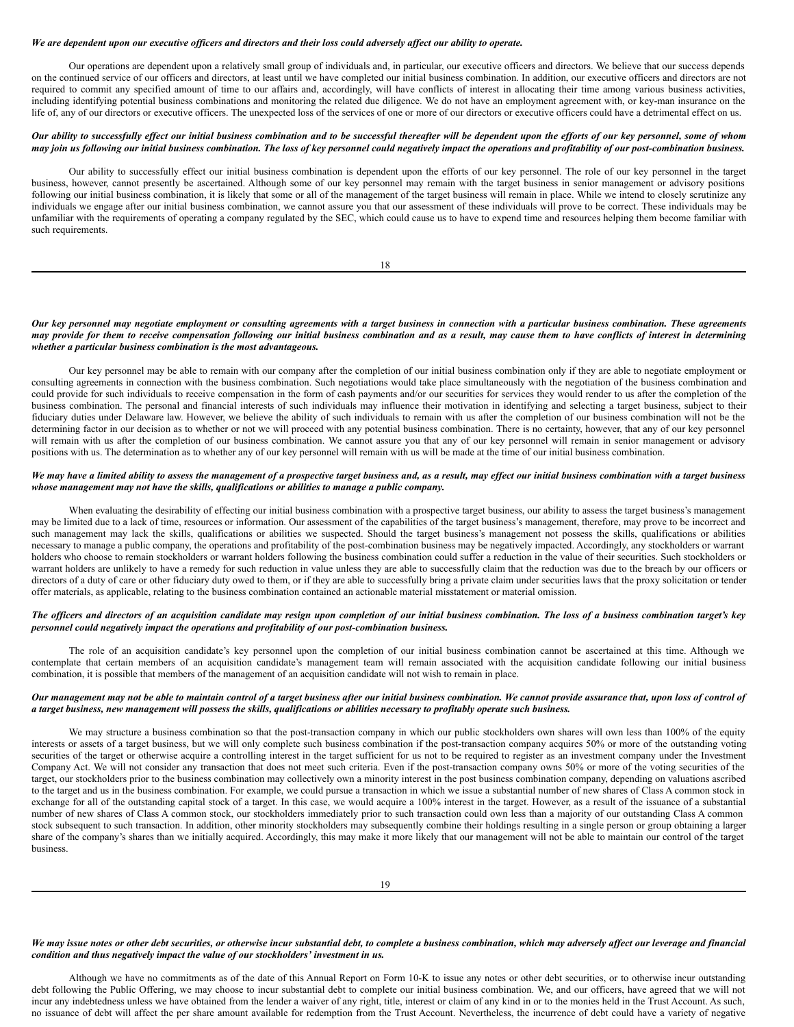***We are dependent upon our executive officers and directors and their loss could adversely affect our ability to operate.***

Our operations are dependent upon a relatively small group of individuals and, in particular, our executive officers and directors. We believe that our success depends on the continued service of our officers and directors, at least until we have completed our initial business combination. In addition, our executive officers and directors are not required to commit any specified amount of time to our affairs and, accordingly, will have conflicts of interest in allocating their time among various business activities, including identifying potential business combinations and monitoring the related due diligence. We do not have an employment agreement with, or key-man insurance on the life of, any of our directors or executive officers. The unexpected loss of the services of one or more of our directors or executive officers could have a detrimental effect on us.

***Our ability to successfully effect our initial business combination and to be successful thereafter will be dependent upon the efforts of our key personnel, some of whom may join us following our initial business combination. The loss of key personnel could negatively impact the operations and profitability of our post-combination business.***

Our ability to successfully effect our initial business combination is dependent upon the efforts of our key personnel. The role of our key personnel in the target business, however, cannot presently be ascertained. Although some of our key personnel may remain with the target business in senior management or advisory positions following our initial business combination, it is likely that some or all of the management of the target business will remain in place. While we intend to closely scrutinize any individuals we engage after our initial business combination, we cannot assure you that our assessment of these individuals will prove to be correct. These individuals may be unfamiliar with the requirements of operating a company regulated by the SEC, which could cause us to have to expend time and resources helping them become familiar with such requirements.

***Our key personnel may negotiate employment or consulting agreements with a target business in connection with a particular business combination. These agreements may provide for them to receive compensation following our initial business combination and as a result, may cause them to have conflicts of interest in determining whether a particular business combination is the most advantageous.***

Our key personnel may be able to remain with our company after the completion of our initial business combination only if they are able to negotiate employment or consulting agreements in connection with the business combination. Such negotiations would take place simultaneously with the negotiation of the business combination and could provide for such individuals to receive compensation in the form of cash payments and/or our securities for services they would render to us after the completion of the business combination. The personal and financial interests of such individuals may influence their motivation in identifying and selecting a target business, subject to their fiduciary duties under Delaware law. However, we believe the ability of such individuals to remain with us after the completion of our business combination will not be the determining factor in our decision as to whether or not we will proceed with any potential business combination. There is no certainty, however, that any of our key personnel will remain with us after the completion of our business combination. We cannot assure you that any of our key personnel will remain in senior management or advisory positions with us. The determination as to whether any of our key personnel will remain with us will be made at the time of our initial business combination.

***We may have a limited ability to assess the management of a prospective target business and, as a result, may effect our initial business combination with a target business whose management may not have the skills, qualifications or abilities to manage a public company.***

When evaluating the desirability of effecting our initial business combination with a prospective target business, our ability to assess the target business's management may be limited due to a lack of time, resources or information. Our assessment of the capabilities of the target business's management, therefore, may prove to be incorrect and such management may lack the skills, qualifications or abilities we suspected. Should the target business's management not possess the skills, qualifications or abilities necessary to manage a public company, the operations and profitability of the post-combination business may be negatively impacted. Accordingly, any stockholders or warrant holders who choose to remain stockholders or warrant holders following the business combination could suffer a reduction in the value of their securities. Such stockholders or warrant holders are unlikely to have a remedy for such reduction in value unless they are able to successfully claim that the reduction was due to the breach by our officers or directors of a duty of care or other fiduciary duty owed to them, or if they are able to successfully bring a private claim under securities laws that the proxy solicitation or tender offer materials, as applicable, relating to the business combination contained an actionable material misstatement or material omission.

***The officers and directors of an acquisition candidate may resign upon completion of our initial business combination. The loss of a business combination target's key personnel could negatively impact the operations and profitability of our post-combination business.***

The role of an acquisition candidate's key personnel upon the completion of our initial business combination cannot be ascertained at this time. Although we contemplate that certain members of an acquisition candidate's management team will remain associated with the acquisition candidate following our initial business combination, it is possible that members of the management of an acquisition candidate will not wish to remain in place.

***Our management may not be able to maintain control of a target business after our initial business combination. We cannot provide assurance that, upon loss of control of a target business, new management will possess the skills, qualifications or abilities necessary to profitably operate such business.***

We may structure a business combination so that the post-transaction company in which our public stockholders own shares will own less than 100% of the equity interests or assets of a target business, but we will only complete such business combination if the post-transaction company acquires 50% or more of the outstanding voting securities of the target or otherwise acquire a controlling interest in the target sufficient for us not to be required to register as an investment company under the Investment Company Act. We will not consider any transaction that does not meet such criteria. Even if the post-transaction company owns 50% or more of the voting securities of the target, our stockholders prior to the business combination may collectively own a minority interest in the post business combination company, depending on valuations ascribed to the target and us in the business combination. For example, we could pursue a transaction in which we issue a substantial number of new shares of Class A common stock in exchange for all of the outstanding capital stock of a target. In this case, we would acquire a 100% interest in the target. However, as a result of the issuance of a substantial number of new shares of Class A common stock, our stockholders immediately prior to such transaction could own less than a majority of our outstanding Class A common stock subsequent to such transaction. In addition, other minority stockholders may subsequently combine their holdings resulting in a single person or group obtaining a larger share of the company's shares than we initially acquired. Accordingly, this may make it more likely that our management will not be able to maintain our control of the target business.

***We may issue notes or other debt securities, or otherwise incur substantial debt, to complete a business combination, which may adversely affect our leverage and financial condition and thus negatively impact the value of our stockholders' investment in us.***

Although we have no commitments as of the date of this Annual Report on Form 10-K to issue any notes or other debt securities, or to otherwise incur outstanding debt following the Public Offering, we may choose to incur substantial debt to complete our initial business combination. We, and our officers, have agreed that we will not incur any indebtedness unless we have obtained from the lender a waiver of any right, title, interest or claim of any kind in or to the monies held in the Trust Account. As such, no issuance of debt will affect the per share amount available for redemption from the Trust Account. Nevertheless, the incurrence of debt could have a variety of negative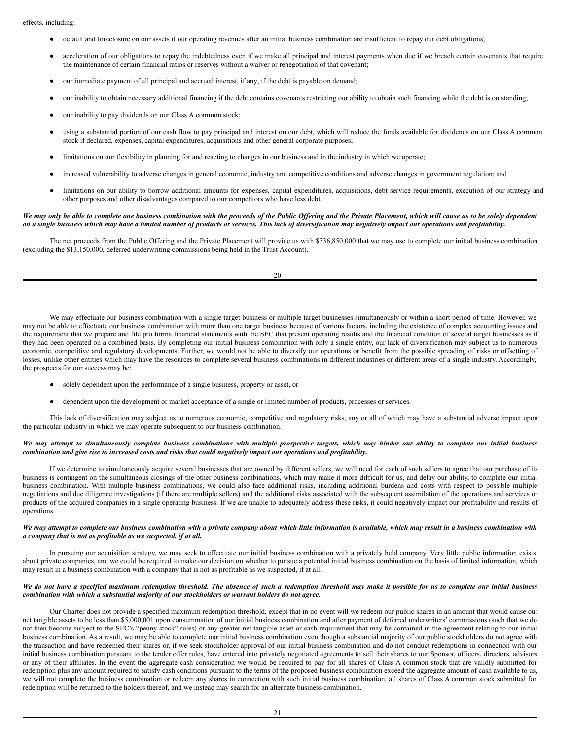effects, including:

- default and foreclosure on our assets if our operating revenues after an initial business combination are insufficient to repay our debt obligations;
- acceleration of our obligations to repay the indebtedness even if we make all principal and interest payments when due if we breach certain covenants that require the maintenance of certain financial ratios or reserves without a waiver or renegotiation of that covenant;
- our immediate payment of all principal and accrued interest, if any, if the debt is payable on demand;
- our inability to obtain necessary additional financing if the debt contains covenants restricting our ability to obtain such financing while the debt is outstanding;
- our inability to pay dividends on our Class A common stock;
- using a substantial portion of our cash flow to pay principal and interest on our debt, which will reduce the funds available for dividends on our Class A common stock if declared, expenses, capital expenditures, acquisitions and other general corporate purposes;
- limitations on our flexibility in planning for and reacting to changes in our business and in the industry in which we operate;
- increased vulnerability to adverse changes in general economic, industry and competitive conditions and adverse changes in government regulation; and
- limitations on our ability to borrow additional amounts for expenses, capital expenditures, acquisitions, debt service requirements, execution of our strategy and other purposes and other disadvantages compared to our competitors who have less debt.

***We may only be able to complete one business combination with the proceeds of the Public Offering and the Private Placement, which will cause us to be solely dependent on a single business which may have a limited number of products or services. This lack of diversification may negatively impact our operations and profitability.***

The net proceeds from the Public Offering and the Private Placement will provide us with $336,850,000 that we may use to complete our initial business combination (excluding the $13,150,000, deferred underwriting commissions being held in the Trust Account).

We may effectuate our business combination with a single target business or multiple target businesses simultaneously or within a short period of time. However, we may not be able to effectuate our business combination with more than one target business because of various factors, including the existence of complex accounting issues and the requirement that we prepare and file pro forma financial statements with the SEC that present operating results and the financial condition of several target businesses as if they had been operated on a combined basis. By completing our initial business combination with only a single entity, our lack of diversification may subject us to numerous economic, competitive and regulatory developments. Further, we would not be able to diversify our operations or benefit from the possible spreading of risks or offsetting of losses, unlike other entities which may have the resources to complete several business combinations in different industries or different areas of a single industry. Accordingly, the prospects for our success may be:

- solely dependent upon the performance of a single business, property or asset, or
- dependent upon the development or market acceptance of a single or limited number of products, processes or services.

This lack of diversification may subject us to numerous economic, competitive and regulatory risks, any or all of which may have a substantial adverse impact upon the particular industry in which we may operate subsequent to our business combination.

***We may attempt to simultaneously complete business combinations with multiple prospective targets, which may hinder our ability to complete our initial business combination and give rise to increased costs and risks that could negatively impact our operations and profitability.***

If we determine to simultaneously acquire several businesses that are owned by different sellers, we will need for each of such sellers to agree that our purchase of its business is contingent on the simultaneous closings of the other business combinations, which may make it more difficult for us, and delay our ability, to complete our initial business combination. With multiple business combinations, we could also face additional risks, including additional burdens and costs with respect to possible multiple negotiations and due diligence investigations (if there are multiple sellers) and the additional risks associated with the subsequent assimilation of the operations and services or products of the acquired companies in a single operating business. If we are unable to adequately address these risks, it could negatively impact our profitability and results of operations.

***We may attempt to complete our business combination with a private company about which little information is available, which may result in a business combination with a company that is not as profitable as we suspected, if at all.***

In pursuing our acquisition strategy, we may seek to effectuate our initial business combination with a privately held company. Very little public information exists about private companies, and we could be required to make our decision on whether to pursue a potential initial business combination on the basis of limited information, which may result in a business combination with a company that is not as profitable as we suspected, if at all.

***We do not have a specified maximum redemption threshold. The absence of such a redemption threshold may make it possible for us to complete our initial business combination with which a substantial majority of our stockholders or warrant holders do not agree.***

Our Charter does not provide a specified maximum redemption threshold, except that in no event will we redeem our public shares in an amount that would cause our net tangible assets to be less than $5,000,001 upon consummation of our initial business combination and after payment of deferred underwriters' commissions (such that we do not then become subject to the SEC's "penny stock" rules) or any greater net tangible asset or cash requirement that may be contained in the agreement relating to our initial business combination. As a result, we may be able to complete our initial business combination even though a substantial majority of our public stockholders do not agree with the transaction and have redeemed their shares or, if we seek stockholder approval of our initial business combination and do not conduct redemptions in connection with our initial business combination pursuant to the tender offer rules, have entered into privately negotiated agreements to sell their shares to our Sponsor, officers, directors, advisors or any of their affiliates. In the event the aggregate cash consideration we would be required to pay for all shares of Class A common stock that are validly submitted for redemption plus any amount required to satisfy cash conditions pursuant to the terms of the proposed business combination exceed the aggregate amount of cash available to us, we will not complete the business combination or redeem any shares in connection with such initial business combination, all shares of Class A common stock submitted for redemption will be returned to the holders thereof, and we instead may search for an alternate business combination.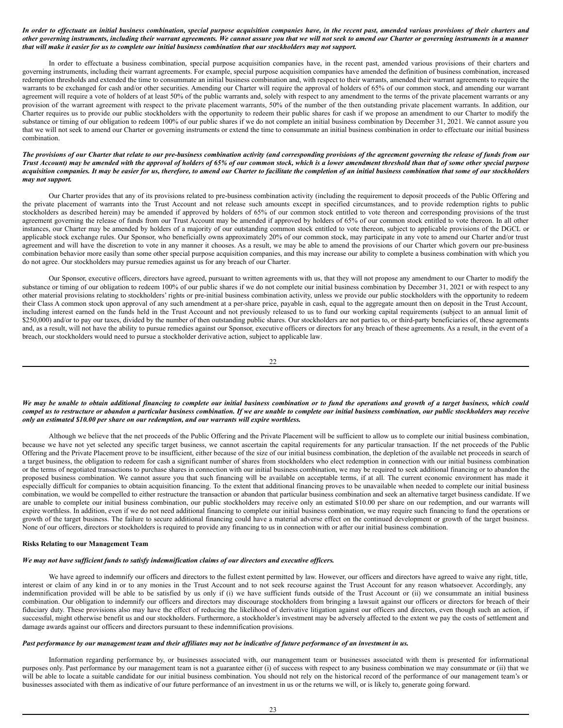***In order to effectuate an initial business combination, special purpose acquisition companies have, in the recent past, amended various provisions of their charters and other governing instruments, including their warrant agreements. We cannot assure you that we will not seek to amend our Charter or governing instruments in a manner that will make it easier for us to complete our initial business combination that our stockholders may not support.***

In order to effectuate a business combination, special purpose acquisition companies have, in the recent past, amended various provisions of their charters and governing instruments, including their warrant agreements. For example, special purpose acquisition companies have amended the definition of business combination, increased redemption thresholds and extended the time to consummate an initial business combination and, with respect to their warrants, amended their warrant agreements to require the warrants to be exchanged for cash and/or other securities. Amending our Charter will require the approval of holders of 65% of our common stock, and amending our warrant agreement will require a vote of holders of at least 50% of the public warrants and, solely with respect to any amendment to the terms of the private placement warrants or any provision of the warrant agreement with respect to the private placement warrants, 50% of the number of the then outstanding private placement warrants. In addition, our Charter requires us to provide our public stockholders with the opportunity to redeem their public shares for cash if we propose an amendment to our Charter to modify the substance or timing of our obligation to redeem 100% of our public shares if we do not complete an initial business combination by December 31, 2021. We cannot assure you that we will not seek to amend our Charter or governing instruments or extend the time to consummate an initial business combination in order to effectuate our initial business combination.

***The provisions of our Charter that relate to our pre-business combination activity (and corresponding provisions of the agreement governing the release of funds from our Trust Account) may be amended with the approval of holders of 65% of our common stock, which is a lower amendment threshold than that of some other special purpose acquisition companies. It may be easier for us, therefore, to amend our Charter to facilitate the completion of an initial business combination that some of our stockholders may not support.***

Our Charter provides that any of its provisions related to pre-business combination activity (including the requirement to deposit proceeds of the Public Offering and the private placement of warrants into the Trust Account and not release such amounts except in specified circumstances, and to provide redemption rights to public stockholders as described herein) may be amended if approved by holders of 65% of our common stock entitled to vote thereon and corresponding provisions of the trust agreement governing the release of funds from our Trust Account may be amended if approved by holders of 65% of our common stock entitled to vote thereon. In all other instances, our Charter may be amended by holders of a majority of our outstanding common stock entitled to vote thereon, subject to applicable provisions of the DGCL or applicable stock exchange rules. Our Sponsor, who beneficially owns approximately 20% of our common stock, may participate in any vote to amend our Charter and/or trust agreement and will have the discretion to vote in any manner it chooses. As a result, we may be able to amend the provisions of our Charter which govern our pre-business combination behavior more easily than some other special purpose acquisition companies, and this may increase our ability to complete a business combination with which you do not agree. Our stockholders may pursue remedies against us for any breach of our Charter.

Our Sponsor, executive officers, directors have agreed, pursuant to written agreements with us, that they will not propose any amendment to our Charter to modify the substance or timing of our obligation to redeem 100% of our public shares if we do not complete our initial business combination by December 31, 2021 or with respect to any other material provisions relating to stockholders' rights or pre-initial business combination activity, unless we provide our public stockholders with the opportunity to redeem their Class A common stock upon approval of any such amendment at a per-share price, payable in cash, equal to the aggregate amount then on deposit in the Trust Account, including interest earned on the funds held in the Trust Account and not previously released to us to fund our working capital requirements (subject to an annual limit of $250,000) and/or to pay our taxes, divided by the number of then outstanding public shares. Our stockholders are not parties to, or third-party beneficiaries of, these agreements and, as a result, will not have the ability to pursue remedies against our Sponsor, executive officers or directors for any breach of these agreements. As a result, in the event of a breach, our stockholders would need to pursue a stockholder derivative action, subject to applicable law.

***We may be unable to obtain additional financing to complete our initial business combination or to fund the operations and growth of a target business, which could compel us to restructure or abandon a particular business combination. If we are unable to complete our initial business combination, our public stockholders may receive only an estimated $10.00 per share on our redemption, and our warrants will expire worthless.***

Although we believe that the net proceeds of the Public Offering and the Private Placement will be sufficient to allow us to complete our initial business combination, because we have not yet selected any specific target business, we cannot ascertain the capital requirements for any particular transaction. If the net proceeds of the Public Offering and the Private Placement prove to be insufficient, either because of the size of our initial business combination, the depletion of the available net proceeds in search of a target business, the obligation to redeem for cash a significant number of shares from stockholders who elect redemption in connection with our initial business combination or the terms of negotiated transactions to purchase shares in connection with our initial business combination, we may be required to seek additional financing or to abandon the proposed business combination. We cannot assure you that such financing will be available on acceptable terms, if at all. The current economic environment has made it especially difficult for companies to obtain acquisition financing. To the extent that additional financing proves to be unavailable when needed to complete our initial business combination, we would be compelled to either restructure the transaction or abandon that particular business combination and seek an alternative target business candidate. If we are unable to complete our initial business combination, our public stockholders may receive only an estimated $10.00 per share on our redemption, and our warrants will expire worthless. In addition, even if we do not need additional financing to complete our initial business combination, we may require such financing to fund the operations or growth of the target business. The failure to secure additional financing could have a material adverse effect on the continued development or growth of the target business. None of our officers, directors or stockholders is required to provide any financing to us in connection with or after our initial business combination.

**Risks Relating to our Management Team**

***We may not have sufficient funds to satisfy indemnification claims of our directors and executive officers.***

We have agreed to indemnify our officers and directors to the fullest extent permitted by law. However, our officers and directors have agreed to waive any right, title, interest or claim of any kind in or to any monies in the Trust Account and to not seek recourse against the Trust Account for any reason whatsoever. Accordingly, any indemnification provided will be able to be satisfied by us only if (i) we have sufficient funds outside of the Trust Account or (ii) we consummate an initial business combination. Our obligation to indemnify our officers and directors may discourage stockholders from bringing a lawsuit against our officers or directors for breach of their fiduciary duty. These provisions also may have the effect of reducing the likelihood of derivative litigation against our officers and directors, even though such an action, if successful, might otherwise benefit us and our stockholders. Furthermore, a stockholder's investment may be adversely affected to the extent we pay the costs of settlement and damage awards against our officers and directors pursuant to these indemnification provisions.

***Past performance by our management team and their affiliates may not be indicative of future performance of an investment in us.***

Information regarding performance by, or businesses associated with, our management team or businesses associated with them is presented for informational purposes only. Past performance by our management team is not a guarantee either (i) of success with respect to any business combination we may consummate or (ii) that we will be able to locate a suitable candidate for our initial business combination. You should not rely on the historical record of the performance of our management team's or businesses associated with them as indicative of our future performance of an investment in us or the returns we will, or is likely to, generate going forward.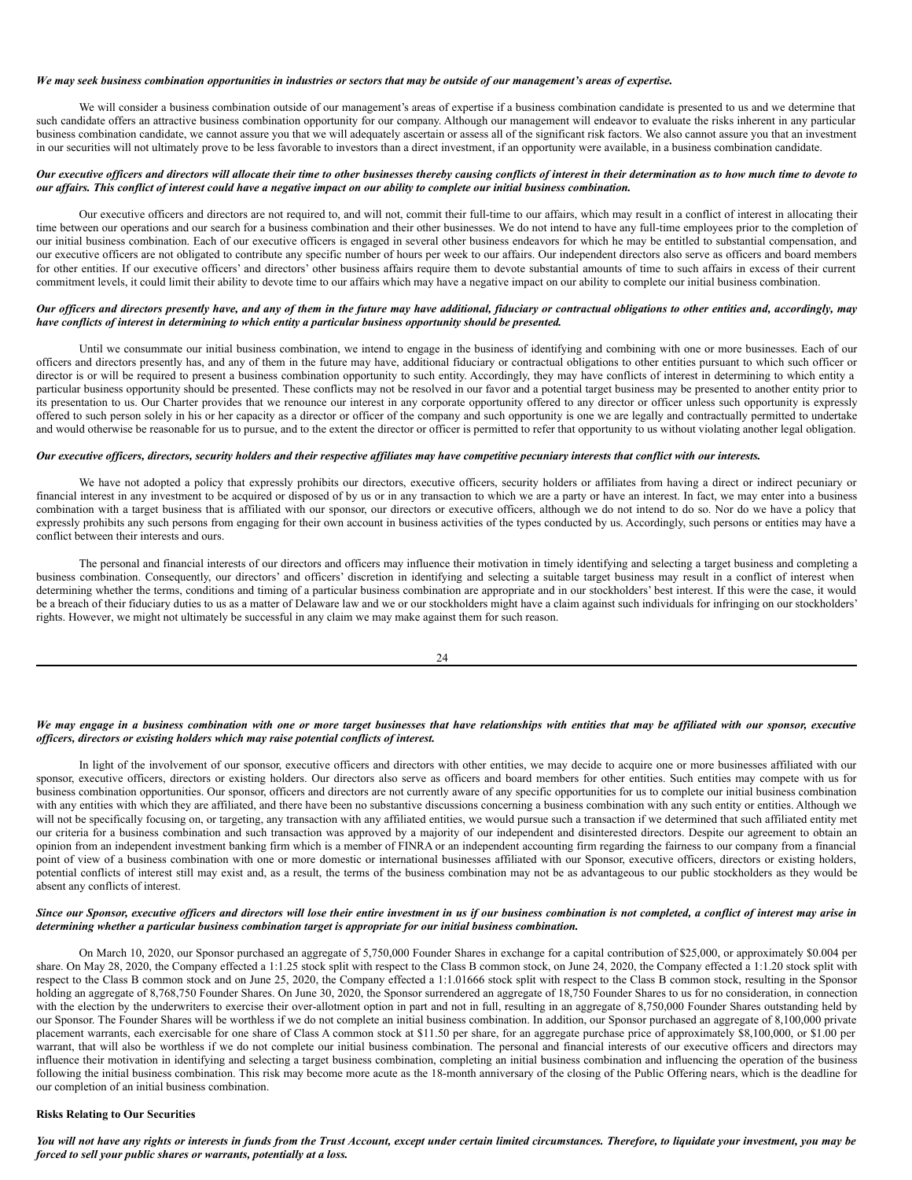*We may seek business combination opportunities in industries or sectors that may be outside of our management's areas of expertise.*

We will consider a business combination outside of our management's areas of expertise if a business combination candidate is presented to us and we determine that such candidate offers an attractive business combination opportunity for our company. Although our management will endeavor to evaluate the risks inherent in any particular business combination candidate, we cannot assure you that we will adequately ascertain or assess all of the significant risk factors. We also cannot assure you that an investment in our securities will not ultimately prove to be less favorable to investors than a direct investment, if an opportunity were available, in a business combination candidate.

*Our executive officers and directors will allocate their time to other businesses thereby causing conflicts of interest in their determination as to how much time to devote to our affairs. This conflict of interest could have a negative impact on our ability to complete our initial business combination.*

Our executive officers and directors are not required to, and will not, commit their full-time to our affairs, which may result in a conflict of interest in allocating their time between our operations and our search for a business combination and their other businesses. We do not intend to have any full-time employees prior to the completion of our initial business combination. Each of our executive officers is engaged in several other business endeavors for which he may be entitled to substantial compensation, and our executive officers are not obligated to contribute any specific number of hours per week to our affairs. Our independent directors also serve as officers and board members for other entities. If our executive officers' and directors' other business affairs require them to devote substantial amounts of time to such affairs in excess of their current commitment levels, it could limit their ability to devote time to our affairs which may have a negative impact on our ability to complete our initial business combination.

*Our officers and directors presently have, and any of them in the future may have additional, fiduciary or contractual obligations to other entities and, accordingly, may have conflicts of interest in determining to which entity a particular business opportunity should be presented.*

Until we consummate our initial business combination, we intend to engage in the business of identifying and combining with one or more businesses. Each of our officers and directors presently has, and any of them in the future may have, additional fiduciary or contractual obligations to other entities pursuant to which such officer or director is or will be required to present a business combination opportunity to such entity. Accordingly, they may have conflicts of interest in determining to which entity a particular business opportunity should be presented. These conflicts may not be resolved in our favor and a potential target business may be presented to another entity prior to its presentation to us. Our Charter provides that we renounce our interest in any corporate opportunity offered to any director or officer unless such opportunity is expressly offered to such person solely in his or her capacity as a director or officer of the company and such opportunity is one we are legally and contractually permitted to undertake and would otherwise be reasonable for us to pursue, and to the extent the director or officer is permitted to refer that opportunity to us without violating another legal obligation.

*Our executive officers, directors, security holders and their respective affiliates may have competitive pecuniary interests that conflict with our interests.*

We have not adopted a policy that expressly prohibits our directors, executive officers, security holders or affiliates from having a direct or indirect pecuniary or financial interest in any investment to be acquired or disposed of by us or in any transaction to which we are a party or have an interest. In fact, we may enter into a business combination with a target business that is affiliated with our sponsor, our directors or executive officers, although we do not intend to do so. Nor do we have a policy that expressly prohibits any such persons from engaging for their own account in business activities of the types conducted by us. Accordingly, such persons or entities may have a conflict between their interests and ours.

The personal and financial interests of our directors and officers may influence their motivation in timely identifying and selecting a target business and completing a business combination. Consequently, our directors' and officers' discretion in identifying and selecting a suitable target business may result in a conflict of interest when determining whether the terms, conditions and timing of a particular business combination are appropriate and in our stockholders' best interest. If this were the case, it would be a breach of their fiduciary duties to us as a matter of Delaware law and we or our stockholders might have a claim against such individuals for infringing on our stockholders' rights. However, we might not ultimately be successful in any claim we may make against them for such reason.

*We may engage in a business combination with one or more target businesses that have relationships with entities that may be affiliated with our sponsor, executive officers, directors or existing holders which may raise potential conflicts of interest.*

In light of the involvement of our sponsor, executive officers and directors with other entities, we may decide to acquire one or more businesses affiliated with our sponsor, executive officers, directors or existing holders. Our directors also serve as officers and board members for other entities. Such entities may compete with us for business combination opportunities. Our sponsor, officers and directors are not currently aware of any specific opportunities for us to complete our initial business combination with any entities with which they are affiliated, and there have been no substantive discussions concerning a business combination with any such entity or entities. Although we will not be specifically focusing on, or targeting, any transaction with any affiliated entities, we would pursue such a transaction if we determined that such affiliated entity met our criteria for a business combination and such transaction was approved by a majority of our independent and disinterested directors. Despite our agreement to obtain an opinion from an independent investment banking firm which is a member of FINRA or an independent accounting firm regarding the fairness to our company from a financial point of view of a business combination with one or more domestic or international businesses affiliated with our Sponsor, executive officers, directors or existing holders, potential conflicts of interest still may exist and, as a result, the terms of the business combination may not be as advantageous to our public stockholders as they would be absent any conflicts of interest.

*Since our Sponsor, executive officers and directors will lose their entire investment in us if our business combination is not completed, a conflict of interest may arise in determining whether a particular business combination target is appropriate for our initial business combination.*

On March 10, 2020, our Sponsor purchased an aggregate of 5,750,000 Founder Shares in exchange for a capital contribution of $25,000, or approximately $0.004 per share. On May 28, 2020, the Company effected a 1:1.25 stock split with respect to the Class B common stock, on June 24, 2020, the Company effected a 1:1.20 stock split with respect to the Class B common stock and on June 25, 2020, the Company effected a 1:1.01666 stock split with respect to the Class B common stock, resulting in the Sponsor holding an aggregate of 8,768,750 Founder Shares. On June 30, 2020, the Sponsor surrendered an aggregate of 18,750 Founder Shares to us for no consideration, in connection with the election by the underwriters to exercise their over-allotment option in part and not in full, resulting in an aggregate of 8,750,000 Founder Shares outstanding held by our Sponsor. The Founder Shares will be worthless if we do not complete an initial business combination. In addition, our Sponsor purchased an aggregate of 8,100,000 private placement warrants, each exercisable for one share of Class A common stock at $11.50 per share, for an aggregate purchase price of approximately $8,100,000, or $1.00 per warrant, that will also be worthless if we do not complete our initial business combination. The personal and financial interests of our executive officers and directors may influence their motivation in identifying and selecting a target business combination, completing an initial business combination and influencing the operation of the business following the initial business combination. This risk may become more acute as the 18-month anniversary of the closing of the Public Offering nears, which is the deadline for our completion of an initial business combination.

**Risks Relating to Our Securities**

*You will not have any rights or interests in funds from the Trust Account, except under certain limited circumstances. Therefore, to liquidate your investment, you may be forced to sell your public shares or warrants, potentially at a loss.*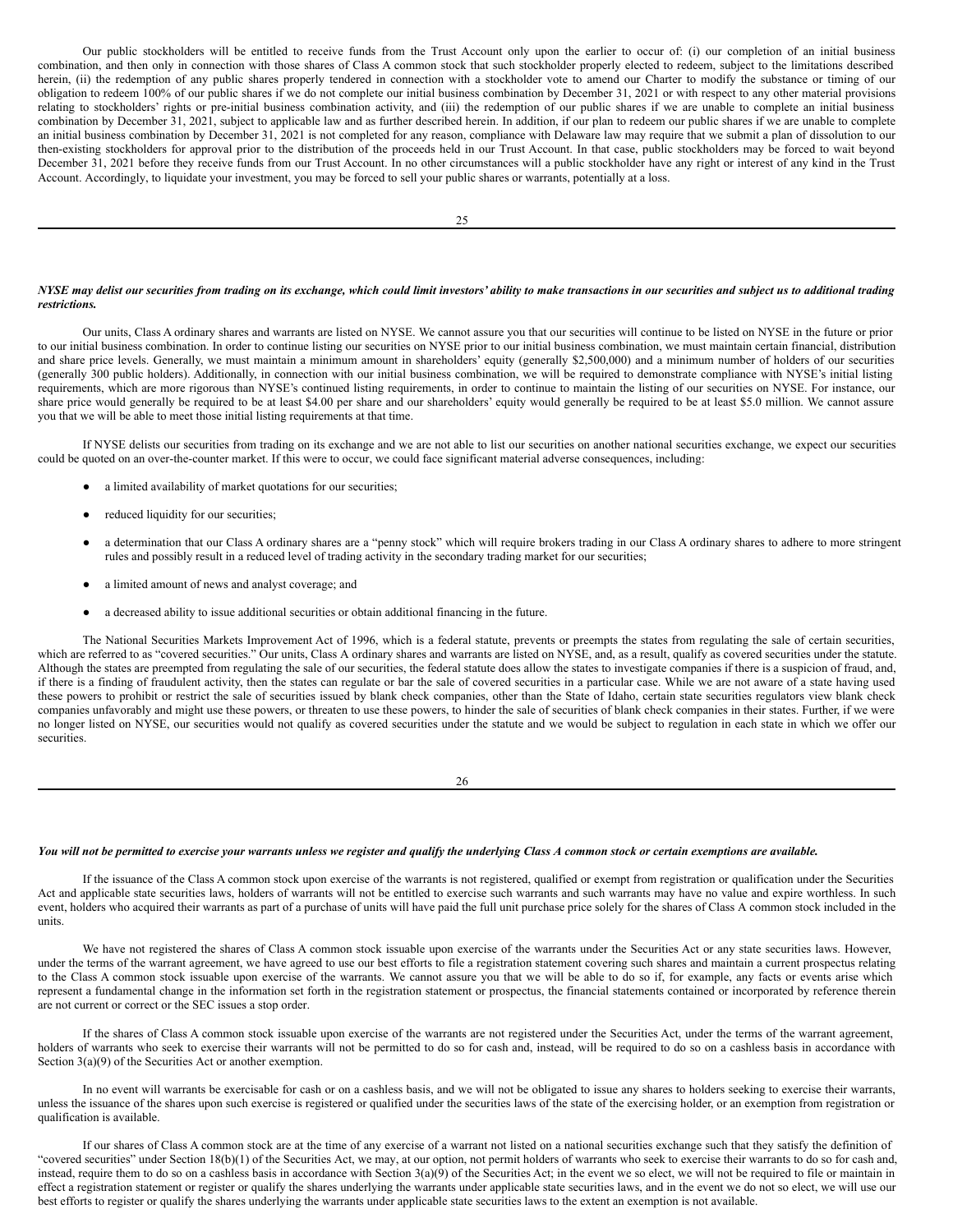Our public stockholders will be entitled to receive funds from the Trust Account only upon the earlier to occur of: (i) our completion of an initial business combination, and then only in connection with those shares of Class A common stock that such stockholder properly elected to redeem, subject to the limitations described herein, (ii) the redemption of any public shares properly tendered in connection with a stockholder vote to amend our Charter to modify the substance or timing of our obligation to redeem 100% of our public shares if we do not complete our initial business combination by December 31, 2021 or with respect to any other material provisions relating to stockholders' rights or pre-initial business combination activity, and (iii) the redemption of our public shares if we are unable to complete an initial business combination by December 31, 2021, subject to applicable law and as further described herein. In addition, if our plan to redeem our public shares if we are unable to complete an initial business combination by December 31, 2021 is not completed for any reason, compliance with Delaware law may require that we submit a plan of dissolution to our then-existing stockholders for approval prior to the distribution of the proceeds held in our Trust Account. In that case, public stockholders may be forced to wait beyond December 31, 2021 before they receive funds from our Trust Account. In no other circumstances will a public stockholder have any right or interest of any kind in the Trust Account. Accordingly, to liquidate your investment, you may be forced to sell your public shares or warrants, potentially at a loss.

***NYSE may delist our securities from trading on its exchange, which could limit investors' ability to make transactions in our securities and subject us to additional trading restrictions.***

Our units, Class A ordinary shares and warrants are listed on NYSE. We cannot assure you that our securities will continue to be listed on NYSE in the future or prior to our initial business combination. In order to continue listing our securities on NYSE prior to our initial business combination, we must maintain certain financial, distribution and share price levels. Generally, we must maintain a minimum amount in shareholders' equity (generally $2,500,000) and a minimum number of holders of our securities (generally 300 public holders). Additionally, in connection with our initial business combination, we will be required to demonstrate compliance with NYSE's initial listing requirements, which are more rigorous than NYSE's continued listing requirements, in order to continue to maintain the listing of our securities on NYSE. For instance, our share price would generally be required to be at least $4.00 per share and our shareholders' equity would generally be required to be at least $5.0 million. We cannot assure you that we will be able to meet those initial listing requirements at that time.

If NYSE delists our securities from trading on its exchange and we are not able to list our securities on another national securities exchange, we expect our securities could be quoted on an over-the-counter market. If this were to occur, we could face significant material adverse consequences, including:

- a limited availability of market quotations for our securities;
- reduced liquidity for our securities;
- a determination that our Class A ordinary shares are a "penny stock" which will require brokers trading in our Class A ordinary shares to adhere to more stringent rules and possibly result in a reduced level of trading activity in the secondary trading market for our securities;
- a limited amount of news and analyst coverage; and
- a decreased ability to issue additional securities or obtain additional financing in the future.

The National Securities Markets Improvement Act of 1996, which is a federal statute, prevents or preempts the states from regulating the sale of certain securities, which are referred to as "covered securities." Our units, Class A ordinary shares and warrants are listed on NYSE, and, as a result, qualify as covered securities under the statute. Although the states are preempted from regulating the sale of our securities, the federal statute does allow the states to investigate companies if there is a suspicion of fraud, and, if there is a finding of fraudulent activity, then the states can regulate or bar the sale of covered securities in a particular case. While we are not aware of a state having used these powers to prohibit or restrict the sale of securities issued by blank check companies, other than the State of Idaho, certain state securities regulators view blank check companies unfavorably and might use these powers, or threaten to use these powers, to hinder the sale of securities of blank check companies in their states. Further, if we were no longer listed on NYSE, our securities would not qualify as covered securities under the statute and we would be subject to regulation in each state in which we offer our securities.

***You will not be permitted to exercise your warrants unless we register and qualify the underlying Class A common stock or certain exemptions are available.***

If the issuance of the Class A common stock upon exercise of the warrants is not registered, qualified or exempt from registration or qualification under the Securities Act and applicable state securities laws, holders of warrants will not be entitled to exercise such warrants and such warrants may have no value and expire worthless. In such event, holders who acquired their warrants as part of a purchase of units will have paid the full unit purchase price solely for the shares of Class A common stock included in the units.

We have not registered the shares of Class A common stock issuable upon exercise of the warrants under the Securities Act or any state securities laws. However, under the terms of the warrant agreement, we have agreed to use our best efforts to file a registration statement covering such shares and maintain a current prospectus relating to the Class A common stock issuable upon exercise of the warrants. We cannot assure you that we will be able to do so if, for example, any facts or events arise which represent a fundamental change in the information set forth in the registration statement or prospectus, the financial statements contained or incorporated by reference therein are not current or correct or the SEC issues a stop order.

If the shares of Class A common stock issuable upon exercise of the warrants are not registered under the Securities Act, under the terms of the warrant agreement, holders of warrants who seek to exercise their warrants will not be permitted to do so for cash and, instead, will be required to do so on a cashless basis in accordance with Section 3(a)(9) of the Securities Act or another exemption.

In no event will warrants be exercisable for cash or on a cashless basis, and we will not be obligated to issue any shares to holders seeking to exercise their warrants, unless the issuance of the shares upon such exercise is registered or qualified under the securities laws of the state of the exercising holder, or an exemption from registration or qualification is available.

If our shares of Class A common stock are at the time of any exercise of a warrant not listed on a national securities exchange such that they satisfy the definition of "covered securities" under Section 18(b)(1) of the Securities Act, we may, at our option, not permit holders of warrants who seek to exercise their warrants to do so for cash and, instead, require them to do so on a cashless basis in accordance with Section 3(a)(9) of the Securities Act; in the event we so elect, we will not be required to file or maintain in effect a registration statement or register or qualify the shares underlying the warrants under applicable state securities laws, and in the event we do not so elect, we will use our best efforts to register or qualify the shares underlying the warrants under applicable state securities laws to the extent an exemption is not available.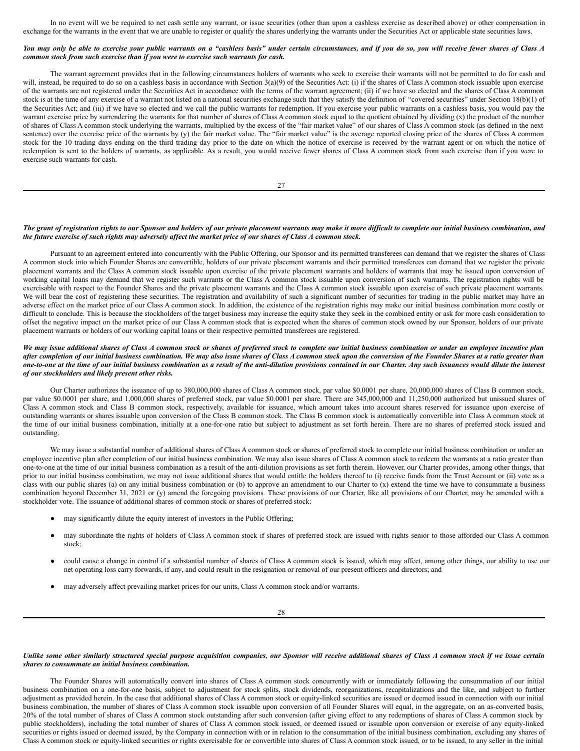In no event will we be required to net cash settle any warrant, or issue securities (other than upon a cashless exercise as described above) or other compensation in exchange for the warrants in the event that we are unable to register or qualify the shares underlying the warrants under the Securities Act or applicable state securities laws.

***You may only be able to exercise your public warrants on a "cashless basis" under certain circumstances, and if you do so, you will receive fewer shares of Class A common stock from such exercise than if you were to exercise such warrants for cash.***

The warrant agreement provides that in the following circumstances holders of warrants who seek to exercise their warrants will not be permitted to do for cash and will, instead, be required to do so on a cashless basis in accordance with Section 3(a)(9) of the Securities Act: (i) if the shares of Class A common stock issuable upon exercise of the warrants are not registered under the Securities Act in accordance with the terms of the warrant agreement; (ii) if we have so elected and the shares of Class A common stock is at the time of any exercise of a warrant not listed on a national securities exchange such that they satisfy the definition of "covered securities" under Section 18(b)(1) of the Securities Act; and (iii) if we have so elected and we call the public warrants for redemption. If you exercise your public warrants on a cashless basis, you would pay the warrant exercise price by surrendering the warrants for that number of shares of Class A common stock equal to the quotient obtained by dividing (x) the product of the number of shares of Class A common stock underlying the warrants, multiplied by the excess of the "fair market value" of our shares of Class A common stock (as defined in the next sentence) over the exercise price of the warrants by (y) the fair market value. The "fair market value" is the average reported closing price of the shares of Class A common stock for the 10 trading days ending on the third trading day prior to the date on which the notice of exercise is received by the warrant agent or on which the notice of redemption is sent to the holders of warrants, as applicable. As a result, you would receive fewer shares of Class A common stock from such exercise than if you were to exercise such warrants for cash.

***The grant of registration rights to our Sponsor and holders of our private placement warrants may make it more difficult to complete our initial business combination, and the future exercise of such rights may adversely affect the market price of our shares of Class A common stock.***

Pursuant to an agreement entered into concurrently with the Public Offering, our Sponsor and its permitted transferees can demand that we register the shares of Class A common stock into which Founder Shares are convertible, holders of our private placement warrants and their permitted transferees can demand that we register the private placement warrants and the Class A common stock issuable upon exercise of the private placement warrants and holders of warrants that may be issued upon conversion of working capital loans may demand that we register such warrants or the Class A common stock issuable upon conversion of such warrants. The registration rights will be exercisable with respect to the Founder Shares and the private placement warrants and the Class A common stock issuable upon exercise of such private placement warrants. We will bear the cost of registering these securities. The registration and availability of such a significant number of securities for trading in the public market may have an adverse effect on the market price of our Class A common stock. In addition, the existence of the registration rights may make our initial business combination more costly or difficult to conclude. This is because the stockholders of the target business may increase the equity stake they seek in the combined entity or ask for more cash consideration to offset the negative impact on the market price of our Class A common stock that is expected when the shares of common stock owned by our Sponsor, holders of our private placement warrants or holders of our working capital loans or their respective permitted transferees are registered.

***We may issue additional shares of Class A common stock or shares of preferred stock to complete our initial business combination or under an employee incentive plan after completion of our initial business combination. We may also issue shares of Class A common stock upon the conversion of the Founder Shares at a ratio greater than one-to-one at the time of our initial business combination as a result of the anti-dilution provisions contained in our Charter. Any such issuances would dilute the interest of our stockholders and likely present other risks.***

Our Charter authorizes the issuance of up to 380,000,000 shares of Class A common stock, par value $0.0001 per share, 20,000,000 shares of Class B common stock, par value $0.0001 per share, and 1,000,000 shares of preferred stock, par value $0.0001 per share. There are 345,000,000 and 11,250,000 authorized but unissued shares of Class A common stock and Class B common stock, respectively, available for issuance, which amount takes into account shares reserved for issuance upon exercise of outstanding warrants or shares issuable upon conversion of the Class B common stock. The Class B common stock is automatically convertible into Class A common stock at the time of our initial business combination, initially at a one-for-one ratio but subject to adjustment as set forth herein. There are no shares of preferred stock issued and outstanding.

We may issue a substantial number of additional shares of Class A common stock or shares of preferred stock to complete our initial business combination or under an employee incentive plan after completion of our initial business combination. We may also issue shares of Class A common stock to redeem the warrants at a ratio greater than one-to-one at the time of our initial business combination as a result of the anti-dilution provisions as set forth therein. However, our Charter provides, among other things, that prior to our initial business combination, we may not issue additional shares that would entitle the holders thereof to (i) receive funds from the Trust Account or (ii) vote as a class with our public shares (a) on any initial business combination or (b) to approve an amendment to our Charter to (x) extend the time we have to consummate a business combination beyond December 31, 2021 or (y) amend the foregoing provisions. These provisions of our Charter, like all provisions of our Charter, may be amended with a stockholder vote. The issuance of additional shares of common stock or shares of preferred stock:

- may significantly dilute the equity interest of investors in the Public Offering;
- may subordinate the rights of holders of Class A common stock if shares of preferred stock are issued with rights senior to those afforded our Class A common stock;
- could cause a change in control if a substantial number of shares of Class A common stock is issued, which may affect, among other things, our ability to use our net operating loss carry forwards, if any, and could result in the resignation or removal of our present officers and directors; and
- may adversely affect prevailing market prices for our units, Class A common stock and/or warrants.

***Unlike some other similarly structured special purpose acquisition companies, our Sponsor will receive additional shares of Class A common stock if we issue certain shares to consummate an initial business combination.***

The Founder Shares will automatically convert into shares of Class A common stock concurrently with or immediately following the consummation of our initial business combination on a one-for-one basis, subject to adjustment for stock splits, stock dividends, reorganizations, recapitalizations and the like, and subject to further adjustment as provided herein. In the case that additional shares of Class A common stock or equity-linked securities are issued or deemed issued in connection with our initial business combination, the number of shares of Class A common stock issuable upon conversion of all Founder Shares will equal, in the aggregate, on an as-converted basis, 20% of the total number of shares of Class A common stock outstanding after such conversion (after giving effect to any redemptions of shares of Class A common stock by public stockholders), including the total number of shares of Class A common stock issued, or deemed issued or issuable upon conversion or exercise of any equity-linked securities or rights issued or deemed issued, by the Company in connection with or in relation to the consummation of the initial business combination, excluding any shares of Class A common stock or equity-linked securities or rights exercisable for or convertible into shares of Class A common stock issued, or to be issued, to any seller in the initial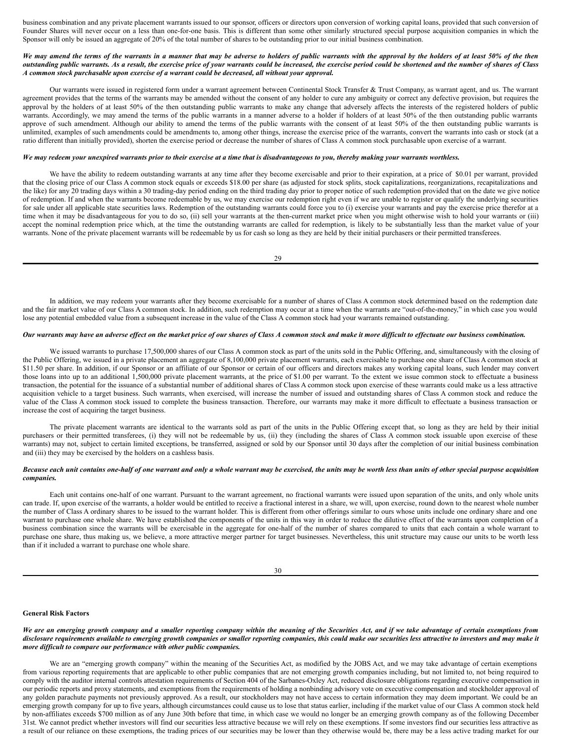business combination and any private placement warrants issued to our sponsor, officers or directors upon conversion of working capital loans, provided that such conversion of Founder Shares will never occur on a less than one-for-one basis. This is different than some other similarly structured special purpose acquisition companies in which the Sponsor will only be issued an aggregate of 20% of the total number of shares to be outstanding prior to our initial business combination.

***We may amend the terms of the warrants in a manner that may be adverse to holders of public warrants with the approval by the holders of at least 50% of the then outstanding public warrants. As a result, the exercise price of your warrants could be increased, the exercise period could be shortened and the number of shares of Class A common stock purchasable upon exercise of a warrant could be decreased, all without your approval.***

Our warrants were issued in registered form under a warrant agreement between Continental Stock Transfer & Trust Company, as warrant agent, and us. The warrant agreement provides that the terms of the warrants may be amended without the consent of any holder to cure any ambiguity or correct any defective provision, but requires the approval by the holders of at least 50% of the then outstanding public warrants to make any change that adversely affects the interests of the registered holders of public warrants. Accordingly, we may amend the terms of the public warrants in a manner adverse to a holder if holders of at least 50% of the then outstanding public warrants approve of such amendment. Although our ability to amend the terms of the public warrants with the consent of at least 50% of the then outstanding public warrants is unlimited, examples of such amendments could be amendments to, among other things, increase the exercise price of the warrants, convert the warrants into cash or stock (at a ratio different than initially provided), shorten the exercise period or decrease the number of shares of Class A common stock purchasable upon exercise of a warrant.

***We may redeem your unexpired warrants prior to their exercise at a time that is disadvantageous to you, thereby making your warrants worthless.***

We have the ability to redeem outstanding warrants at any time after they become exercisable and prior to their expiration, at a price of $0.01 per warrant, provided that the closing price of our Class A common stock equals or exceeds $18.00 per share (as adjusted for stock splits, stock capitalizations, reorganizations, recapitalizations and the like) for any 20 trading days within a 30 trading-day period ending on the third trading day prior to proper notice of such redemption provided that on the date we give notice of redemption. If and when the warrants become redeemable by us, we may exercise our redemption right even if we are unable to register or qualify the underlying securities for sale under all applicable state securities laws. Redemption of the outstanding warrants could force you to (i) exercise your warrants and pay the exercise price therefor at a time when it may be disadvantageous for you to do so, (ii) sell your warrants at the then-current market price when you might otherwise wish to hold your warrants or (iii) accept the nominal redemption price which, at the time the outstanding warrants are called for redemption, is likely to be substantially less than the market value of your warrants. None of the private placement warrants will be redeemable by us for cash so long as they are held by their initial purchasers or their permitted transferees.

In addition, we may redeem your warrants after they become exercisable for a number of shares of Class A common stock determined based on the redemption date and the fair market value of our Class A common stock. In addition, such redemption may occur at a time when the warrants are "out-of-the-money," in which case you would lose any potential embedded value from a subsequent increase in the value of the Class A common stock had your warrants remained outstanding.

***Our warrants may have an adverse effect on the market price of our shares of Class A common stock and make it more difficult to effectuate our business combination.***

We issued warrants to purchase 17,500,000 shares of our Class A common stock as part of the units sold in the Public Offering, and, simultaneously with the closing of the Public Offering, we issued in a private placement an aggregate of 8,100,000 private placement warrants, each exercisable to purchase one share of Class A common stock at $11.50 per share. In addition, if our Sponsor or an affiliate of our Sponsor or certain of our officers and directors makes any working capital loans, such lender may convert those loans into up to an additional 1,500,000 private placement warrants, at the price of $1.00 per warrant. To the extent we issue common stock to effectuate a business transaction, the potential for the issuance of a substantial number of additional shares of Class A common stock upon exercise of these warrants could make us a less attractive acquisition vehicle to a target business. Such warrants, when exercised, will increase the number of issued and outstanding shares of Class A common stock and reduce the value of the Class A common stock issued to complete the business transaction. Therefore, our warrants may make it more difficult to effectuate a business transaction or increase the cost of acquiring the target business.

The private placement warrants are identical to the warrants sold as part of the units in the Public Offering except that, so long as they are held by their initial purchasers or their permitted transferees, (i) they will not be redeemable by us, (ii) they (including the shares of Class A common stock issuable upon exercise of these warrants) may not, subject to certain limited exceptions, be transferred, assigned or sold by our Sponsor until 30 days after the completion of our initial business combination and (iii) they may be exercised by the holders on a cashless basis.

***Because each unit contains one-half of one warrant and only a whole warrant may be exercised, the units may be worth less than units of other special purpose acquisition companies.***

Each unit contains one-half of one warrant. Pursuant to the warrant agreement, no fractional warrants were issued upon separation of the units, and only whole units can trade. If, upon exercise of the warrants, a holder would be entitled to receive a fractional interest in a share, we will, upon exercise, round down to the nearest whole number the number of Class A ordinary shares to be issued to the warrant holder. This is different from other offerings similar to ours whose units include one ordinary share and one warrant to purchase one whole share. We have established the components of the units in this way in order to reduce the dilutive effect of the warrants upon completion of a business combination since the warrants will be exercisable in the aggregate for one-half of the number of shares compared to units that each contain a whole warrant to purchase one share, thus making us, we believe, a more attractive merger partner for target businesses. Nevertheless, this unit structure may cause our units to be worth less than if it included a warrant to purchase one whole share.

**General Risk Factors**

***We are an emerging growth company and a smaller reporting company within the meaning of the Securities Act, and if we take advantage of certain exemptions from disclosure requirements available to emerging growth companies or smaller reporting companies, this could make our securities less attractive to investors and may make it more difficult to compare our performance with other public companies.***

We are an "emerging growth company" within the meaning of the Securities Act, as modified by the JOBS Act, and we may take advantage of certain exemptions from various reporting requirements that are applicable to other public companies that are not emerging growth companies including, but not limited to, not being required to comply with the auditor internal controls attestation requirements of Section 404 of the Sarbanes-Oxley Act, reduced disclosure obligations regarding executive compensation in our periodic reports and proxy statements, and exemptions from the requirements of holding a nonbinding advisory vote on executive compensation and stockholder approval of any golden parachute payments not previously approved. As a result, our stockholders may not have access to certain information they may deem important. We could be an emerging growth company for up to five years, although circumstances could cause us to lose that status earlier, including if the market value of our Class A common stock held by non-affiliates exceeds $700 million as of any June 30th before that time, in which case we would no longer be an emerging growth company as of the following December 31st. We cannot predict whether investors will find our securities less attractive because we will rely on these exemptions. If some investors find our securities less attractive as a result of our reliance on these exemptions, the trading prices of our securities may be lower than they otherwise would be, there may be a less active trading market for our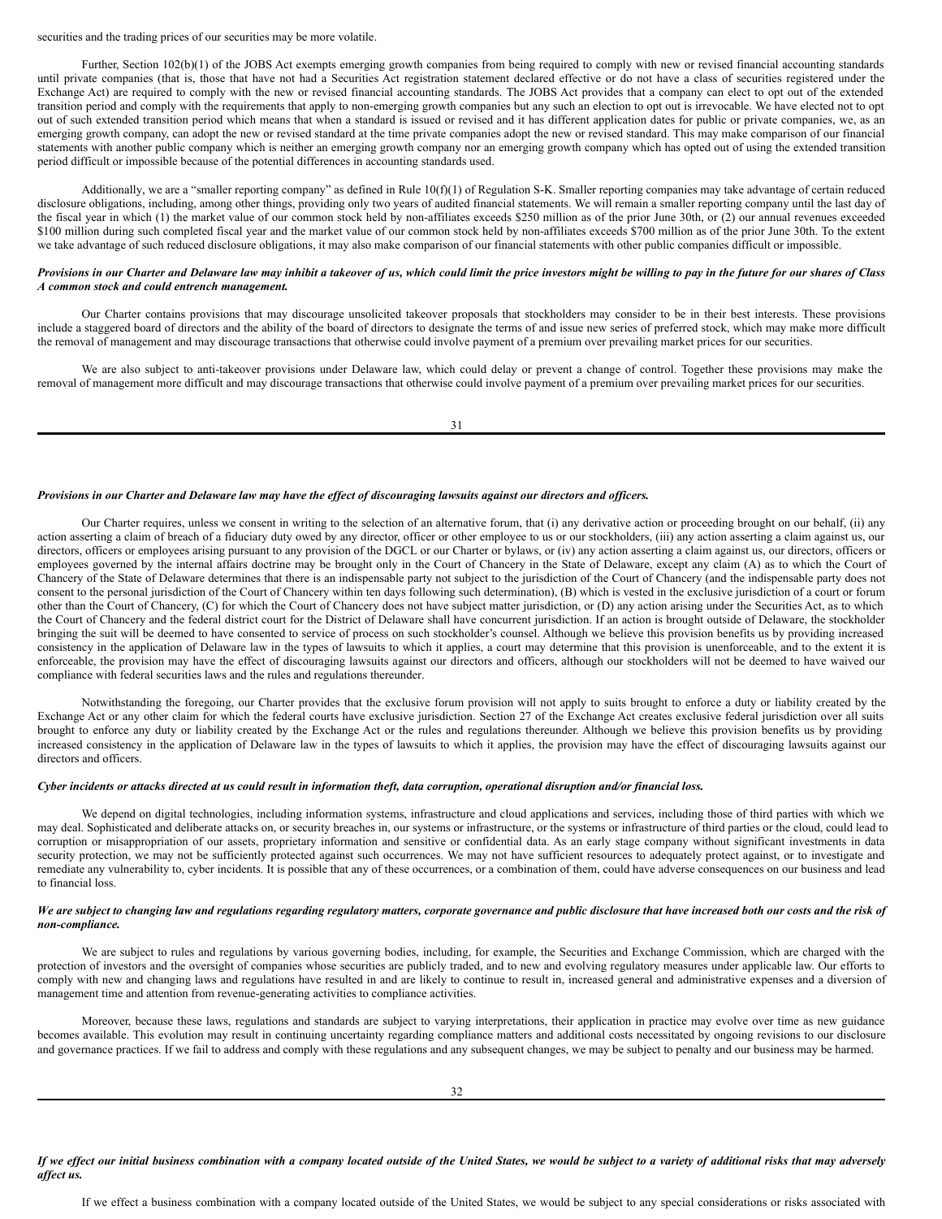securities and the trading prices of our securities may be more volatile.

Further, Section 102(b)(1) of the JOBS Act exempts emerging growth companies from being required to comply with new or revised financial accounting standards until private companies (that is, those that have not had a Securities Act registration statement declared effective or do not have a class of securities registered under the Exchange Act) are required to comply with the new or revised financial accounting standards. The JOBS Act provides that a company can elect to opt out of the extended transition period and comply with the requirements that apply to non-emerging growth companies but any such an election to opt out is irrevocable. We have elected not to opt out of such extended transition period which means that when a standard is issued or revised and it has different application dates for public or private companies, we, as an emerging growth company, can adopt the new or revised standard at the time private companies adopt the new or revised standard. This may make comparison of our financial statements with another public company which is neither an emerging growth company nor an emerging growth company which has opted out of using the extended transition period difficult or impossible because of the potential differences in accounting standards used.

Additionally, we are a "smaller reporting company" as defined in Rule 10(f)(1) of Regulation S-K. Smaller reporting companies may take advantage of certain reduced disclosure obligations, including, among other things, providing only two years of audited financial statements. We will remain a smaller reporting company until the last day of the fiscal year in which (1) the market value of our common stock held by non-affiliates exceeds $250 million as of the prior June 30th, or (2) our annual revenues exceeded $100 million during such completed fiscal year and the market value of our common stock held by non-affiliates exceeds $700 million as of the prior June 30th. To the extent we take advantage of such reduced disclosure obligations, it may also make comparison of our financial statements with other public companies difficult or impossible.

***Provisions in our Charter and Delaware law may inhibit a takeover of us, which could limit the price investors might be willing to pay in the future for our shares of Class A common stock and could entrench management.***

Our Charter contains provisions that may discourage unsolicited takeover proposals that stockholders may consider to be in their best interests. These provisions include a staggered board of directors and the ability of the board of directors to designate the terms of and issue new series of preferred stock, which may make more difficult the removal of management and may discourage transactions that otherwise could involve payment of a premium over prevailing market prices for our securities.

We are also subject to anti-takeover provisions under Delaware law, which could delay or prevent a change of control. Together these provisions may make the removal of management more difficult and may discourage transactions that otherwise could involve payment of a premium over prevailing market prices for our securities.

***Provisions in our Charter and Delaware law may have the effect of discouraging lawsuits against our directors and officers.***

Our Charter requires, unless we consent in writing to the selection of an alternative forum, that (i) any derivative action or proceeding brought on our behalf, (ii) any action asserting a claim of breach of a fiduciary duty owed by any director, officer or other employee to us or our stockholders, (iii) any action asserting a claim against us, our directors, officers or employees arising pursuant to any provision of the DGCL or our Charter or bylaws, or (iv) any action asserting a claim against us, our directors, officers or employees governed by the internal affairs doctrine may be brought only in the Court of Chancery in the State of Delaware, except any claim (A) as to which the Court of Chancery of the State of Delaware determines that there is an indispensable party not subject to the jurisdiction of the Court of Chancery (and the indispensable party does not consent to the personal jurisdiction of the Court of Chancery within ten days following such determination), (B) which is vested in the exclusive jurisdiction of a court or forum other than the Court of Chancery, (C) for which the Court of Chancery does not have subject matter jurisdiction, or (D) any action arising under the Securities Act, as to which the Court of Chancery and the federal district court for the District of Delaware shall have concurrent jurisdiction. If an action is brought outside of Delaware, the stockholder bringing the suit will be deemed to have consented to service of process on such stockholder's counsel. Although we believe this provision benefits us by providing increased consistency in the application of Delaware law in the types of lawsuits to which it applies, a court may determine that this provision is unenforceable, and to the extent it is enforceable, the provision may have the effect of discouraging lawsuits against our directors and officers, although our stockholders will not be deemed to have waived our compliance with federal securities laws and the rules and regulations thereunder.

Notwithstanding the foregoing, our Charter provides that the exclusive forum provision will not apply to suits brought to enforce a duty or liability created by the Exchange Act or any other claim for which the federal courts have exclusive jurisdiction. Section 27 of the Exchange Act creates exclusive federal jurisdiction over all suits brought to enforce any duty or liability created by the Exchange Act or the rules and regulations thereunder. Although we believe this provision benefits us by providing increased consistency in the application of Delaware law in the types of lawsuits to which it applies, the provision may have the effect of discouraging lawsuits against our directors and officers.

***Cyber incidents or attacks directed at us could result in information theft, data corruption, operational disruption and/or financial loss.***

We depend on digital technologies, including information systems, infrastructure and cloud applications and services, including those of third parties with which we may deal. Sophisticated and deliberate attacks on, or security breaches in, our systems or infrastructure, or the systems or infrastructure of third parties or the cloud, could lead to corruption or misappropriation of our assets, proprietary information and sensitive or confidential data. As an early stage company without significant investments in data security protection, we may not be sufficiently protected against such occurrences. We may not have sufficient resources to adequately protect against, or to investigate and remediate any vulnerability to, cyber incidents. It is possible that any of these occurrences, or a combination of them, could have adverse consequences on our business and lead to financial loss.

***We are subject to changing law and regulations regarding regulatory matters, corporate governance and public disclosure that have increased both our costs and the risk of non-compliance.***

We are subject to rules and regulations by various governing bodies, including, for example, the Securities and Exchange Commission, which are charged with the protection of investors and the oversight of companies whose securities are publicly traded, and to new and evolving regulatory measures under applicable law. Our efforts to comply with new and changing laws and regulations have resulted in and are likely to continue to result in, increased general and administrative expenses and a diversion of management time and attention from revenue-generating activities to compliance activities.

Moreover, because these laws, regulations and standards are subject to varying interpretations, their application in practice may evolve over time as new guidance becomes available. This evolution may result in continuing uncertainty regarding compliance matters and additional costs necessitated by ongoing revisions to our disclosure and governance practices. If we fail to address and comply with these regulations and any subsequent changes, we may be subject to penalty and our business may be harmed.

***If we effect our initial business combination with a company located outside of the United States, we would be subject to a variety of additional risks that may adversely affect us.***

If we effect a business combination with a company located outside of the United States, we would be subject to any special considerations or risks associated with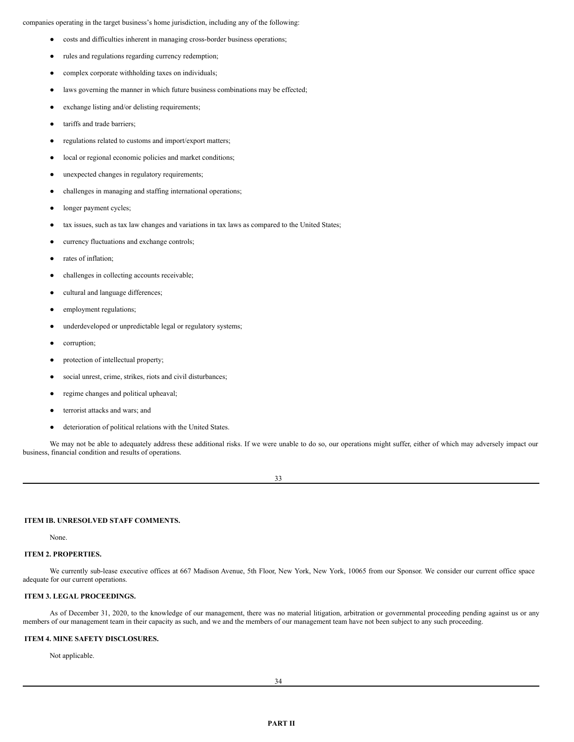companies operating in the target business's home jurisdiction, including any of the following:

- costs and difficulties inherent in managing cross-border business operations;
- rules and regulations regarding currency redemption;
- complex corporate withholding taxes on individuals;
- laws governing the manner in which future business combinations may be effected;
- exchange listing and/or delisting requirements;
- tariffs and trade barriers;
- regulations related to customs and import/export matters;
- local or regional economic policies and market conditions;
- unexpected changes in regulatory requirements;
- challenges in managing and staffing international operations;
- longer payment cycles;
- tax issues, such as tax law changes and variations in tax laws as compared to the United States;
- currency fluctuations and exchange controls;
- rates of inflation;
- challenges in collecting accounts receivable;
- cultural and language differences;
- employment regulations;
- underdeveloped or unpredictable legal or regulatory systems;
- corruption;
- protection of intellectual property;
- social unrest, crime, strikes, riots and civil disturbances;
- regime changes and political upheaval;
- terrorist attacks and wars; and
- deterioration of political relations with the United States.

We may not be able to adequately address these additional risks. If we were unable to do so, our operations might suffer, either of which may adversely impact our business, financial condition and results of operations.

**ITEM IB. UNRESOLVED STAFF COMMENTS.**

None.

**ITEM 2. PROPERTIES.**

We currently sub-lease executive offices at 667 Madison Avenue, 5th Floor, New York, New York, 10065 from our Sponsor. We consider our current office space adequate for our current operations.

**ITEM 3. LEGAL PROCEEDINGS.**

As of December 31, 2020, to the knowledge of our management, there was no material litigation, arbitration or governmental proceeding pending against us or any members of our management team in their capacity as such, and we and the members of our management team have not been subject to any such proceeding.

**ITEM 4. MINE SAFETY DISCLOSURES.**

Not applicable.

**PART II**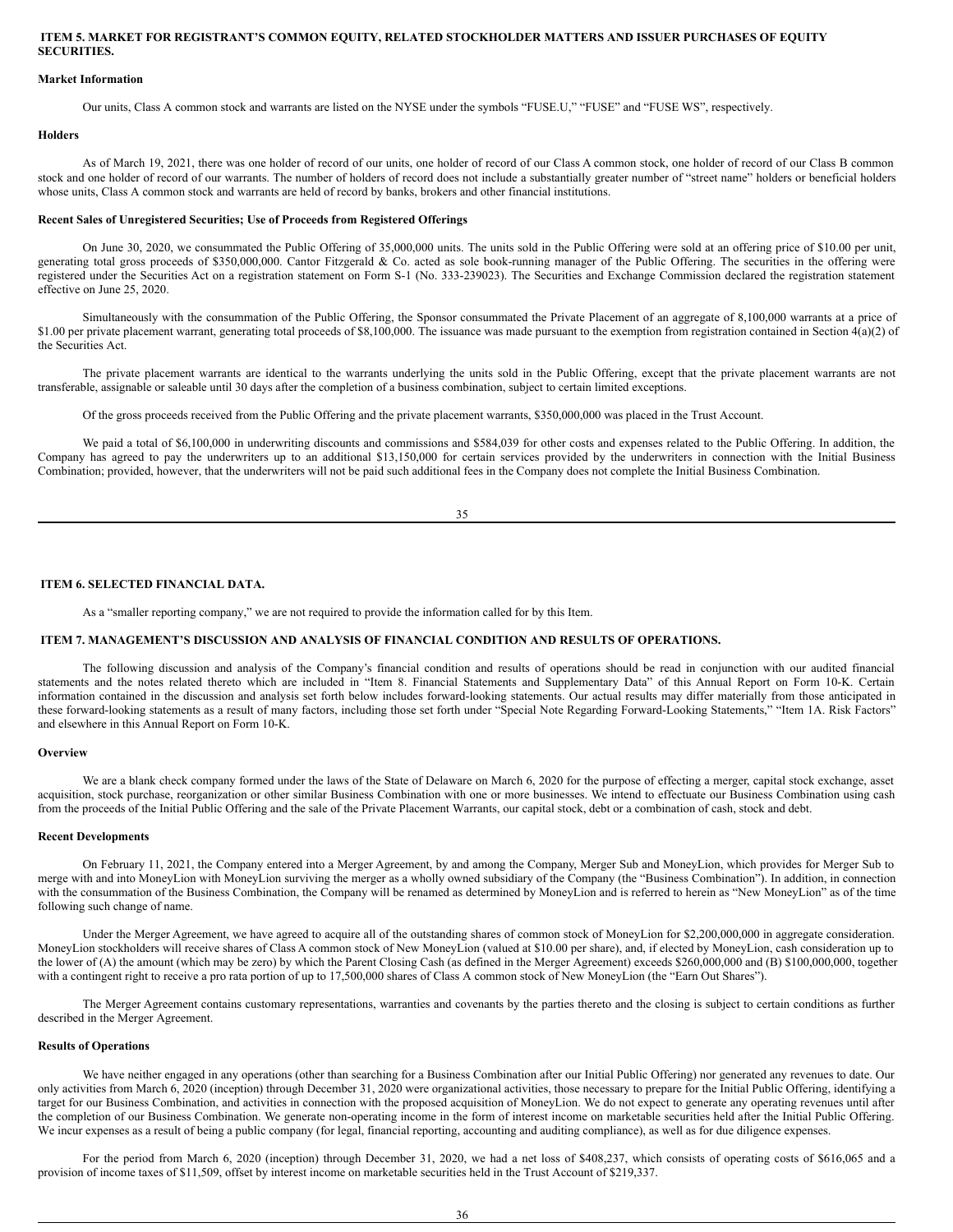## ITEM 5. MARKET FOR REGISTRANT'S COMMON EQUITY, RELATED STOCKHOLDER MATTERS AND ISSUER PURCHASES OF EQUITY SECURITIES.

**Market Information**

Our units, Class A common stock and warrants are listed on the NYSE under the symbols "FUSE.U," "FUSE" and "FUSE WS", respectively.

**Holders**

As of March 19, 2021, there was one holder of record of our units, one holder of record of our Class A common stock, one holder of record of our Class B common stock and one holder of record of our warrants. The number of holders of record does not include a substantially greater number of "street name" holders or beneficial holders whose units, Class A common stock and warrants are held of record by banks, brokers and other financial institutions.

**Recent Sales of Unregistered Securities; Use of Proceeds from Registered Offerings**

On June 30, 2020, we consummated the Public Offering of 35,000,000 units. The units sold in the Public Offering were sold at an offering price of $10.00 per unit, generating total gross proceeds of $350,000,000. Cantor Fitzgerald & Co. acted as sole book-running manager of the Public Offering. The securities in the offering were registered under the Securities Act on a registration statement on Form S-1 (No. 333-239023). The Securities and Exchange Commission declared the registration statement effective on June 25, 2020.

Simultaneously with the consummation of the Public Offering, the Sponsor consummated the Private Placement of an aggregate of 8,100,000 warrants at a price of $1.00 per private placement warrant, generating total proceeds of $8,100,000. The issuance was made pursuant to the exemption from registration contained in Section 4(a)(2) of the Securities Act.

The private placement warrants are identical to the warrants underlying the units sold in the Public Offering, except that the private placement warrants are not transferable, assignable or saleable until 30 days after the completion of a business combination, subject to certain limited exceptions.

Of the gross proceeds received from the Public Offering and the private placement warrants, $350,000,000 was placed in the Trust Account.

We paid a total of $6,100,000 in underwriting discounts and commissions and $584,039 for other costs and expenses related to the Public Offering. In addition, the Company has agreed to pay the underwriters up to an additional $13,150,000 for certain services provided by the underwriters in connection with the Initial Business Combination; provided, however, that the underwriters will not be paid such additional fees in the Company does not complete the Initial Business Combination.

## ITEM 6. SELECTED FINANCIAL DATA.

As a "smaller reporting company," we are not required to provide the information called for by this Item.

## ITEM 7. MANAGEMENT'S DISCUSSION AND ANALYSIS OF FINANCIAL CONDITION AND RESULTS OF OPERATIONS.

The following discussion and analysis of the Company's financial condition and results of operations should be read in conjunction with our audited financial statements and the notes related thereto which are included in "Item 8. Financial Statements and Supplementary Data" of this Annual Report on Form 10-K. Certain information contained in the discussion and analysis set forth below includes forward-looking statements. Our actual results may differ materially from those anticipated in these forward-looking statements as a result of many factors, including those set forth under "Special Note Regarding Forward-Looking Statements," "Item 1A. Risk Factors" and elsewhere in this Annual Report on Form 10-K.

**Overview**

We are a blank check company formed under the laws of the State of Delaware on March 6, 2020 for the purpose of effecting a merger, capital stock exchange, asset acquisition, stock purchase, reorganization or other similar Business Combination with one or more businesses. We intend to effectuate our Business Combination using cash from the proceeds of the Initial Public Offering and the sale of the Private Placement Warrants, our capital stock, debt or a combination of cash, stock and debt.

**Recent Developments**

On February 11, 2021, the Company entered into a Merger Agreement, by and among the Company, Merger Sub and MoneyLion, which provides for Merger Sub to merge with and into MoneyLion with MoneyLion surviving the merger as a wholly owned subsidiary of the Company (the "Business Combination"). In addition, in connection with the consummation of the Business Combination, the Company will be renamed as determined by MoneyLion and is referred to herein as "New MoneyLion" as of the time following such change of name.

Under the Merger Agreement, we have agreed to acquire all of the outstanding shares of common stock of MoneyLion for $2,200,000,000 in aggregate consideration. MoneyLion stockholders will receive shares of Class A common stock of New MoneyLion (valued at $10.00 per share), and, if elected by MoneyLion, cash consideration up to the lower of (A) the amount (which may be zero) by which the Parent Closing Cash (as defined in the Merger Agreement) exceeds $260,000,000 and (B) $100,000,000, together with a contingent right to receive a pro rata portion of up to 17,500,000 shares of Class A common stock of New MoneyLion (the "Earn Out Shares").

The Merger Agreement contains customary representations, warranties and covenants by the parties thereto and the closing is subject to certain conditions as further described in the Merger Agreement.

**Results of Operations**

We have neither engaged in any operations (other than searching for a Business Combination after our Initial Public Offering) nor generated any revenues to date. Our only activities from March 6, 2020 (inception) through December 31, 2020 were organizational activities, those necessary to prepare for the Initial Public Offering, identifying a target for our Business Combination, and activities in connection with the proposed acquisition of MoneyLion. We do not expect to generate any operating revenues until after the completion of our Business Combination. We generate non-operating income in the form of interest income on marketable securities held after the Initial Public Offering. We incur expenses as a result of being a public company (for legal, financial reporting, accounting and auditing compliance), as well as for due diligence expenses.

For the period from March 6, 2020 (inception) through December 31, 2020, we had a net loss of $408,237, which consists of operating costs of $616,065 and a provision of income taxes of $11,509, offset by interest income on marketable securities held in the Trust Account of $219,337.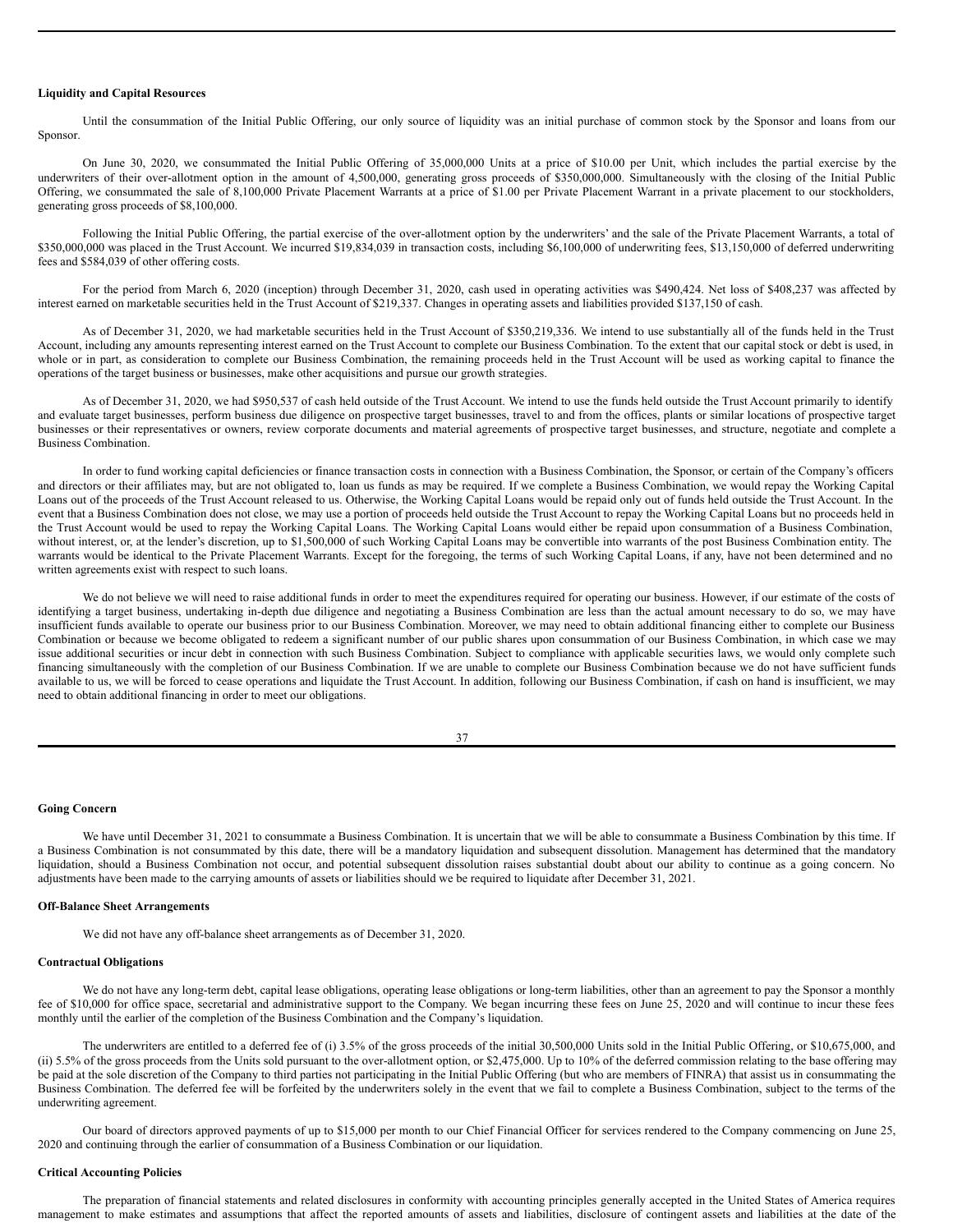**Liquidity and Capital Resources**

Until the consummation of the Initial Public Offering, our only source of liquidity was an initial purchase of common stock by the Sponsor and loans from our Sponsor.

On June 30, 2020, we consummated the Initial Public Offering of 35,000,000 Units at a price of $10.00 per Unit, which includes the partial exercise by the underwriters of their over-allotment option in the amount of 4,500,000, generating gross proceeds of $350,000,000. Simultaneously with the closing of the Initial Public Offering, we consummated the sale of 8,100,000 Private Placement Warrants at a price of $1.00 per Private Placement Warrant in a private placement to our stockholders, generating gross proceeds of $8,100,000.

Following the Initial Public Offering, the partial exercise of the over-allotment option by the underwriters' and the sale of the Private Placement Warrants, a total of $350,000,000 was placed in the Trust Account. We incurred $19,834,039 in transaction costs, including $6,100,000 of underwriting fees, $13,150,000 of deferred underwriting fees and $584,039 of other offering costs.

For the period from March 6, 2020 (inception) through December 31, 2020, cash used in operating activities was $490,424. Net loss of $408,237 was affected by interest earned on marketable securities held in the Trust Account of $219,337. Changes in operating assets and liabilities provided $137,150 of cash.

As of December 31, 2020, we had marketable securities held in the Trust Account of $350,219,336. We intend to use substantially all of the funds held in the Trust Account, including any amounts representing interest earned on the Trust Account to complete our Business Combination. To the extent that our capital stock or debt is used, in whole or in part, as consideration to complete our Business Combination, the remaining proceeds held in the Trust Account will be used as working capital to finance the operations of the target business or businesses, make other acquisitions and pursue our growth strategies.

As of December 31, 2020, we had $950,537 of cash held outside of the Trust Account. We intend to use the funds held outside the Trust Account primarily to identify and evaluate target businesses, perform business due diligence on prospective target businesses, travel to and from the offices, plants or similar locations of prospective target businesses or their representatives or owners, review corporate documents and material agreements of prospective target businesses, and structure, negotiate and complete a Business Combination.

In order to fund working capital deficiencies or finance transaction costs in connection with a Business Combination, the Sponsor, or certain of the Company's officers and directors or their affiliates may, but are not obligated to, loan us funds as may be required. If we complete a Business Combination, we would repay the Working Capital Loans out of the proceeds of the Trust Account released to us. Otherwise, the Working Capital Loans would be repaid only out of funds held outside the Trust Account. In the event that a Business Combination does not close, we may use a portion of proceeds held outside the Trust Account to repay the Working Capital Loans but no proceeds held in the Trust Account would be used to repay the Working Capital Loans. The Working Capital Loans would either be repaid upon consummation of a Business Combination, without interest, or, at the lender's discretion, up to $1,500,000 of such Working Capital Loans may be convertible into warrants of the post Business Combination entity. The warrants would be identical to the Private Placement Warrants. Except for the foregoing, the terms of such Working Capital Loans, if any, have not been determined and no written agreements exist with respect to such loans.

We do not believe we will need to raise additional funds in order to meet the expenditures required for operating our business. However, if our estimate of the costs of identifying a target business, undertaking in-depth due diligence and negotiating a Business Combination are less than the actual amount necessary to do so, we may have insufficient funds available to operate our business prior to our Business Combination. Moreover, we may need to obtain additional financing either to complete our Business Combination or because we become obligated to redeem a significant number of our public shares upon consummation of our Business Combination, in which case we may issue additional securities or incur debt in connection with such Business Combination. Subject to compliance with applicable securities laws, we would only complete such financing simultaneously with the completion of our Business Combination. If we are unable to complete our Business Combination because we do not have sufficient funds available to us, we will be forced to cease operations and liquidate the Trust Account. In addition, following our Business Combination, if cash on hand is insufficient, we may need to obtain additional financing in order to meet our obligations.

**Going Concern**

We have until December 31, 2021 to consummate a Business Combination. It is uncertain that we will be able to consummate a Business Combination by this time. If a Business Combination is not consummated by this date, there will be a mandatory liquidation and subsequent dissolution. Management has determined that the mandatory liquidation, should a Business Combination not occur, and potential subsequent dissolution raises substantial doubt about our ability to continue as a going concern. No adjustments have been made to the carrying amounts of assets or liabilities should we be required to liquidate after December 31, 2021.

**Off-Balance Sheet Arrangements**

We did not have any off-balance sheet arrangements as of December 31, 2020.

**Contractual Obligations**

We do not have any long-term debt, capital lease obligations, operating lease obligations or long-term liabilities, other than an agreement to pay the Sponsor a monthly fee of $10,000 for office space, secretarial and administrative support to the Company. We began incurring these fees on June 25, 2020 and will continue to incur these fees monthly until the earlier of the completion of the Business Combination and the Company's liquidation.

The underwriters are entitled to a deferred fee of (i) 3.5% of the gross proceeds of the initial 30,500,000 Units sold in the Initial Public Offering, or $10,675,000, and (ii) 5.5% of the gross proceeds from the Units sold pursuant to the over-allotment option, or $2,475,000. Up to 10% of the deferred commission relating to the base offering may be paid at the sole discretion of the Company to third parties not participating in the Initial Public Offering (but who are members of FINRA) that assist us in consummating the Business Combination. The deferred fee will be forfeited by the underwriters solely in the event that we fail to complete a Business Combination, subject to the terms of the underwriting agreement.

Our board of directors approved payments of up to $15,000 per month to our Chief Financial Officer for services rendered to the Company commencing on June 25, 2020 and continuing through the earlier of consummation of a Business Combination or our liquidation.

**Critical Accounting Policies**

The preparation of financial statements and related disclosures in conformity with accounting principles generally accepted in the United States of America requires management to make estimates and assumptions that affect the reported amounts of assets and liabilities, disclosure of contingent assets and liabilities at the date of the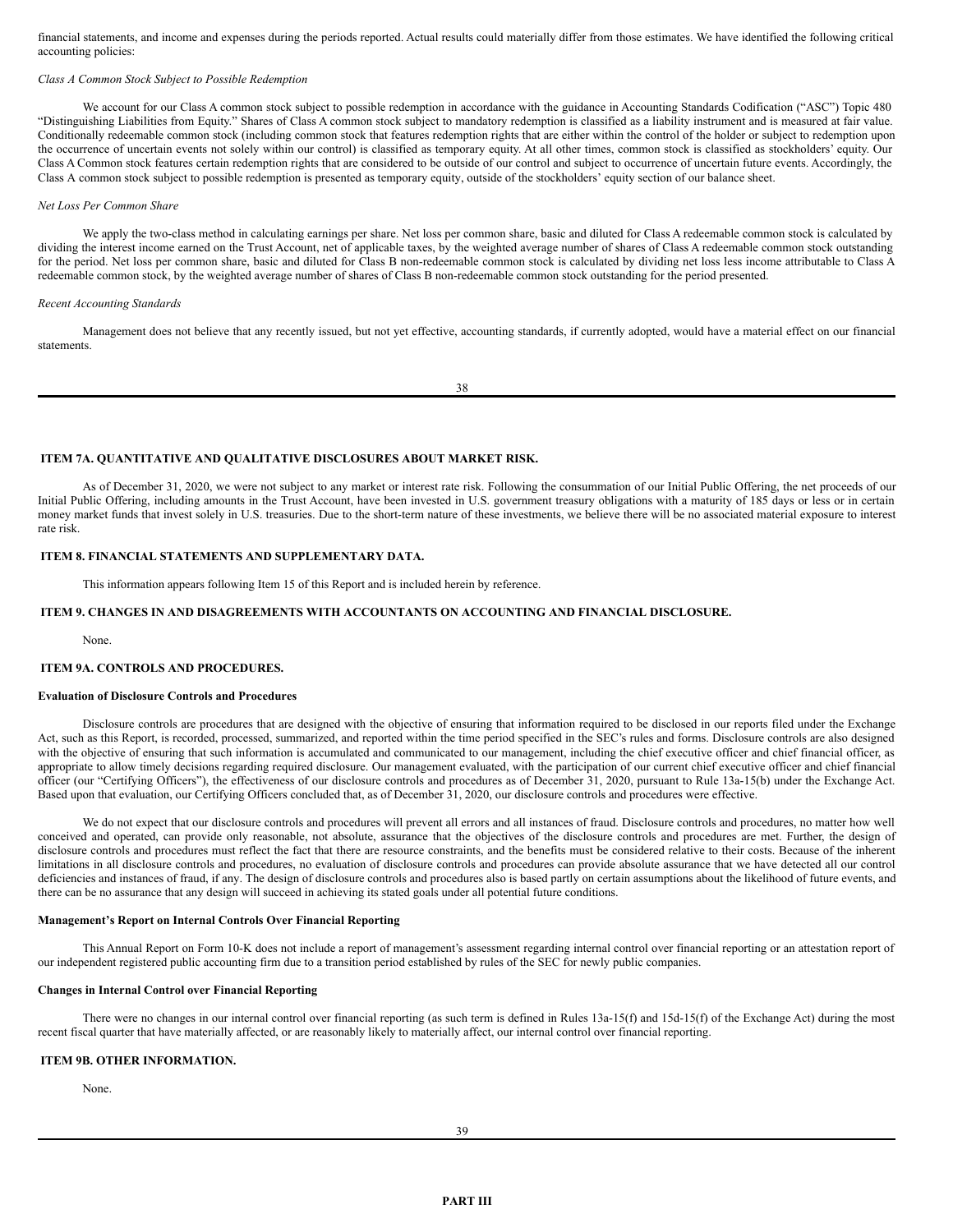financial statements, and income and expenses during the periods reported. Actual results could materially differ from those estimates. We have identified the following critical accounting policies:

*Class A Common Stock Subject to Possible Redemption*

We account for our Class A common stock subject to possible redemption in accordance with the guidance in Accounting Standards Codification ("ASC") Topic 480 "Distinguishing Liabilities from Equity." Shares of Class A common stock subject to mandatory redemption is classified as a liability instrument and is measured at fair value. Conditionally redeemable common stock (including common stock that features redemption rights that are either within the control of the holder or subject to redemption upon the occurrence of uncertain events not solely within our control) is classified as temporary equity. At all other times, common stock is classified as stockholders' equity. Our Class A Common stock features certain redemption rights that are considered to be outside of our control and subject to occurrence of uncertain future events. Accordingly, the Class A common stock subject to possible redemption is presented as temporary equity, outside of the stockholders' equity section of our balance sheet.

*Net Loss Per Common Share*

We apply the two-class method in calculating earnings per share. Net loss per common share, basic and diluted for Class A redeemable common stock is calculated by dividing the interest income earned on the Trust Account, net of applicable taxes, by the weighted average number of shares of Class A redeemable common stock outstanding for the period. Net loss per common share, basic and diluted for Class B non-redeemable common stock is calculated by dividing net loss less income attributable to Class A redeemable common stock, by the weighted average number of shares of Class B non-redeemable common stock outstanding for the period presented.

*Recent Accounting Standards*

Management does not believe that any recently issued, but not yet effective, accounting standards, if currently adopted, would have a material effect on our financial statements.

## ITEM 7A. QUANTITATIVE AND QUALITATIVE DISCLOSURES ABOUT MARKET RISK.

As of December 31, 2020, we were not subject to any market or interest rate risk. Following the consummation of our Initial Public Offering, the net proceeds of our Initial Public Offering, including amounts in the Trust Account, have been invested in U.S. government treasury obligations with a maturity of 185 days or less or in certain money market funds that invest solely in U.S. treasuries. Due to the short-term nature of these investments, we believe there will be no associated material exposure to interest rate risk.

## ITEM 8. FINANCIAL STATEMENTS AND SUPPLEMENTARY DATA.

This information appears following Item 15 of this Report and is included herein by reference.

## ITEM 9. CHANGES IN AND DISAGREEMENTS WITH ACCOUNTANTS ON ACCOUNTING AND FINANCIAL DISCLOSURE.

None.

## ITEM 9A. CONTROLS AND PROCEDURES.

**Evaluation of Disclosure Controls and Procedures**

Disclosure controls are procedures that are designed with the objective of ensuring that information required to be disclosed in our reports filed under the Exchange Act, such as this Report, is recorded, processed, summarized, and reported within the time period specified in the SEC's rules and forms. Disclosure controls are also designed with the objective of ensuring that such information is accumulated and communicated to our management, including the chief executive officer and chief financial officer, as appropriate to allow timely decisions regarding required disclosure. Our management evaluated, with the participation of our current chief executive officer and chief financial officer (our "Certifying Officers"), the effectiveness of our disclosure controls and procedures as of December 31, 2020, pursuant to Rule 13a-15(b) under the Exchange Act. Based upon that evaluation, our Certifying Officers concluded that, as of December 31, 2020, our disclosure controls and procedures were effective.

We do not expect that our disclosure controls and procedures will prevent all errors and all instances of fraud. Disclosure controls and procedures, no matter how well conceived and operated, can provide only reasonable, not absolute, assurance that the objectives of the disclosure controls and procedures are met. Further, the design of disclosure controls and procedures must reflect the fact that there are resource constraints, and the benefits must be considered relative to their costs. Because of the inherent limitations in all disclosure controls and procedures, no evaluation of disclosure controls and procedures can provide absolute assurance that we have detected all our control deficiencies and instances of fraud, if any. The design of disclosure controls and procedures also is based partly on certain assumptions about the likelihood of future events, and there can be no assurance that any design will succeed in achieving its stated goals under all potential future conditions.

**Management's Report on Internal Controls Over Financial Reporting**

This Annual Report on Form 10-K does not include a report of management's assessment regarding internal control over financial reporting or an attestation report of our independent registered public accounting firm due to a transition period established by rules of the SEC for newly public companies.

**Changes in Internal Control over Financial Reporting**

There were no changes in our internal control over financial reporting (as such term is defined in Rules 13a-15(f) and 15d-15(f) of the Exchange Act) during the most recent fiscal quarter that have materially affected, or are reasonably likely to materially affect, our internal control over financial reporting.

## ITEM 9B. OTHER INFORMATION.

None.

# PART III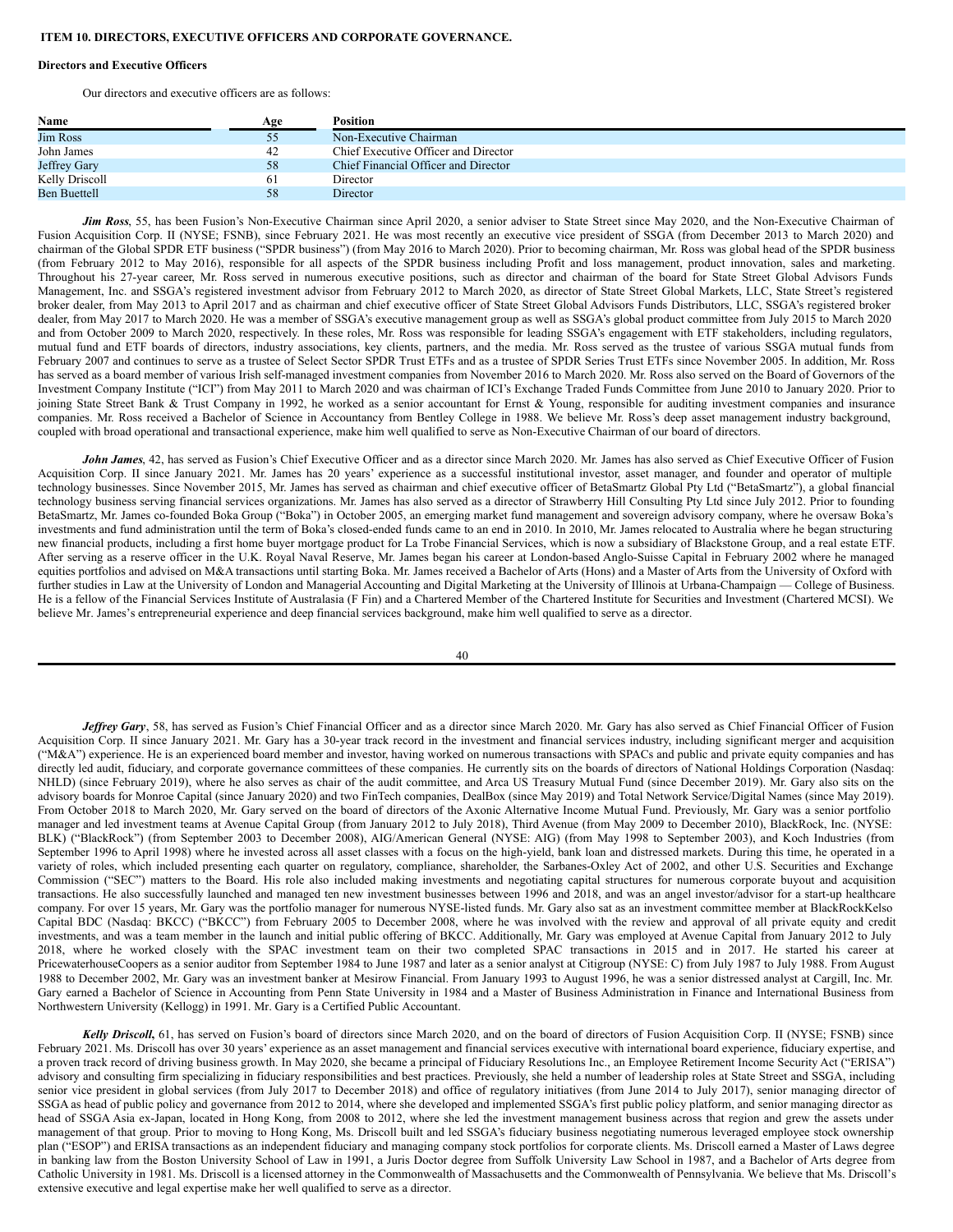## ITEM 10. DIRECTORS, EXECUTIVE OFFICERS AND CORPORATE GOVERNANCE.

### Directors and Executive Officers

Our directors and executive officers are as follows:

| Name | Age | Position |
|---|---|---|
| Jim Ross | 55 | Non-Executive Chairman |
| John James | 42 | Chief Executive Officer and Director |
| Jeffrey Gary | 58 | Chief Financial Officer and Director |
| Kelly Driscoll | 61 | Director |
| Ben Buettell | 58 | Director |

***Jim Ross***, 55, has been Fusion's Non-Executive Chairman since April 2020, a senior adviser to State Street since May 2020, and the Non-Executive Chairman of Fusion Acquisition Corp. II (NYSE; FSNB), since February 2021. He was most recently an executive vice president of SSGA (from December 2013 to March 2020) and chairman of the Global SPDR ETF business ("SPDR business") (from May 2016 to March 2020). Prior to becoming chairman, Mr. Ross was global head of the SPDR business (from February 2012 to May 2016), responsible for all aspects of the SPDR business including Profit and loss management, product innovation, sales and marketing. Throughout his 27-year career, Mr. Ross served in numerous executive positions, such as director and chairman of the board for State Street Global Advisors Funds Management, Inc. and SSGA's registered investment advisor from February 2012 to March 2020, as director of State Street Global Markets, LLC, State Street's registered broker dealer, from May 2013 to April 2017 and as chairman and chief executive officer of State Street Global Advisors Funds Distributors, LLC, SSGA's registered broker dealer, from May 2017 to March 2020. He was a member of SSGA's executive management group as well as SSGA's global product committee from July 2015 to March 2020 and from October 2009 to March 2020, respectively. In these roles, Mr. Ross was responsible for leading SSGA's engagement with ETF stakeholders, including regulators, mutual fund and ETF boards of directors, industry associations, key clients, partners, and the media. Mr. Ross served as the trustee of various SSGA mutual funds from February 2007 and continues to serve as a trustee of Select Sector SPDR Trust ETFs and as a trustee of SPDR Series Trust ETFs since November 2005. In addition, Mr. Ross has served as a board member of various Irish self-managed investment companies from November 2016 to March 2020. Mr. Ross also served on the Board of Governors of the Investment Company Institute ("ICI") from May 2011 to March 2020 and was chairman of ICI's Exchange Traded Funds Committee from June 2010 to January 2020. Prior to joining State Street Bank & Trust Company in 1992, he worked as a senior accountant for Ernst & Young, responsible for auditing investment companies and insurance companies. Mr. Ross received a Bachelor of Science in Accountancy from Bentley College in 1988. We believe Mr. Ross's deep asset management industry background, coupled with broad operational and transactional experience, make him well qualified to serve as Non-Executive Chairman of our board of directors.

***John James***, 42, has served as Fusion's Chief Executive Officer and as a director since March 2020. Mr. James has also served as Chief Executive Officer of Fusion Acquisition Corp. II since January 2021. Mr. James has 20 years' experience as a successful institutional investor, asset manager, and founder and operator of multiple technology businesses. Since November 2015, Mr. James has served as chairman and chief executive officer of BetaSmartz Global Pty Ltd ("BetaSmartz"), a global financial technology business serving financial services organizations. Mr. James has also served as a director of Strawberry Hill Consulting Pty Ltd since July 2012. Prior to founding BetaSmartz, Mr. James co-founded Boka Group ("Boka") in October 2005, an emerging market fund management and sovereign advisory company, where he oversaw Boka's investments and fund administration until the term of Boka's closed-ended funds came to an end in 2010. In 2010, Mr. James relocated to Australia where he began structuring new financial products, including a first home buyer mortgage product for La Trobe Financial Services, which is now a subsidiary of Blackstone Group, and a real estate ETF. After serving as a reserve officer in the U.K. Royal Naval Reserve, Mr. James began his career at London-based Anglo-Suisse Capital in February 2002 where he managed equities portfolios and advised on M&A transactions until starting Boka. Mr. James received a Bachelor of Arts (Hons) and a Master of Arts from the University of Oxford with further studies in Law at the University of London and Managerial Accounting and Digital Marketing at the University of Illinois at Urbana-Champaign — College of Business. He is a fellow of the Financial Services Institute of Australasia (F Fin) and a Chartered Member of the Chartered Institute for Securities and Investment (Chartered MCSI). We believe Mr. James's entrepreneurial experience and deep financial services background, make him well qualified to serve as a director.

***Jeffrey Gary***, 58, has served as Fusion's Chief Financial Officer and as a director since March 2020. Mr. Gary has also served as Chief Financial Officer of Fusion Acquisition Corp. II since January 2021. Mr. Gary has a 30-year track record in the investment and financial services industry, including significant merger and acquisition ("M&A") experience. He is an experienced board member and investor, having worked on numerous transactions with SPACs and public and private equity companies and has directly led audit, fiduciary, and corporate governance committees of these companies. He currently sits on the boards of directors of National Holdings Corporation (Nasdaq: NHLD) (since February 2019), where he also serves as chair of the audit committee, and Arca US Treasury Mutual Fund (since December 2019). Mr. Gary also sits on the advisory boards for Monroe Capital (since January 2020) and two FinTech companies, DealBox (since May 2019) and Total Network Service/Digital Names (since May 2019). From October 2018 to March 2020, Mr. Gary served on the board of directors of the Axonic Alternative Income Mutual Fund. Previously, Mr. Gary was a senior portfolio manager and led investment teams at Avenue Capital Group (from January 2012 to July 2018), Third Avenue (from May 2009 to December 2010), BlackRock, Inc. (NYSE: BLK) ("BlackRock") (from September 2003 to December 2008), AIG/American General (NYSE: AIG) (from May 1998 to September 2003), and Koch Industries (from September 1996 to April 1998) where he invested across all asset classes with a focus on the high-yield, bank loan and distressed markets. During this time, he operated in a variety of roles, which included presenting each quarter on regulatory, compliance, shareholder, the Sarbanes-Oxley Act of 2002, and other U.S. Securities and Exchange Commission ("SEC") matters to the Board. His role also included making investments and negotiating capital structures for numerous corporate buyout and acquisition transactions. He also successfully launched and managed ten new investment businesses between 1996 and 2018, and was an angel investor/advisor for a start-up healthcare company. For over 15 years, Mr. Gary was the portfolio manager for numerous NYSE-listed funds. Mr. Gary also sat as an investment committee member at BlackRockKelso Capital BDC (Nasdaq: BKCC) ("BKCC") from February 2005 to December 2008, where he was involved with the review and approval of all private equity and credit investments, and was a team member in the launch and initial public offering of BKCC. Additionally, Mr. Gary was employed at Avenue Capital from January 2012 to July 2018, where he worked closely with the SPAC investment team on their two completed SPAC transactions in 2015 and in 2017. He started his career at PricewaterhouseCoopers as a senior auditor from September 1984 to June 1987 and later as a senior analyst at Citigroup (NYSE: C) from July 1987 to July 1988. From August 1988 to December 2002, Mr. Gary was an investment banker at Mesirow Financial. From January 1993 to August 1996, he was a senior distressed analyst at Cargill, Inc. Mr. Gary earned a Bachelor of Science in Accounting from Penn State University in 1984 and a Master of Business Administration in Finance and International Business from Northwestern University (Kellogg) in 1991. Mr. Gary is a Certified Public Accountant.

***Kelly Driscoll,*** 61, has served on Fusion's board of directors since March 2020, and on the board of directors of Fusion Acquisition Corp. II (NYSE; FSNB) since February 2021. Ms. Driscoll has over 30 years' experience as an asset management and financial services executive with international board experience, fiduciary expertise, and a proven track record of driving business growth. In May 2020, she became a principal of Fiduciary Resolutions Inc., an Employee Retirement Income Security Act ("ERISA") advisory and consulting firm specializing in fiduciary responsibilities and best practices. Previously, she held a number of leadership roles at State Street and SSGA, including senior vice president in global services (from July 2017 to December 2018) and office of regulatory initiatives (from June 2014 to July 2017), senior managing director of SSGA as head of public policy and governance from 2012 to 2014, where she developed and implemented SSGA's first public policy platform, and senior managing director as head of SSGA Asia ex-Japan, located in Hong Kong, from 2008 to 2012, where she led the investment management business across that region and grew the assets under management of that group. Prior to moving to Hong Kong, Ms. Driscoll built and led SSGA's fiduciary business negotiating numerous leveraged employee stock ownership plan ("ESOP") and ERISA transactions as an independent fiduciary and managing company stock portfolios for corporate clients. Ms. Driscoll earned a Master of Laws degree in banking law from the Boston University School of Law in 1991, a Juris Doctor degree from Suffolk University Law School in 1987, and a Bachelor of Arts degree from Catholic University in 1981. Ms. Driscoll is a licensed attorney in the Commonwealth of Massachusetts and the Commonwealth of Pennsylvania. We believe that Ms. Driscoll's extensive executive and legal expertise make her well qualified to serve as a director.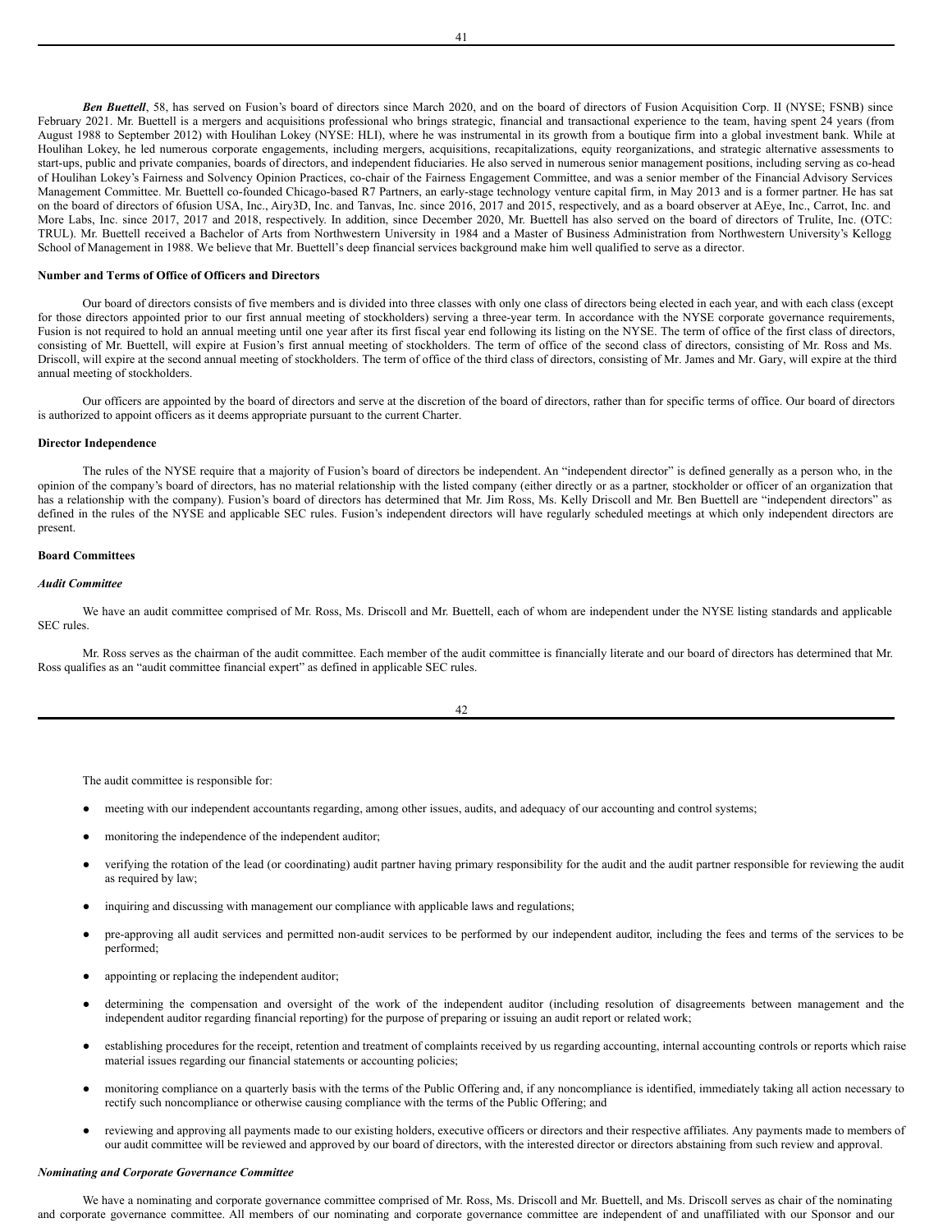***Ben Buettell***, 58, has served on Fusion's board of directors since March 2020, and on the board of directors of Fusion Acquisition Corp. II (NYSE; FSNB) since February 2021. Mr. Buettell is a mergers and acquisitions professional who brings strategic, financial and transactional experience to the team, having spent 24 years (from August 1988 to September 2012) with Houlihan Lokey (NYSE: HLI), where he was instrumental in its growth from a boutique firm into a global investment bank. While at Houlihan Lokey, he led numerous corporate engagements, including mergers, acquisitions, recapitalizations, equity reorganizations, and strategic alternative assessments to start-ups, public and private companies, boards of directors, and independent fiduciaries. He also served in numerous senior management positions, including serving as co-head of Houlihan Lokey's Fairness and Solvency Opinion Practices, co-chair of the Fairness Engagement Committee, and was a senior member of the Financial Advisory Services Management Committee. Mr. Buettell co-founded Chicago-based R7 Partners, an early-stage technology venture capital firm, in May 2013 and is a former partner. He has sat on the board of directors of 6fusion USA, Inc., Airy3D, Inc. and Tanvas, Inc. since 2016, 2017 and 2015, respectively, and as a board observer at AEye, Inc., Carrot, Inc. and More Labs, Inc. since 2017, 2017 and 2018, respectively. In addition, since December 2020, Mr. Buettell has also served on the board of directors of Trulite, Inc. (OTC: TRUL). Mr. Buettell received a Bachelor of Arts from Northwestern University in 1984 and a Master of Business Administration from Northwestern University's Kellogg School of Management in 1988. We believe that Mr. Buettell's deep financial services background make him well qualified to serve as a director.

**Number and Terms of Office of Officers and Directors**

Our board of directors consists of five members and is divided into three classes with only one class of directors being elected in each year, and with each class (except for those directors appointed prior to our first annual meeting of stockholders) serving a three-year term. In accordance with the NYSE corporate governance requirements, Fusion is not required to hold an annual meeting until one year after its first fiscal year end following its listing on the NYSE. The term of office of the first class of directors, consisting of Mr. Buettell, will expire at Fusion's first annual meeting of stockholders. The term of office of the second class of directors, consisting of Mr. Ross and Ms. Driscoll, will expire at the second annual meeting of stockholders. The term of office of the third class of directors, consisting of Mr. James and Mr. Gary, will expire at the third annual meeting of stockholders.

Our officers are appointed by the board of directors and serve at the discretion of the board of directors, rather than for specific terms of office. Our board of directors is authorized to appoint officers as it deems appropriate pursuant to the current Charter.

**Director Independence**

The rules of the NYSE require that a majority of Fusion's board of directors be independent. An "independent director" is defined generally as a person who, in the opinion of the company's board of directors, has no material relationship with the listed company (either directly or as a partner, stockholder or officer of an organization that has a relationship with the company). Fusion's board of directors has determined that Mr. Jim Ross, Ms. Kelly Driscoll and Mr. Ben Buettell are "independent directors" as defined in the rules of the NYSE and applicable SEC rules. Fusion's independent directors will have regularly scheduled meetings at which only independent directors are present.

**Board Committees**

***Audit Committee***

We have an audit committee comprised of Mr. Ross, Ms. Driscoll and Mr. Buettell, each of whom are independent under the NYSE listing standards and applicable SEC rules.

Mr. Ross serves as the chairman of the audit committee. Each member of the audit committee is financially literate and our board of directors has determined that Mr. Ross qualifies as an "audit committee financial expert" as defined in applicable SEC rules.

The audit committee is responsible for:

- meeting with our independent accountants regarding, among other issues, audits, and adequacy of our accounting and control systems;
- monitoring the independence of the independent auditor;
- verifying the rotation of the lead (or coordinating) audit partner having primary responsibility for the audit and the audit partner responsible for reviewing the audit as required by law;
- inquiring and discussing with management our compliance with applicable laws and regulations;
- pre-approving all audit services and permitted non-audit services to be performed by our independent auditor, including the fees and terms of the services to be performed;
- appointing or replacing the independent auditor;
- determining the compensation and oversight of the work of the independent auditor (including resolution of disagreements between management and the independent auditor regarding financial reporting) for the purpose of preparing or issuing an audit report or related work;
- establishing procedures for the receipt, retention and treatment of complaints received by us regarding accounting, internal accounting controls or reports which raise material issues regarding our financial statements or accounting policies;
- monitoring compliance on a quarterly basis with the terms of the Public Offering and, if any noncompliance is identified, immediately taking all action necessary to rectify such noncompliance or otherwise causing compliance with the terms of the Public Offering; and
- reviewing and approving all payments made to our existing holders, executive officers or directors and their respective affiliates. Any payments made to members of our audit committee will be reviewed and approved by our board of directors, with the interested director or directors abstaining from such review and approval.

***Nominating and Corporate Governance Committee***

We have a nominating and corporate governance committee comprised of Mr. Ross, Ms. Driscoll and Mr. Buettell, and Ms. Driscoll serves as chair of the nominating and corporate governance committee. All members of our nominating and corporate governance committee are independent of and unaffiliated with our Sponsor and our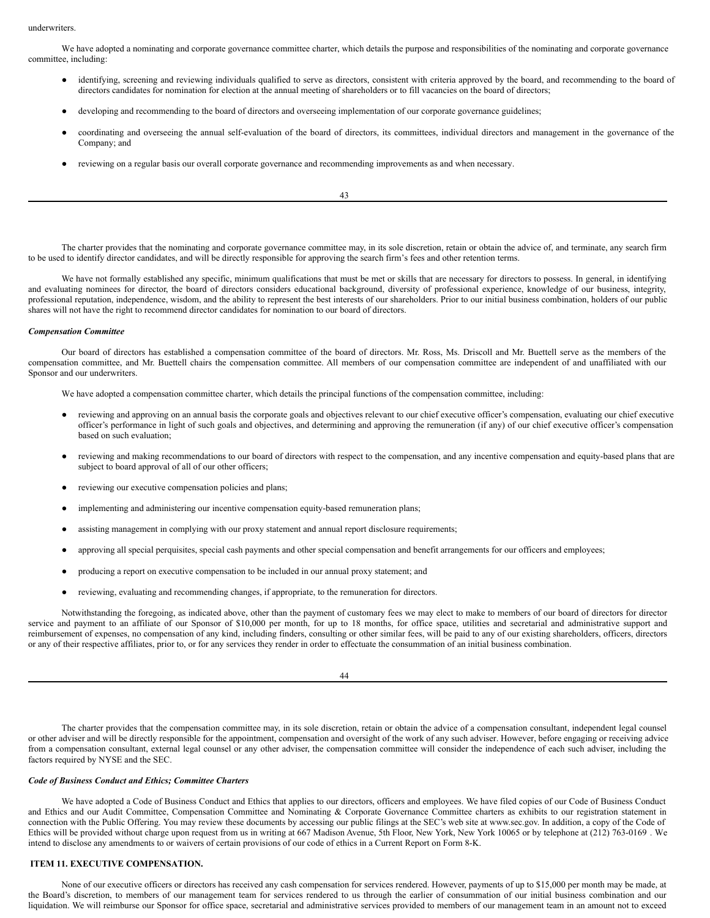underwriters.

We have adopted a nominating and corporate governance committee charter, which details the purpose and responsibilities of the nominating and corporate governance committee, including:

- identifying, screening and reviewing individuals qualified to serve as directors, consistent with criteria approved by the board, and recommending to the board of directors candidates for nomination for election at the annual meeting of shareholders or to fill vacancies on the board of directors;
- developing and recommending to the board of directors and overseeing implementation of our corporate governance guidelines;
- coordinating and overseeing the annual self-evaluation of the board of directors, its committees, individual directors and management in the governance of the Company; and
- reviewing on a regular basis our overall corporate governance and recommending improvements as and when necessary.

The charter provides that the nominating and corporate governance committee may, in its sole discretion, retain or obtain the advice of, and terminate, any search firm to be used to identify director candidates, and will be directly responsible for approving the search firm's fees and other retention terms.

We have not formally established any specific, minimum qualifications that must be met or skills that are necessary for directors to possess. In general, in identifying and evaluating nominees for director, the board of directors considers educational background, diversity of professional experience, knowledge of our business, integrity, professional reputation, independence, wisdom, and the ability to represent the best interests of our shareholders. Prior to our initial business combination, holders of our public shares will not have the right to recommend director candidates for nomination to our board of directors.

***Compensation Committee***

Our board of directors has established a compensation committee of the board of directors. Mr. Ross, Ms. Driscoll and Mr. Buettell serve as the members of the compensation committee, and Mr. Buettell chairs the compensation committee. All members of our compensation committee are independent of and unaffiliated with our Sponsor and our underwriters.

We have adopted a compensation committee charter, which details the principal functions of the compensation committee, including:

- reviewing and approving on an annual basis the corporate goals and objectives relevant to our chief executive officer's compensation, evaluating our chief executive officer's performance in light of such goals and objectives, and determining and approving the remuneration (if any) of our chief executive officer's compensation based on such evaluation;
- reviewing and making recommendations to our board of directors with respect to the compensation, and any incentive compensation and equity-based plans that are subject to board approval of all of our other officers;
- reviewing our executive compensation policies and plans;
- implementing and administering our incentive compensation equity-based remuneration plans;
- assisting management in complying with our proxy statement and annual report disclosure requirements;
- approving all special perquisites, special cash payments and other special compensation and benefit arrangements for our officers and employees;
- producing a report on executive compensation to be included in our annual proxy statement; and
- reviewing, evaluating and recommending changes, if appropriate, to the remuneration for directors.

Notwithstanding the foregoing, as indicated above, other than the payment of customary fees we may elect to make to members of our board of directors for director service and payment to an affiliate of our Sponsor of $10,000 per month, for up to 18 months, for office space, utilities and secretarial and administrative support and reimbursement of expenses, no compensation of any kind, including finders, consulting or other similar fees, will be paid to any of our existing shareholders, officers, directors or any of their respective affiliates, prior to, or for any services they render in order to effectuate the consummation of an initial business combination.

The charter provides that the compensation committee may, in its sole discretion, retain or obtain the advice of a compensation consultant, independent legal counsel or other adviser and will be directly responsible for the appointment, compensation and oversight of the work of any such adviser. However, before engaging or receiving advice from a compensation consultant, external legal counsel or any other adviser, the compensation committee will consider the independence of each such adviser, including the factors required by NYSE and the SEC.

***Code of Business Conduct and Ethics; Committee Charters***

We have adopted a Code of Business Conduct and Ethics that applies to our directors, officers and employees. We have filed copies of our Code of Business Conduct and Ethics and our Audit Committee, Compensation Committee and Nominating & Corporate Governance Committee charters as exhibits to our registration statement in connection with the Public Offering. You may review these documents by accessing our public filings at the SEC's web site at www.sec.gov. In addition, a copy of the Code of Ethics will be provided without charge upon request from us in writing at 667 Madison Avenue, 5th Floor, New York, New York 10065 or by telephone at (212) 763-0169 . We intend to disclose any amendments to or waivers of certain provisions of our code of ethics in a Current Report on Form 8-K.

## ITEM 11. EXECUTIVE COMPENSATION.

None of our executive officers or directors has received any cash compensation for services rendered. However, payments of up to $15,000 per month may be made, at the Board's discretion, to members of our management team for services rendered to us through the earlier of consummation of our initial business combination and our liquidation. We will reimburse our Sponsor for office space, secretarial and administrative services provided to members of our management team in an amount not to exceed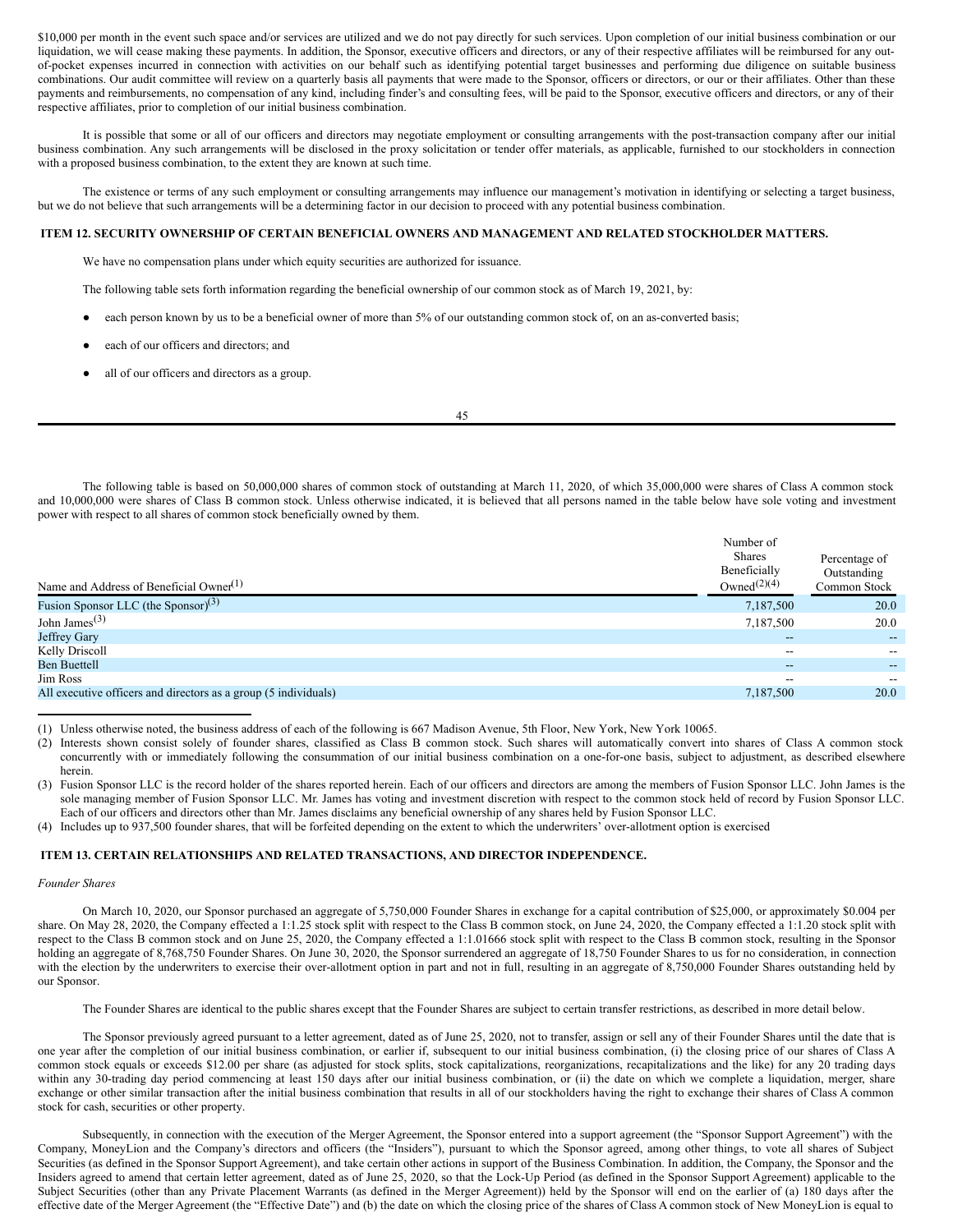$10,000 per month in the event such space and/or services are utilized and we do not pay directly for such services. Upon completion of our initial business combination or our liquidation, we will cease making these payments. In addition, the Sponsor, executive officers and directors, or any of their respective affiliates will be reimbursed for any out-of-pocket expenses incurred in connection with activities on our behalf such as identifying potential target businesses and performing due diligence on suitable business combinations. Our audit committee will review on a quarterly basis all payments that were made to the Sponsor, officers or directors, or our or their affiliates. Other than these payments and reimbursements, no compensation of any kind, including finder's and consulting fees, will be paid to the Sponsor, executive officers and directors, or any of their respective affiliates, prior to completion of our initial business combination.

It is possible that some or all of our officers and directors may negotiate employment or consulting arrangements with the post-transaction company after our initial business combination. Any such arrangements will be disclosed in the proxy solicitation or tender offer materials, as applicable, furnished to our stockholders in connection with a proposed business combination, to the extent they are known at such time.

The existence or terms of any such employment or consulting arrangements may influence our management's motivation in identifying or selecting a target business, but we do not believe that such arrangements will be a determining factor in our decision to proceed with any potential business combination.

## ITEM 12. SECURITY OWNERSHIP OF CERTAIN BENEFICIAL OWNERS AND MANAGEMENT AND RELATED STOCKHOLDER MATTERS.

We have no compensation plans under which equity securities are authorized for issuance.

The following table sets forth information regarding the beneficial ownership of our common stock as of March 19, 2021, by:

- each person known by us to be a beneficial owner of more than 5% of our outstanding common stock of, on an as-converted basis;
- each of our officers and directors; and
- all of our officers and directors as a group.

The following table is based on 50,000,000 shares of common stock of outstanding at March 11, 2020, of which 35,000,000 were shares of Class A common stock and 10,000,000 were shares of Class B common stock. Unless otherwise indicated, it is believed that all persons named in the table below have sole voting and investment power with respect to all shares of common stock beneficially owned by them.

| Name and Address of Beneficial Owner(1) | Number of Shares Beneficially Owned(2)(4) | Percentage of Outstanding Common Stock |
|---|---|---|
| Fusion Sponsor LLC (the Sponsor)(3) | 7,187,500 | 20.0 |
| John James(3) | 7,187,500 | 20.0 |
| Jeffrey Gary | -- | -- |
| Kelly Driscoll | -- | -- |
| Ben Buettell | -- | -- |
| Jim Ross | -- | -- |
| All executive officers and directors as a group (5 individuals) | 7,187,500 | 20.0 |

(1) Unless otherwise noted, the business address of each of the following is 667 Madison Avenue, 5th Floor, New York, New York 10065.

(2) Interests shown consist solely of founder shares, classified as Class B common stock. Such shares will automatically convert into shares of Class A common stock concurrently with or immediately following the consummation of our initial business combination on a one-for-one basis, subject to adjustment, as described elsewhere herein.

(3) Fusion Sponsor LLC is the record holder of the shares reported herein. Each of our officers and directors are among the members of Fusion Sponsor LLC. John James is the sole managing member of Fusion Sponsor LLC. Mr. James has voting and investment discretion with respect to the common stock held of record by Fusion Sponsor LLC. Each of our officers and directors other than Mr. James disclaims any beneficial ownership of any shares held by Fusion Sponsor LLC.

(4) Includes up to 937,500 founder shares, that will be forfeited depending on the extent to which the underwriters' over-allotment option is exercised

## ITEM 13. CERTAIN RELATIONSHIPS AND RELATED TRANSACTIONS, AND DIRECTOR INDEPENDENCE.

*Founder Shares*

On March 10, 2020, our Sponsor purchased an aggregate of 5,750,000 Founder Shares in exchange for a capital contribution of $25,000, or approximately $0.004 per share. On May 28, 2020, the Company effected a 1:1.25 stock split with respect to the Class B common stock, on June 24, 2020, the Company effected a 1:1.20 stock split with respect to the Class B common stock and on June 25, 2020, the Company effected a 1:1.01666 stock split with respect to the Class B common stock, resulting in the Sponsor holding an aggregate of 8,768,750 Founder Shares. On June 30, 2020, the Sponsor surrendered an aggregate of 18,750 Founder Shares to us for no consideration, in connection with the election by the underwriters to exercise their over-allotment option in part and not in full, resulting in an aggregate of 8,750,000 Founder Shares outstanding held by our Sponsor.

The Founder Shares are identical to the public shares except that the Founder Shares are subject to certain transfer restrictions, as described in more detail below.

The Sponsor previously agreed pursuant to a letter agreement, dated as of June 25, 2020, not to transfer, assign or sell any of their Founder Shares until the date that is one year after the completion of our initial business combination, or earlier if, subsequent to our initial business combination, (i) the closing price of our shares of Class A common stock equals or exceeds $12.00 per share (as adjusted for stock splits, stock capitalizations, reorganizations, recapitalizations and the like) for any 20 trading days within any 30-trading day period commencing at least 150 days after our initial business combination, or (ii) the date on which we complete a liquidation, merger, share exchange or other similar transaction after the initial business combination that results in all of our stockholders having the right to exchange their shares of Class A common stock for cash, securities or other property.

Subsequently, in connection with the execution of the Merger Agreement, the Sponsor entered into a support agreement (the "Sponsor Support Agreement") with the Company, MoneyLion and the Company's directors and officers (the "Insiders"), pursuant to which the Sponsor agreed, among other things, to vote all shares of Subject Securities (as defined in the Sponsor Support Agreement), and take certain other actions in support of the Business Combination. In addition, the Company, the Sponsor and the Insiders agreed to amend that certain letter agreement, dated as of June 25, 2020, so that the Lock-Up Period (as defined in the Sponsor Support Agreement) applicable to the Subject Securities (other than any Private Placement Warrants (as defined in the Merger Agreement)) held by the Sponsor will end on the earlier of (a) 180 days after the effective date of the Merger Agreement (the "Effective Date") and (b) the date on which the closing price of the shares of Class A common stock of New MoneyLion is equal to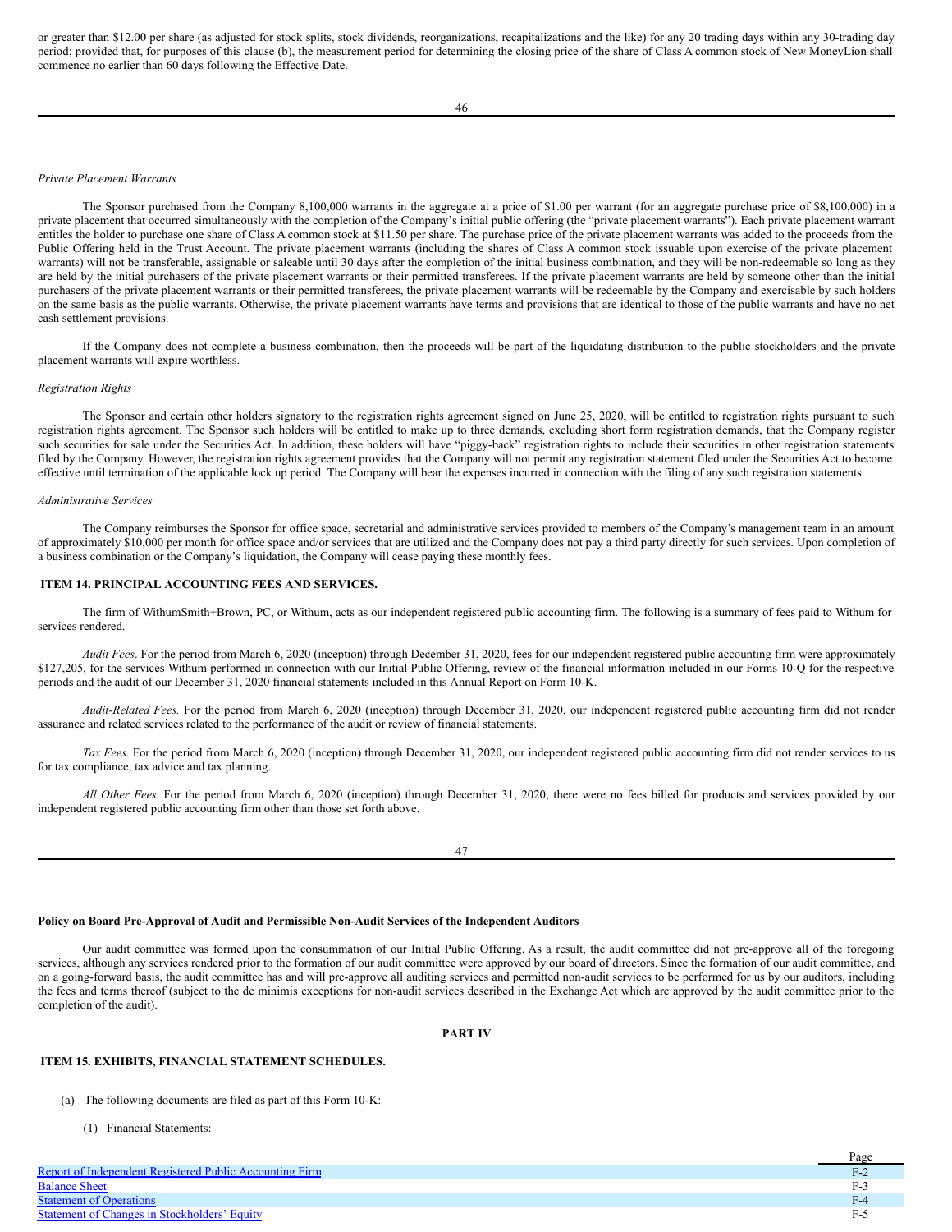or greater than $12.00 per share (as adjusted for stock splits, stock dividends, reorganizations, recapitalizations and the like) for any 20 trading days within any 30-trading day period; provided that, for purposes of this clause (b), the measurement period for determining the closing price of the share of Class A common stock of New MoneyLion shall commence no earlier than 60 days following the Effective Date.

*Private Placement Warrants*

The Sponsor purchased from the Company 8,100,000 warrants in the aggregate at a price of $1.00 per warrant (for an aggregate purchase price of $8,100,000) in a private placement that occurred simultaneously with the completion of the Company's initial public offering (the "private placement warrants"). Each private placement warrant entitles the holder to purchase one share of Class A common stock at $11.50 per share. The purchase price of the private placement warrants was added to the proceeds from the Public Offering held in the Trust Account. The private placement warrants (including the shares of Class A common stock issuable upon exercise of the private placement warrants) will not be transferable, assignable or saleable until 30 days after the completion of the initial business combination, and they will be non-redeemable so long as they are held by the initial purchasers of the private placement warrants or their permitted transferees. If the private placement warrants are held by someone other than the initial purchasers of the private placement warrants or their permitted transferees, the private placement warrants will be redeemable by the Company and exercisable by such holders on the same basis as the public warrants. Otherwise, the private placement warrants have terms and provisions that are identical to those of the public warrants and have no net cash settlement provisions.

If the Company does not complete a business combination, then the proceeds will be part of the liquidating distribution to the public stockholders and the private placement warrants will expire worthless.

*Registration Rights*

The Sponsor and certain other holders signatory to the registration rights agreement signed on June 25, 2020, will be entitled to registration rights pursuant to such registration rights agreement. The Sponsor such holders will be entitled to make up to three demands, excluding short form registration demands, that the Company register such securities for sale under the Securities Act. In addition, these holders will have "piggy-back" registration rights to include their securities in other registration statements filed by the Company. However, the registration rights agreement provides that the Company will not permit any registration statement filed under the Securities Act to become effective until termination of the applicable lock up period. The Company will bear the expenses incurred in connection with the filing of any such registration statements.

*Administrative Services*

The Company reimburses the Sponsor for office space, secretarial and administrative services provided to members of the Company's management team in an amount of approximately $10,000 per month for office space and/or services that are utilized and the Company does not pay a third party directly for such services. Upon completion of a business combination or the Company's liquidation, the Company will cease paying these monthly fees.

## ITEM 14. PRINCIPAL ACCOUNTING FEES AND SERVICES.

The firm of WithumSmith+Brown, PC, or Withum, acts as our independent registered public accounting firm. The following is a summary of fees paid to Withum for services rendered.

*Audit Fees*. For the period from March 6, 2020 (inception) through December 31, 2020, fees for our independent registered public accounting firm were approximately $127,205, for the services Withum performed in connection with our Initial Public Offering, review of the financial information included in our Forms 10-Q for the respective periods and the audit of our December 31, 2020 financial statements included in this Annual Report on Form 10-K.

*Audit-Related Fees.* For the period from March 6, 2020 (inception) through December 31, 2020, our independent registered public accounting firm did not render assurance and related services related to the performance of the audit or review of financial statements.

*Tax Fees*. For the period from March 6, 2020 (inception) through December 31, 2020, our independent registered public accounting firm did not render services to us for tax compliance, tax advice and tax planning.

*All Other Fees*. For the period from March 6, 2020 (inception) through December 31, 2020, there were no fees billed for products and services provided by our independent registered public accounting firm other than those set forth above.

**Policy on Board Pre-Approval of Audit and Permissible Non-Audit Services of the Independent Auditors**

Our audit committee was formed upon the consummation of our Initial Public Offering. As a result, the audit committee did not pre-approve all of the foregoing services, although any services rendered prior to the formation of our audit committee were approved by our board of directors. Since the formation of our audit committee, and on a going-forward basis, the audit committee has and will pre-approve all auditing services and permitted non-audit services to be performed for us by our auditors, including the fees and terms thereof (subject to the de minimis exceptions for non-audit services described in the Exchange Act which are approved by the audit committee prior to the completion of the audit).

# PART IV

## ITEM 15. EXHIBITS, FINANCIAL STATEMENT SCHEDULES.

(a) The following documents are filed as part of this Form 10-K:

(1) Financial Statements:

| | Page |
|---|---|
| Report of Independent Registered Public Accounting Firm | F-2 |
| Balance Sheet | F-3 |
| Statement of Operations | F-4 |
| Statement of Changes in Stockholders' Equity | F-5 |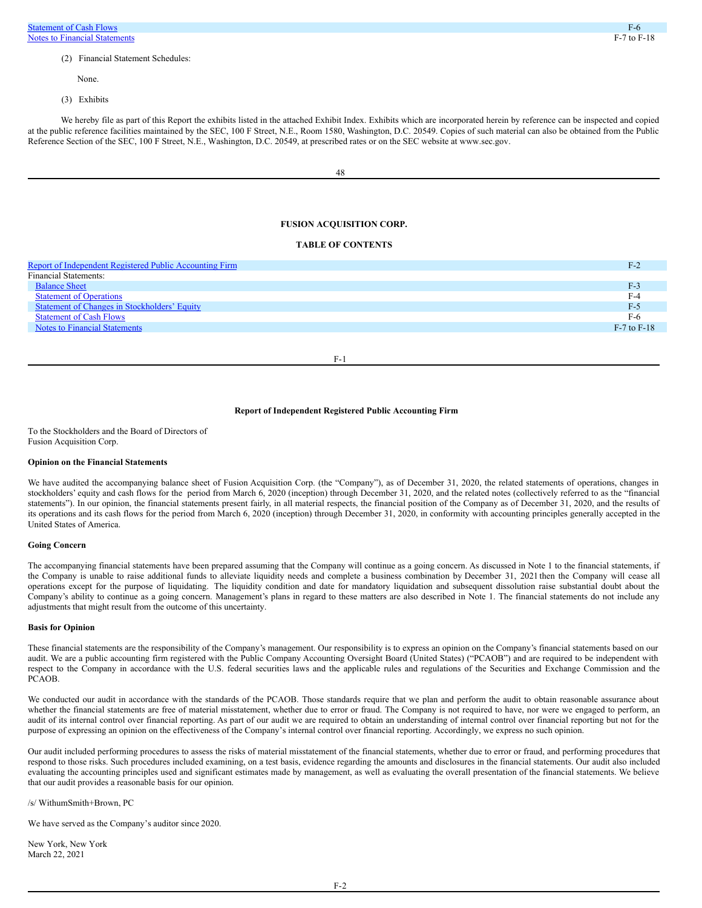| | |
|---|---|
| Statement of Cash Flows | F-6 |
| Notes to Financial Statements | F-7 to F-18 |

(2) Financial Statement Schedules:

None.

(3) Exhibits

We hereby file as part of this Report the exhibits listed in the attached Exhibit Index. Exhibits which are incorporated herein by reference can be inspected and copied at the public reference facilities maintained by the SEC, 100 F Street, N.E., Room 1580, Washington, D.C. 20549. Copies of such material can also be obtained from the Public Reference Section of the SEC, 100 F Street, N.E., Washington, D.C. 20549, at prescribed rates or on the SEC website at www.sec.gov.

**FUSION ACQUISITION CORP.**

**TABLE OF CONTENTS**

| | |
|---|---|
| Report of Independent Registered Public Accounting Firm | F-2 |
| Financial Statements: | |
| Balance Sheet | F-3 |
| Statement of Operations | F-4 |
| Statement of Changes in Stockholders' Equity | F-5 |
| Statement of Cash Flows | F-6 |
| Notes to Financial Statements | F-7 to F-18 |

**Report of Independent Registered Public Accounting Firm**

To the Stockholders and the Board of Directors of
Fusion Acquisition Corp.

**Opinion on the Financial Statements**

We have audited the accompanying balance sheet of Fusion Acquisition Corp. (the "Company"), as of December 31, 2020, the related statements of operations, changes in stockholders' equity and cash flows for the period from March 6, 2020 (inception) through December 31, 2020, and the related notes (collectively referred to as the "financial statements"). In our opinion, the financial statements present fairly, in all material respects, the financial position of the Company as of December 31, 2020, and the results of its operations and its cash flows for the period from March 6, 2020 (inception) through December 31, 2020, in conformity with accounting principles generally accepted in the United States of America.

**Going Concern**

The accompanying financial statements have been prepared assuming that the Company will continue as a going concern. As discussed in Note 1 to the financial statements, if the Company is unable to raise additional funds to alleviate liquidity needs and complete a business combination by December 31, 2021 then the Company will cease all operations except for the purpose of liquidating. The liquidity condition and date for mandatory liquidation and subsequent dissolution raise substantial doubt about the Company's ability to continue as a going concern. Management's plans in regard to these matters are also described in Note 1. The financial statements do not include any adjustments that might result from the outcome of this uncertainty.

**Basis for Opinion**

These financial statements are the responsibility of the Company's management. Our responsibility is to express an opinion on the Company's financial statements based on our audit. We are a public accounting firm registered with the Public Company Accounting Oversight Board (United States) ("PCAOB") and are required to be independent with respect to the Company in accordance with the U.S. federal securities laws and the applicable rules and regulations of the Securities and Exchange Commission and the PCAOB.

We conducted our audit in accordance with the standards of the PCAOB. Those standards require that we plan and perform the audit to obtain reasonable assurance about whether the financial statements are free of material misstatement, whether due to error or fraud. The Company is not required to have, nor were we engaged to perform, an audit of its internal control over financial reporting. As part of our audit we are required to obtain an understanding of internal control over financial reporting but not for the purpose of expressing an opinion on the effectiveness of the Company's internal control over financial reporting. Accordingly, we express no such opinion.

Our audit included performing procedures to assess the risks of material misstatement of the financial statements, whether due to error or fraud, and performing procedures that respond to those risks. Such procedures included examining, on a test basis, evidence regarding the amounts and disclosures in the financial statements. Our audit also included evaluating the accounting principles used and significant estimates made by management, as well as evaluating the overall presentation of the financial statements. We believe that our audit provides a reasonable basis for our opinion.

/s/ WithumSmith+Brown, PC

We have served as the Company's auditor since 2020.

New York, New York
March 22, 2021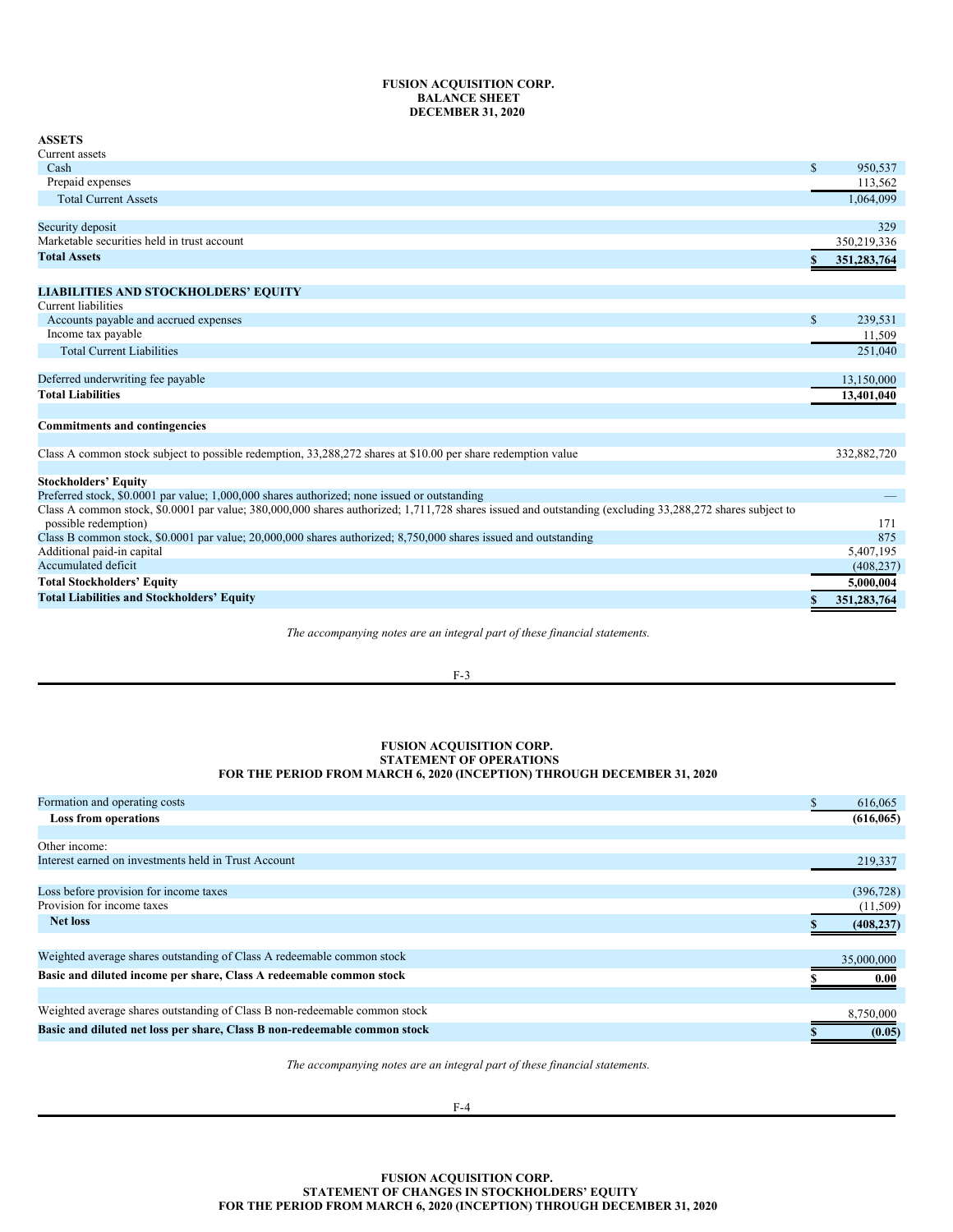**FUSION ACQUISITION CORP.**
**BALANCE SHEET**
**DECEMBER 31, 2020**

| | |
|---|---|
| **ASSETS** | |
| Current assets | |
| Cash | $ 950,537 |
| Prepaid expenses | 113,562 |
| Total Current Assets | 1,064,099 |
| | |
| Security deposit | 329 |
| Marketable securities held in trust account | 350,219,336 |
| **Total Assets** | **$ 351,283,764** |
| | |
| **LIABILITIES AND STOCKHOLDERS' EQUITY** | |
| Current liabilities | |
| Accounts payable and accrued expenses | $ 239,531 |
| Income tax payable | 11,509 |
| Total Current Liabilities | 251,040 |
| | |
| Deferred underwriting fee payable | 13,150,000 |
| **Total Liabilities** | **13,401,040** |
| | |
| **Commitments and contingencies** | |
| | |
| Class A common stock subject to possible redemption, 33,288,272 shares at $10.00 per share redemption value | 332,882,720 |
| | |
| **Stockholders' Equity** | |
| Preferred stock, $0.0001 par value; 1,000,000 shares authorized; none issued or outstanding | — |
| Class A common stock, $0.0001 par value; 380,000,000 shares authorized; 1,711,728 shares issued and outstanding (excluding 33,288,272 shares subject to possible redemption) | 171 |
| Class B common stock, $0.0001 par value; 20,000,000 shares authorized; 8,750,000 shares issued and outstanding | 875 |
| Additional paid-in capital | 5,407,195 |
| Accumulated deficit | (408,237) |
| **Total Stockholders' Equity** | **5,000,004** |
| **Total Liabilities and Stockholders' Equity** | **$ 351,283,764** |

*The accompanying notes are an integral part of these financial statements.*

**FUSION ACQUISITION CORP.**
**STATEMENT OF OPERATIONS**
**FOR THE PERIOD FROM MARCH 6, 2020 (INCEPTION) THROUGH DECEMBER 31, 2020**

| | |
|---|---|
| Formation and operating costs | $ 616,065 |
| **Loss from operations** | **(616,065)** |
| | |
| Other income: | |
| Interest earned on investments held in Trust Account | 219,337 |
| | |
| Loss before provision for income taxes | (396,728) |
| Provision for income taxes | (11,509) |
| **Net loss** | **$ (408,237)** |
| | |
| Weighted average shares outstanding of Class A redeemable common stock | 35,000,000 |
| **Basic and diluted income per share, Class A redeemable common stock** | **$ 0.00** |
| | |
| Weighted average shares outstanding of Class B non-redeemable common stock | 8,750,000 |
| **Basic and diluted net loss per share, Class B non-redeemable common stock** | **$ (0.05)** |

*The accompanying notes are an integral part of these financial statements.*

**FUSION ACQUISITION CORP.**
**STATEMENT OF CHANGES IN STOCKHOLDERS' EQUITY**
**FOR THE PERIOD FROM MARCH 6, 2020 (INCEPTION) THROUGH DECEMBER 31, 2020**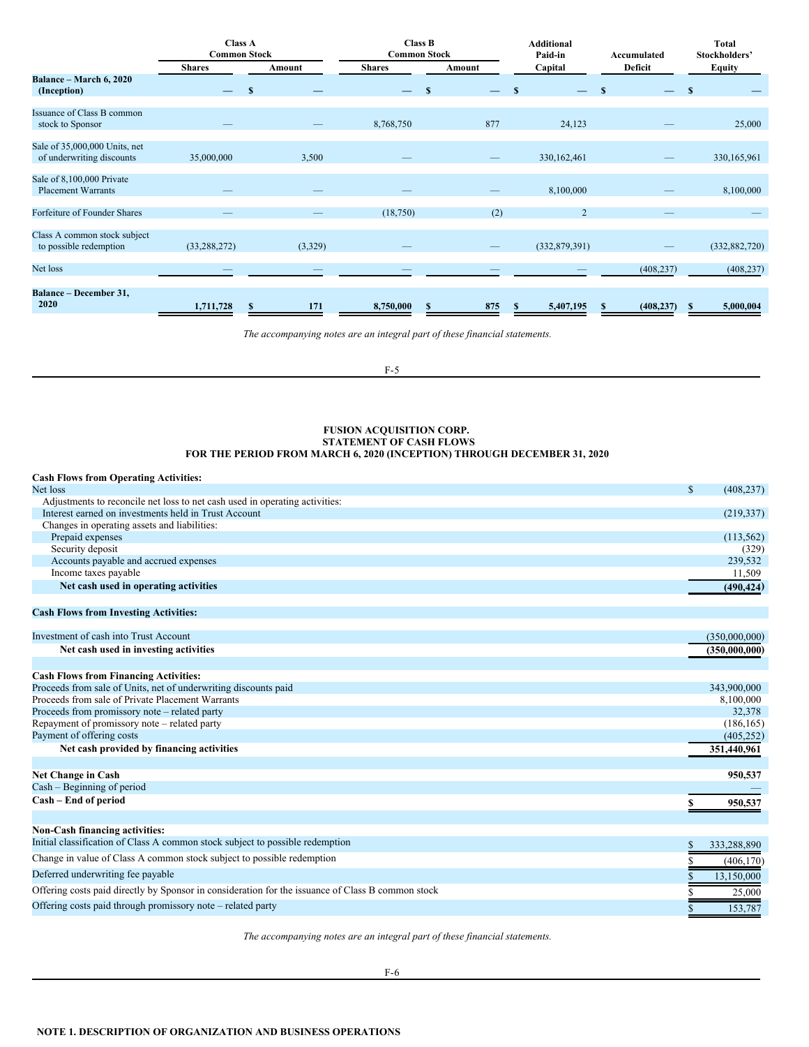| | Class A Common Stock | | Class B Common Stock | | Additional Paid-in | Accumulated | Total Stockholders' |
|---|---|---|---|---|---|---|---|
| | Shares | Amount | Shares | Amount | Capital | Deficit | Equity |
| **Balance – March 6, 2020 (Inception)** | — | $ — | — | $ — | $ — | $ — | $ — |
| Issuance of Class B common stock to Sponsor | — | — | 8,768,750 | 877 | 24,123 | — | 25,000 |
| Sale of 35,000,000 Units, net of underwriting discounts | 35,000,000 | 3,500 | — | — | 330,162,461 | — | 330,165,961 |
| Sale of 8,100,000 Private Placement Warrants | — | — | — | — | 8,100,000 | — | 8,100,000 |
| Forfeiture of Founder Shares | — | — | (18,750) | (2) | 2 | — | — |
| Class A common stock subject to possible redemption | (33,288,272) | (3,329) | — | — | (332,879,391) | — | (332,882,720) |
| Net loss | — | — | — | — | — | (408,237) | (408,237) |
| **Balance – December 31, 2020** | **1,711,728** | **$ 171** | **8,750,000** | **$ 875** | **$ 5,407,195** | **$ (408,237)** | **$ 5,000,004** |

*The accompanying notes are an integral part of these financial statements.*

**FUSION ACQUISITION CORP.**
**STATEMENT OF CASH FLOWS**
**FOR THE PERIOD FROM MARCH 6, 2020 (INCEPTION) THROUGH DECEMBER 31, 2020**

| | |
|---|---|
| **Cash Flows from Operating Activities:** | |
| Net loss | $ (408,237) |
| Adjustments to reconcile net loss to net cash used in operating activities: | |
| Interest earned on investments held in Trust Account | (219,337) |
| Changes in operating assets and liabilities: | |
| Prepaid expenses | (113,562) |
| Security deposit | (329) |
| Accounts payable and accrued expenses | 239,532 |
| Income taxes payable | 11,509 |
| **Net cash used in operating activities** | **(490,424)** |
| **Cash Flows from Investing Activities:** | |
| Investment of cash into Trust Account | (350,000,000) |
| **Net cash used in investing activities** | **(350,000,000)** |
| **Cash Flows from Financing Activities:** | |
| Proceeds from sale of Units, net of underwriting discounts paid | 343,900,000 |
| Proceeds from sale of Private Placement Warrants | 8,100,000 |
| Proceeds from promissory note – related party | 32,378 |
| Repayment of promissory note – related party | (186,165) |
| Payment of offering costs | (405,252) |
| **Net cash provided by financing activities** | **351,440,961** |
| **Net Change in Cash** | **950,537** |
| Cash – Beginning of period | — |
| **Cash – End of period** | **$ 950,537** |
| **Non-Cash financing activities:** | |
| Initial classification of Class A common stock subject to possible redemption | $ 333,288,890 |
| Change in value of Class A common stock subject to possible redemption | $ (406,170) |
| Deferred underwriting fee payable | $ 13,150,000 |
| Offering costs paid directly by Sponsor in consideration for the issuance of Class B common stock | $ 25,000 |
| Offering costs paid through promissory note – related party | $ 153,787 |

*The accompanying notes are an integral part of these financial statements.*

**NOTE 1. DESCRIPTION OF ORGANIZATION AND BUSINESS OPERATIONS**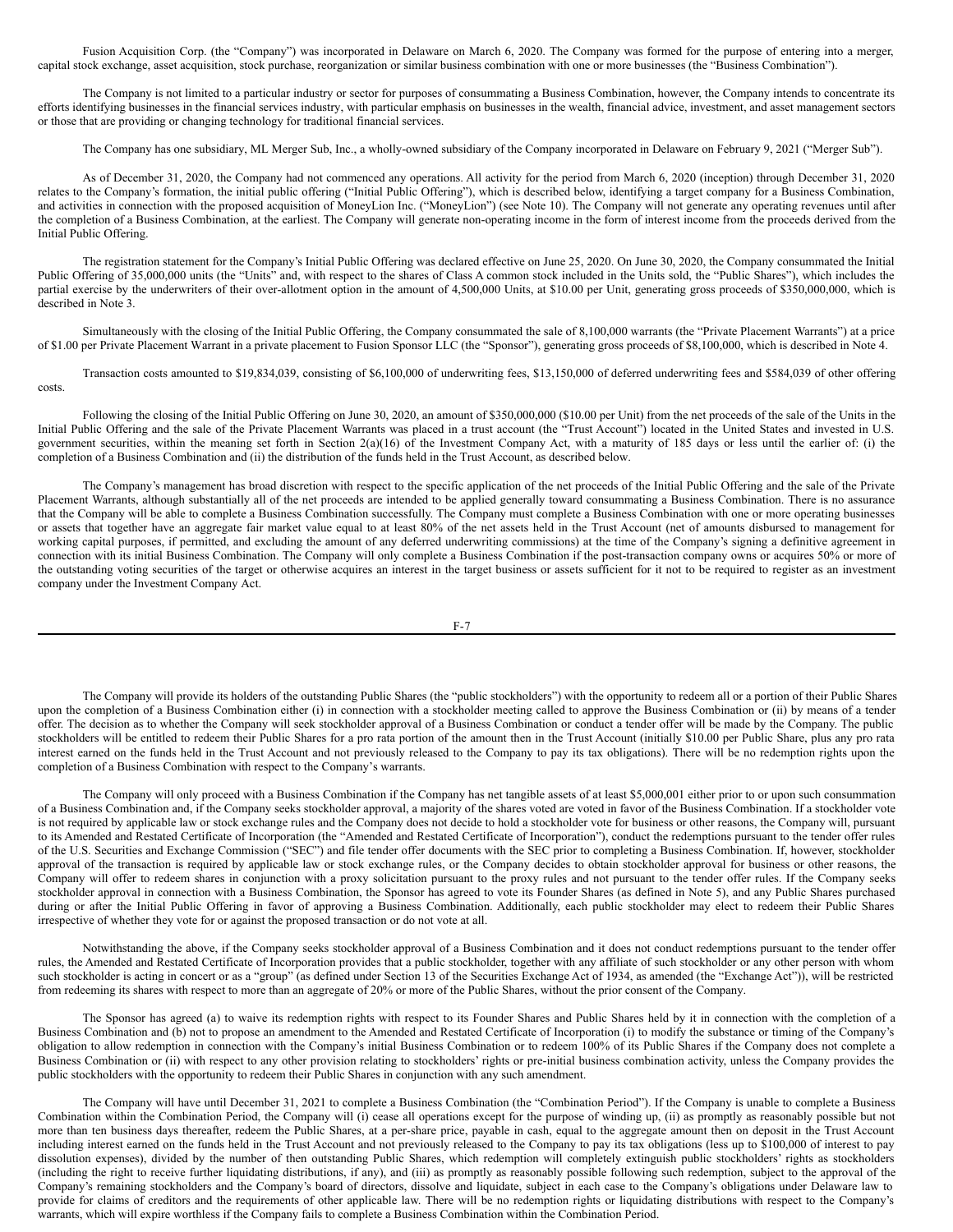Fusion Acquisition Corp. (the "Company") was incorporated in Delaware on March 6, 2020. The Company was formed for the purpose of entering into a merger, capital stock exchange, asset acquisition, stock purchase, reorganization or similar business combination with one or more businesses (the "Business Combination").

The Company is not limited to a particular industry or sector for purposes of consummating a Business Combination, however, the Company intends to concentrate its efforts identifying businesses in the financial services industry, with particular emphasis on businesses in the wealth, financial advice, investment, and asset management sectors or those that are providing or changing technology for traditional financial services.

The Company has one subsidiary, ML Merger Sub, Inc., a wholly-owned subsidiary of the Company incorporated in Delaware on February 9, 2021 ("Merger Sub").

As of December 31, 2020, the Company had not commenced any operations. All activity for the period from March 6, 2020 (inception) through December 31, 2020 relates to the Company's formation, the initial public offering ("Initial Public Offering"), which is described below, identifying a target company for a Business Combination, and activities in connection with the proposed acquisition of MoneyLion Inc. ("MoneyLion") (see Note 10). The Company will not generate any operating revenues until after the completion of a Business Combination, at the earliest. The Company will generate non-operating income in the form of interest income from the proceeds derived from the Initial Public Offering.

The registration statement for the Company's Initial Public Offering was declared effective on June 25, 2020. On June 30, 2020, the Company consummated the Initial Public Offering of 35,000,000 units (the "Units" and, with respect to the shares of Class A common stock included in the Units sold, the "Public Shares"), which includes the partial exercise by the underwriters of their over-allotment option in the amount of 4,500,000 Units, at $10.00 per Unit, generating gross proceeds of $350,000,000, which is described in Note 3.

Simultaneously with the closing of the Initial Public Offering, the Company consummated the sale of 8,100,000 warrants (the "Private Placement Warrants") at a price of $1.00 per Private Placement Warrant in a private placement to Fusion Sponsor LLC (the "Sponsor"), generating gross proceeds of $8,100,000, which is described in Note 4.

Transaction costs amounted to $19,834,039, consisting of $6,100,000 of underwriting fees, $13,150,000 of deferred underwriting fees and $584,039 of other offering costs.

Following the closing of the Initial Public Offering on June 30, 2020, an amount of $350,000,000 ($10.00 per Unit) from the net proceeds of the sale of the Units in the Initial Public Offering and the sale of the Private Placement Warrants was placed in a trust account (the "Trust Account") located in the United States and invested in U.S. government securities, within the meaning set forth in Section 2(a)(16) of the Investment Company Act, with a maturity of 185 days or less until the earlier of: (i) the completion of a Business Combination and (ii) the distribution of the funds held in the Trust Account, as described below.

The Company's management has broad discretion with respect to the specific application of the net proceeds of the Initial Public Offering and the sale of the Private Placement Warrants, although substantially all of the net proceeds are intended to be applied generally toward consummating a Business Combination. There is no assurance that the Company will be able to complete a Business Combination successfully. The Company must complete a Business Combination with one or more operating businesses or assets that together have an aggregate fair market value equal to at least 80% of the net assets held in the Trust Account (net of amounts disbursed to management for working capital purposes, if permitted, and excluding the amount of any deferred underwriting commissions) at the time of the Company's signing a definitive agreement in connection with its initial Business Combination. The Company will only complete a Business Combination if the post-transaction company owns or acquires 50% or more of the outstanding voting securities of the target or otherwise acquires an interest in the target business or assets sufficient for it not to be required to register as an investment company under the Investment Company Act.

The Company will provide its holders of the outstanding Public Shares (the "public stockholders") with the opportunity to redeem all or a portion of their Public Shares upon the completion of a Business Combination either (i) in connection with a stockholder meeting called to approve the Business Combination or (ii) by means of a tender offer. The decision as to whether the Company will seek stockholder approval of a Business Combination or conduct a tender offer will be made by the Company. The public stockholders will be entitled to redeem their Public Shares for a pro rata portion of the amount then in the Trust Account (initially $10.00 per Public Share, plus any pro rata interest earned on the funds held in the Trust Account and not previously released to the Company to pay its tax obligations). There will be no redemption rights upon the completion of a Business Combination with respect to the Company's warrants.

The Company will only proceed with a Business Combination if the Company has net tangible assets of at least $5,000,001 either prior to or upon such consummation of a Business Combination and, if the Company seeks stockholder approval, a majority of the shares voted are voted in favor of the Business Combination. If a stockholder vote is not required by applicable law or stock exchange rules and the Company does not decide to hold a stockholder vote for business or other reasons, the Company will, pursuant to its Amended and Restated Certificate of Incorporation (the "Amended and Restated Certificate of Incorporation"), conduct the redemptions pursuant to the tender offer rules of the U.S. Securities and Exchange Commission ("SEC") and file tender offer documents with the SEC prior to completing a Business Combination. If, however, stockholder approval of the transaction is required by applicable law or stock exchange rules, or the Company decides to obtain stockholder approval for business or other reasons, the Company will offer to redeem shares in conjunction with a proxy solicitation pursuant to the proxy rules and not pursuant to the tender offer rules. If the Company seeks stockholder approval in connection with a Business Combination, the Sponsor has agreed to vote its Founder Shares (as defined in Note 5), and any Public Shares purchased during or after the Initial Public Offering in favor of approving a Business Combination. Additionally, each public stockholder may elect to redeem their Public Shares irrespective of whether they vote for or against the proposed transaction or do not vote at all.

Notwithstanding the above, if the Company seeks stockholder approval of a Business Combination and it does not conduct redemptions pursuant to the tender offer rules, the Amended and Restated Certificate of Incorporation provides that a public stockholder, together with any affiliate of such stockholder or any other person with whom such stockholder is acting in concert or as a "group" (as defined under Section 13 of the Securities Exchange Act of 1934, as amended (the "Exchange Act")), will be restricted from redeeming its shares with respect to more than an aggregate of 20% or more of the Public Shares, without the prior consent of the Company.

The Sponsor has agreed (a) to waive its redemption rights with respect to its Founder Shares and Public Shares held by it in connection with the completion of a Business Combination and (b) not to propose an amendment to the Amended and Restated Certificate of Incorporation (i) to modify the substance or timing of the Company's obligation to allow redemption in connection with the Company's initial Business Combination or to redeem 100% of its Public Shares if the Company does not complete a Business Combination or (ii) with respect to any other provision relating to stockholders' rights or pre-initial business combination activity, unless the Company provides the public stockholders with the opportunity to redeem their Public Shares in conjunction with any such amendment.

The Company will have until December 31, 2021 to complete a Business Combination (the "Combination Period"). If the Company is unable to complete a Business Combination within the Combination Period, the Company will (i) cease all operations except for the purpose of winding up, (ii) as promptly as reasonably possible but not more than ten business days thereafter, redeem the Public Shares, at a per-share price, payable in cash, equal to the aggregate amount then on deposit in the Trust Account including interest earned on the funds held in the Trust Account and not previously released to the Company to pay its tax obligations (less up to $100,000 of interest to pay dissolution expenses), divided by the number of then outstanding Public Shares, which redemption will completely extinguish public stockholders' rights as stockholders (including the right to receive further liquidating distributions, if any), and (iii) as promptly as reasonably possible following such redemption, subject to the approval of the Company's remaining stockholders and the Company's board of directors, dissolve and liquidate, subject in each case to the Company's obligations under Delaware law to provide for claims of creditors and the requirements of other applicable law. There will be no redemption rights or liquidating distributions with respect to the Company's warrants, which will expire worthless if the Company fails to complete a Business Combination within the Combination Period.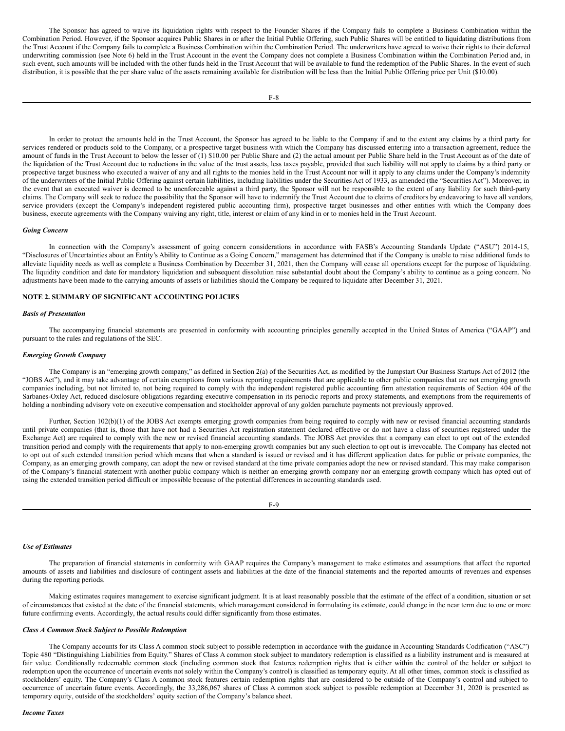The Sponsor has agreed to waive its liquidation rights with respect to the Founder Shares if the Company fails to complete a Business Combination within the Combination Period. However, if the Sponsor acquires Public Shares in or after the Initial Public Offering, such Public Shares will be entitled to liquidating distributions from the Trust Account if the Company fails to complete a Business Combination within the Combination Period. The underwriters have agreed to waive their rights to their deferred underwriting commission (see Note 6) held in the Trust Account in the event the Company does not complete a Business Combination within the Combination Period and, in such event, such amounts will be included with the other funds held in the Trust Account that will be available to fund the redemption of the Public Shares. In the event of such distribution, it is possible that the per share value of the assets remaining available for distribution will be less than the Initial Public Offering price per Unit ($10.00).

In order to protect the amounts held in the Trust Account, the Sponsor has agreed to be liable to the Company if and to the extent any claims by a third party for services rendered or products sold to the Company, or a prospective target business with which the Company has discussed entering into a transaction agreement, reduce the amount of funds in the Trust Account to below the lesser of (1) $10.00 per Public Share and (2) the actual amount per Public Share held in the Trust Account as of the date of the liquidation of the Trust Account due to reductions in the value of the trust assets, less taxes payable, provided that such liability will not apply to claims by a third party or prospective target business who executed a waiver of any and all rights to the monies held in the Trust Account nor will it apply to any claims under the Company's indemnity of the underwriters of the Initial Public Offering against certain liabilities, including liabilities under the Securities Act of 1933, as amended (the "Securities Act"). Moreover, in the event that an executed waiver is deemed to be unenforceable against a third party, the Sponsor will not be responsible to the extent of any liability for such third-party claims. The Company will seek to reduce the possibility that the Sponsor will have to indemnify the Trust Account due to claims of creditors by endeavoring to have all vendors, service providers (except the Company's independent registered public accounting firm), prospective target businesses and other entities with which the Company does business, execute agreements with the Company waiving any right, title, interest or claim of any kind in or to monies held in the Trust Account.

***Going Concern***

In connection with the Company's assessment of going concern considerations in accordance with FASB's Accounting Standards Update ("ASU") 2014-15, "Disclosures of Uncertainties about an Entity's Ability to Continue as a Going Concern," management has determined that if the Company is unable to raise additional funds to alleviate liquidity needs as well as complete a Business Combination by December 31, 2021, then the Company will cease all operations except for the purpose of liquidating. The liquidity condition and date for mandatory liquidation and subsequent dissolution raise substantial doubt about the Company's ability to continue as a going concern. No adjustments have been made to the carrying amounts of assets or liabilities should the Company be required to liquidate after December 31, 2021.

**NOTE 2. SUMMARY OF SIGNIFICANT ACCOUNTING POLICIES**

***Basis of Presentation***

The accompanying financial statements are presented in conformity with accounting principles generally accepted in the United States of America ("GAAP") and pursuant to the rules and regulations of the SEC.

***Emerging Growth Company***

The Company is an "emerging growth company," as defined in Section 2(a) of the Securities Act, as modified by the Jumpstart Our Business Startups Act of 2012 (the "JOBS Act"), and it may take advantage of certain exemptions from various reporting requirements that are applicable to other public companies that are not emerging growth companies including, but not limited to, not being required to comply with the independent registered public accounting firm attestation requirements of Section 404 of the Sarbanes-Oxley Act, reduced disclosure obligations regarding executive compensation in its periodic reports and proxy statements, and exemptions from the requirements of holding a nonbinding advisory vote on executive compensation and stockholder approval of any golden parachute payments not previously approved.

Further, Section 102(b)(1) of the JOBS Act exempts emerging growth companies from being required to comply with new or revised financial accounting standards until private companies (that is, those that have not had a Securities Act registration statement declared effective or do not have a class of securities registered under the Exchange Act) are required to comply with the new or revised financial accounting standards. The JOBS Act provides that a company can elect to opt out of the extended transition period and comply with the requirements that apply to non-emerging growth companies but any such election to opt out is irrevocable. The Company has elected not to opt out of such extended transition period which means that when a standard is issued or revised and it has different application dates for public or private companies, the Company, as an emerging growth company, can adopt the new or revised standard at the time private companies adopt the new or revised standard. This may make comparison of the Company's financial statement with another public company which is neither an emerging growth company nor an emerging growth company which has opted out of using the extended transition period difficult or impossible because of the potential differences in accounting standards used.

***Use of Estimates***

The preparation of financial statements in conformity with GAAP requires the Company's management to make estimates and assumptions that affect the reported amounts of assets and liabilities and disclosure of contingent assets and liabilities at the date of the financial statements and the reported amounts of revenues and expenses during the reporting periods.

Making estimates requires management to exercise significant judgment. It is at least reasonably possible that the estimate of the effect of a condition, situation or set of circumstances that existed at the date of the financial statements, which management considered in formulating its estimate, could change in the near term due to one or more future confirming events. Accordingly, the actual results could differ significantly from those estimates.

***Class A Common Stock Subject to Possible Redemption***

The Company accounts for its Class A common stock subject to possible redemption in accordance with the guidance in Accounting Standards Codification ("ASC") Topic 480 "Distinguishing Liabilities from Equity." Shares of Class A common stock subject to mandatory redemption is classified as a liability instrument and is measured at fair value. Conditionally redeemable common stock (including common stock that features redemption rights that is either within the control of the holder or subject to redemption upon the occurrence of uncertain events not solely within the Company's control) is classified as temporary equity. At all other times, common stock is classified as stockholders' equity. The Company's Class A common stock features certain redemption rights that are considered to be outside of the Company's control and subject to occurrence of uncertain future events. Accordingly, the 33,286,067 shares of Class A common stock subject to possible redemption at December 31, 2020 is presented as temporary equity, outside of the stockholders' equity section of the Company's balance sheet.

***Income Taxes***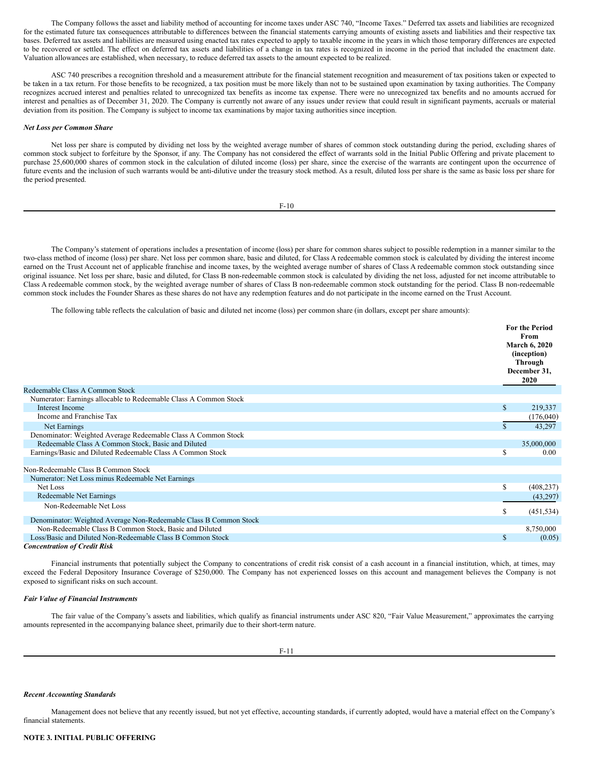The Company follows the asset and liability method of accounting for income taxes under ASC 740, "Income Taxes." Deferred tax assets and liabilities are recognized for the estimated future tax consequences attributable to differences between the financial statements carrying amounts of existing assets and liabilities and their respective tax bases. Deferred tax assets and liabilities are measured using enacted tax rates expected to apply to taxable income in the years in which those temporary differences are expected to be recovered or settled. The effect on deferred tax assets and liabilities of a change in tax rates is recognized in income in the period that included the enactment date. Valuation allowances are established, when necessary, to reduce deferred tax assets to the amount expected to be realized.

ASC 740 prescribes a recognition threshold and a measurement attribute for the financial statement recognition and measurement of tax positions taken or expected to be taken in a tax return. For those benefits to be recognized, a tax position must be more likely than not to be sustained upon examination by taxing authorities. The Company recognizes accrued interest and penalties related to unrecognized tax benefits as income tax expense. There were no unrecognized tax benefits and no amounts accrued for interest and penalties as of December 31, 2020. The Company is currently not aware of any issues under review that could result in significant payments, accruals or material deviation from its position. The Company is subject to income tax examinations by major taxing authorities since inception.

***Net Loss per Common Share***

Net loss per share is computed by dividing net loss by the weighted average number of shares of common stock outstanding during the period, excluding shares of common stock subject to forfeiture by the Sponsor, if any. The Company has not considered the effect of warrants sold in the Initial Public Offering and private placement to purchase 25,600,000 shares of common stock in the calculation of diluted income (loss) per share, since the exercise of the warrants are contingent upon the occurrence of future events and the inclusion of such warrants would be anti-dilutive under the treasury stock method. As a result, diluted loss per share is the same as basic loss per share for the period presented.

The Company's statement of operations includes a presentation of income (loss) per share for common shares subject to possible redemption in a manner similar to the two-class method of income (loss) per share. Net loss per common share, basic and diluted, for Class A redeemable common stock is calculated by dividing the interest income earned on the Trust Account net of applicable franchise and income taxes, by the weighted average number of shares of Class A redeemable common stock outstanding since original issuance. Net loss per share, basic and diluted, for Class B non-redeemable common stock is calculated by dividing the net loss, adjusted for net income attributable to Class A redeemable common stock, by the weighted average number of shares of Class B non-redeemable common stock outstanding for the period. Class B non-redeemable common stock includes the Founder Shares as these shares do not have any redemption features and do not participate in the income earned on the Trust Account.

The following table reflects the calculation of basic and diluted net income (loss) per common share (in dollars, except per share amounts):

| | For the Period From March 6, 2020 (inception) Through December 31, 2020 |
|---|---|
| Redeemable Class A Common Stock | |
| Numerator: Earnings allocable to Redeemable Class A Common Stock | |
| Interest Income | $ 219,337 |
| Income and Franchise Tax | (176,040) |
| Net Earnings | $ 43,297 |
| Denominator: Weighted Average Redeemable Class A Common Stock | |
| Redeemable Class A Common Stock, Basic and Diluted | 35,000,000 |
| Earnings/Basic and Diluted Redeemable Class A Common Stock | $ 0.00 |
| | |
| Non-Redeemable Class B Common Stock | |
| Numerator: Net Loss minus Redeemable Net Earnings | |
| Net Loss | $ (408,237) |
| Redeemable Net Earnings | (43,297) |
| Non-Redeemable Net Loss | $ (451,534) |
| Denominator: Weighted Average Non-Redeemable Class B Common Stock | |
| Non-Redeemable Class B Common Stock, Basic and Diluted | 8,750,000 |
| Loss/Basic and Diluted Non-Redeemable Class B Common Stock | $ (0.05) |

***Concentration of Credit Risk***

Financial instruments that potentially subject the Company to concentrations of credit risk consist of a cash account in a financial institution, which, at times, may exceed the Federal Depository Insurance Coverage of $250,000. The Company has not experienced losses on this account and management believes the Company is not exposed to significant risks on such account.

***Fair Value of Financial Instruments***

The fair value of the Company's assets and liabilities, which qualify as financial instruments under ASC 820, "Fair Value Measurement," approximates the carrying amounts represented in the accompanying balance sheet, primarily due to their short-term nature.

***Recent Accounting Standards***

Management does not believe that any recently issued, but not yet effective, accounting standards, if currently adopted, would have a material effect on the Company's financial statements.

**NOTE 3. INITIAL PUBLIC OFFERING**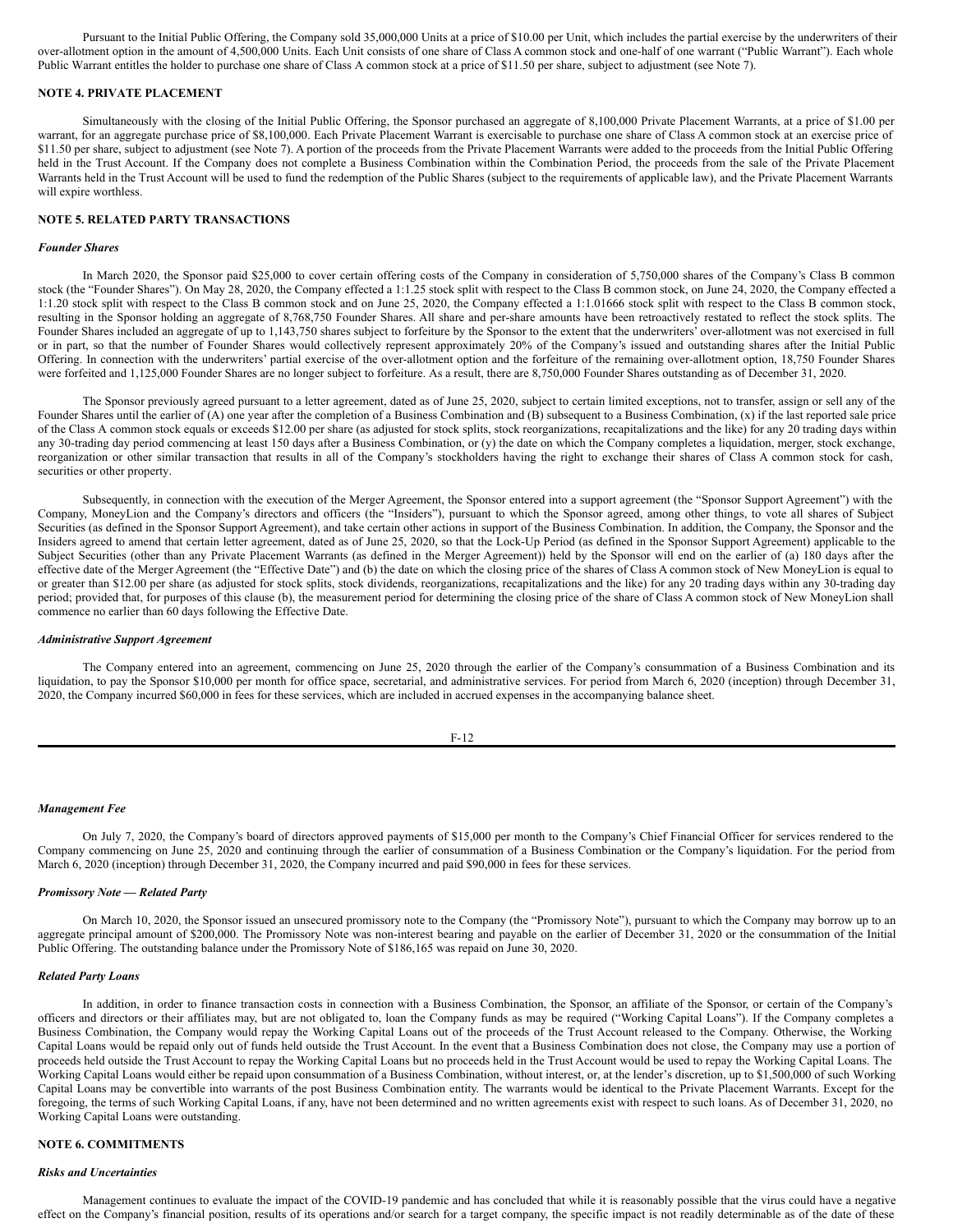Pursuant to the Initial Public Offering, the Company sold 35,000,000 Units at a price of $10.00 per Unit, which includes the partial exercise by the underwriters of their over-allotment option in the amount of 4,500,000 Units. Each Unit consists of one share of Class A common stock and one-half of one warrant ("Public Warrant"). Each whole Public Warrant entitles the holder to purchase one share of Class A common stock at a price of $11.50 per share, subject to adjustment (see Note 7).

## NOTE 4. PRIVATE PLACEMENT

Simultaneously with the closing of the Initial Public Offering, the Sponsor purchased an aggregate of 8,100,000 Private Placement Warrants, at a price of $1.00 per warrant, for an aggregate purchase price of $8,100,000. Each Private Placement Warrant is exercisable to purchase one share of Class A common stock at an exercise price of $11.50 per share, subject to adjustment (see Note 7). A portion of the proceeds from the Private Placement Warrants were added to the proceeds from the Initial Public Offering held in the Trust Account. If the Company does not complete a Business Combination within the Combination Period, the proceeds from the sale of the Private Placement Warrants held in the Trust Account will be used to fund the redemption of the Public Shares (subject to the requirements of applicable law), and the Private Placement Warrants will expire worthless.

## NOTE 5. RELATED PARTY TRANSACTIONS

### *Founder Shares*

In March 2020, the Sponsor paid $25,000 to cover certain offering costs of the Company in consideration of 5,750,000 shares of the Company's Class B common stock (the "Founder Shares"). On May 28, 2020, the Company effected a 1:1.25 stock split with respect to the Class B common stock, on June 24, 2020, the Company effected a 1:1.20 stock split with respect to the Class B common stock and on June 25, 2020, the Company effected a 1:1.01666 stock split with respect to the Class B common stock, resulting in the Sponsor holding an aggregate of 8,768,750 Founder Shares. All share and per-share amounts have been retroactively restated to reflect the stock splits. The Founder Shares included an aggregate of up to 1,143,750 shares subject to forfeiture by the Sponsor to the extent that the underwriters' over-allotment was not exercised in full or in part, so that the number of Founder Shares would collectively represent approximately 20% of the Company's issued and outstanding shares after the Initial Public Offering. In connection with the underwriters' partial exercise of the over-allotment option and the forfeiture of the remaining over-allotment option, 18,750 Founder Shares were forfeited and 1,125,000 Founder Shares are no longer subject to forfeiture. As a result, there are 8,750,000 Founder Shares outstanding as of December 31, 2020.

The Sponsor previously agreed pursuant to a letter agreement, dated as of June 25, 2020, subject to certain limited exceptions, not to transfer, assign or sell any of the Founder Shares until the earlier of (A) one year after the completion of a Business Combination and (B) subsequent to a Business Combination, (x) if the last reported sale price of the Class A common stock equals or exceeds $12.00 per share (as adjusted for stock splits, stock reorganizations, recapitalizations and the like) for any 20 trading days within any 30-trading day period commencing at least 150 days after a Business Combination, or (y) the date on which the Company completes a liquidation, merger, stock exchange, reorganization or other similar transaction that results in all of the Company's stockholders having the right to exchange their shares of Class A common stock for cash, securities or other property.

Subsequently, in connection with the execution of the Merger Agreement, the Sponsor entered into a support agreement (the "Sponsor Support Agreement") with the Company, MoneyLion and the Company's directors and officers (the "Insiders"), pursuant to which the Sponsor agreed, among other things, to vote all shares of Subject Securities (as defined in the Sponsor Support Agreement), and take certain other actions in support of the Business Combination. In addition, the Company, the Sponsor and the Insiders agreed to amend that certain letter agreement, dated as of June 25, 2020, so that the Lock-Up Period (as defined in the Sponsor Support Agreement) applicable to the Subject Securities (other than any Private Placement Warrants (as defined in the Merger Agreement)) held by the Sponsor will end on the earlier of (a) 180 days after the effective date of the Merger Agreement (the "Effective Date") and (b) the date on which the closing price of the shares of Class A common stock of New MoneyLion is equal to or greater than $12.00 per share (as adjusted for stock splits, stock dividends, reorganizations, recapitalizations and the like) for any 20 trading days within any 30-trading day period; provided that, for purposes of this clause (b), the measurement period for determining the closing price of the share of Class A common stock of New MoneyLion shall commence no earlier than 60 days following the Effective Date.

### *Administrative Support Agreement*

The Company entered into an agreement, commencing on June 25, 2020 through the earlier of the Company's consummation of a Business Combination and its liquidation, to pay the Sponsor $10,000 per month for office space, secretarial, and administrative services. For period from March 6, 2020 (inception) through December 31, 2020, the Company incurred $60,000 in fees for these services, which are included in accrued expenses in the accompanying balance sheet.

### *Management Fee*

On July 7, 2020, the Company's board of directors approved payments of $15,000 per month to the Company's Chief Financial Officer for services rendered to the Company commencing on June 25, 2020 and continuing through the earlier of consummation of a Business Combination or the Company's liquidation. For the period from March 6, 2020 (inception) through December 31, 2020, the Company incurred and paid $90,000 in fees for these services.

### *Promissory Note — Related Party*

On March 10, 2020, the Sponsor issued an unsecured promissory note to the Company (the "Promissory Note"), pursuant to which the Company may borrow up to an aggregate principal amount of $200,000. The Promissory Note was non-interest bearing and payable on the earlier of December 31, 2020 or the consummation of the Initial Public Offering. The outstanding balance under the Promissory Note of $186,165 was repaid on June 30, 2020.

### *Related Party Loans*

In addition, in order to finance transaction costs in connection with a Business Combination, the Sponsor, an affiliate of the Sponsor, or certain of the Company's officers and directors or their affiliates may, but are not obligated to, loan the Company funds as may be required ("Working Capital Loans"). If the Company completes a Business Combination, the Company would repay the Working Capital Loans out of the proceeds of the Trust Account released to the Company. Otherwise, the Working Capital Loans would be repaid only out of funds held outside the Trust Account. In the event that a Business Combination does not close, the Company may use a portion of proceeds held outside the Trust Account to repay the Working Capital Loans but no proceeds held in the Trust Account would be used to repay the Working Capital Loans. The Working Capital Loans would either be repaid upon consummation of a Business Combination, without interest, or, at the lender's discretion, up to $1,500,000 of such Working Capital Loans may be convertible into warrants of the post Business Combination entity. The warrants would be identical to the Private Placement Warrants. Except for the foregoing, the terms of such Working Capital Loans, if any, have not been determined and no written agreements exist with respect to such loans. As of December 31, 2020, no Working Capital Loans were outstanding.

## NOTE 6. COMMITMENTS

### *Risks and Uncertainties*

Management continues to evaluate the impact of the COVID-19 pandemic and has concluded that while it is reasonably possible that the virus could have a negative effect on the Company's financial position, results of its operations and/or search for a target company, the specific impact is not readily determinable as of the date of these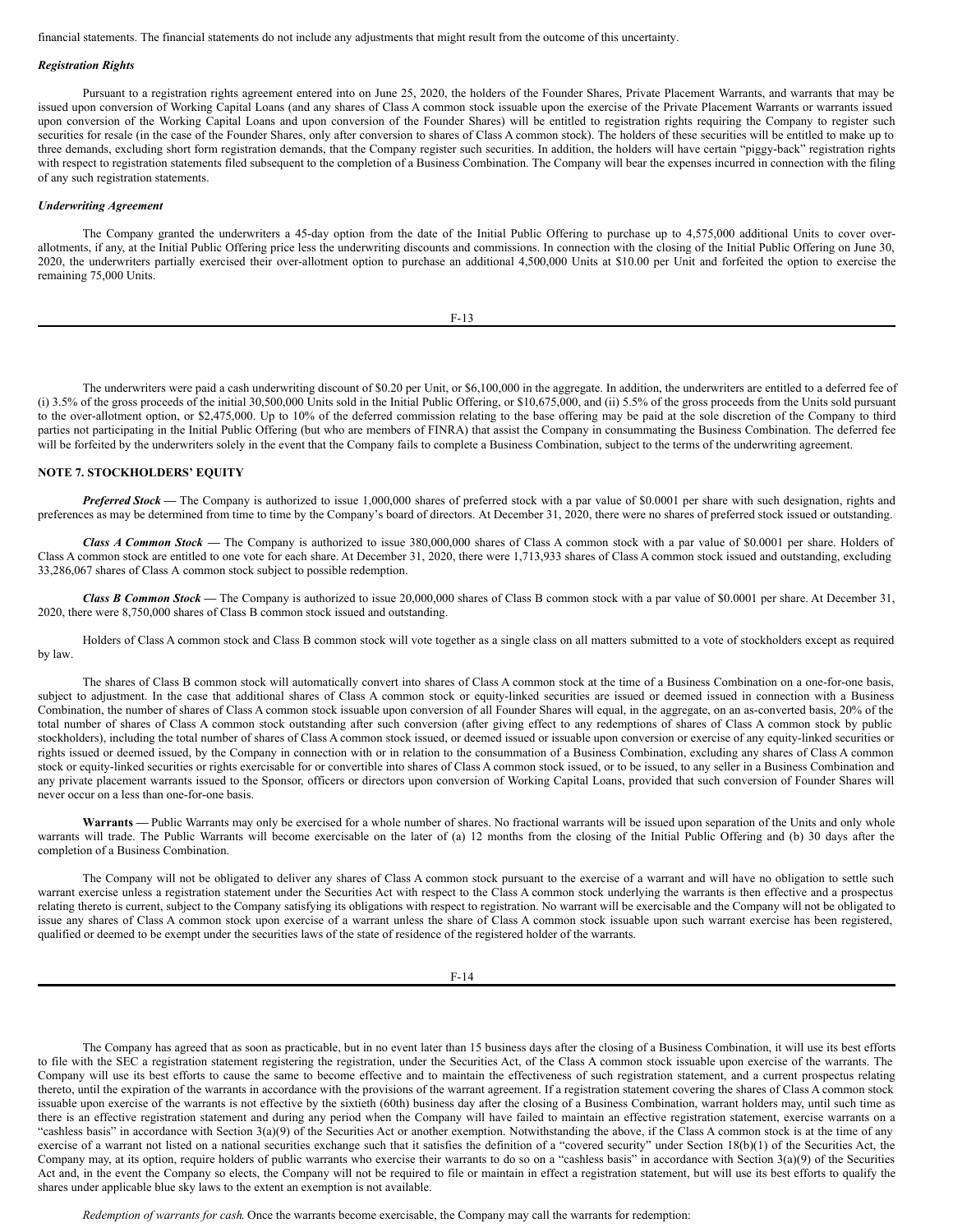financial statements. The financial statements do not include any adjustments that might result from the outcome of this uncertainty.

***Registration Rights***

Pursuant to a registration rights agreement entered into on June 25, 2020, the holders of the Founder Shares, Private Placement Warrants, and warrants that may be issued upon conversion of Working Capital Loans (and any shares of Class A common stock issuable upon the exercise of the Private Placement Warrants or warrants issued upon conversion of the Working Capital Loans and upon conversion of the Founder Shares) will be entitled to registration rights requiring the Company to register such securities for resale (in the case of the Founder Shares, only after conversion to shares of Class A common stock). The holders of these securities will be entitled to make up to three demands, excluding short form registration demands, that the Company register such securities. In addition, the holders will have certain "piggy-back" registration rights with respect to registration statements filed subsequent to the completion of a Business Combination. The Company will bear the expenses incurred in connection with the filing of any such registration statements.

***Underwriting Agreement***

The Company granted the underwriters a 45-day option from the date of the Initial Public Offering to purchase up to 4,575,000 additional Units to cover over-allotments, if any, at the Initial Public Offering price less the underwriting discounts and commissions. In connection with the closing of the Initial Public Offering on June 30, 2020, the underwriters partially exercised their over-allotment option to purchase an additional 4,500,000 Units at $10.00 per Unit and forfeited the option to exercise the remaining 75,000 Units.

The underwriters were paid a cash underwriting discount of $0.20 per Unit, or $6,100,000 in the aggregate. In addition, the underwriters are entitled to a deferred fee of (i) 3.5% of the gross proceeds of the initial 30,500,000 Units sold in the Initial Public Offering, or $10,675,000, and (ii) 5.5% of the gross proceeds from the Units sold pursuant to the over-allotment option, or $2,475,000. Up to 10% of the deferred commission relating to the base offering may be paid at the sole discretion of the Company to third parties not participating in the Initial Public Offering (but who are members of FINRA) that assist the Company in consummating the Business Combination. The deferred fee will be forfeited by the underwriters solely in the event that the Company fails to complete a Business Combination, subject to the terms of the underwriting agreement.

**NOTE 7. STOCKHOLDERS' EQUITY**

***Preferred Stock —*** The Company is authorized to issue 1,000,000 shares of preferred stock with a par value of $0.0001 per share with such designation, rights and preferences as may be determined from time to time by the Company's board of directors. At December 31, 2020, there were no shares of preferred stock issued or outstanding.

***Class A Common Stock —*** The Company is authorized to issue 380,000,000 shares of Class A common stock with a par value of $0.0001 per share. Holders of Class A common stock are entitled to one vote for each share. At December 31, 2020, there were 1,713,933 shares of Class A common stock issued and outstanding, excluding 33,286,067 shares of Class A common stock subject to possible redemption.

***Class B Common Stock —*** The Company is authorized to issue 20,000,000 shares of Class B common stock with a par value of $0.0001 per share. At December 31, 2020, there were 8,750,000 shares of Class B common stock issued and outstanding.

Holders of Class A common stock and Class B common stock will vote together as a single class on all matters submitted to a vote of stockholders except as required by law.

The shares of Class B common stock will automatically convert into shares of Class A common stock at the time of a Business Combination on a one-for-one basis, subject to adjustment. In the case that additional shares of Class A common stock or equity-linked securities are issued or deemed issued in connection with a Business Combination, the number of shares of Class A common stock issuable upon conversion of all Founder Shares will equal, in the aggregate, on an as-converted basis, 20% of the total number of shares of Class A common stock outstanding after such conversion (after giving effect to any redemptions of shares of Class A common stock by public stockholders), including the total number of shares of Class A common stock issued, or deemed issued or issuable upon conversion or exercise of any equity-linked securities or rights issued or deemed issued, by the Company in connection with or in relation to the consummation of a Business Combination, excluding any shares of Class A common stock or equity-linked securities or rights exercisable for or convertible into shares of Class A common stock issued, or to be issued, to any seller in a Business Combination and any private placement warrants issued to the Sponsor, officers or directors upon conversion of Working Capital Loans, provided that such conversion of Founder Shares will never occur on a less than one-for-one basis.

**Warrants —** Public Warrants may only be exercised for a whole number of shares. No fractional warrants will be issued upon separation of the Units and only whole warrants will trade. The Public Warrants will become exercisable on the later of (a) 12 months from the closing of the Initial Public Offering and (b) 30 days after the completion of a Business Combination.

The Company will not be obligated to deliver any shares of Class A common stock pursuant to the exercise of a warrant and will have no obligation to settle such warrant exercise unless a registration statement under the Securities Act with respect to the Class A common stock underlying the warrants is then effective and a prospectus relating thereto is current, subject to the Company satisfying its obligations with respect to registration. No warrant will be exercisable and the Company will not be obligated to issue any shares of Class A common stock upon exercise of a warrant unless the share of Class A common stock issuable upon such warrant exercise has been registered, qualified or deemed to be exempt under the securities laws of the state of residence of the registered holder of the warrants.

The Company has agreed that as soon as practicable, but in no event later than 15 business days after the closing of a Business Combination, it will use its best efforts to file with the SEC a registration statement registering the registration, under the Securities Act, of the Class A common stock issuable upon exercise of the warrants. The Company will use its best efforts to cause the same to become effective and to maintain the effectiveness of such registration statement, and a current prospectus relating thereto, until the expiration of the warrants in accordance with the provisions of the warrant agreement. If a registration statement covering the shares of Class A common stock issuable upon exercise of the warrants is not effective by the sixtieth (60th) business day after the closing of a Business Combination, warrant holders may, until such time as there is an effective registration statement and during any period when the Company will have failed to maintain an effective registration statement, exercise warrants on a "cashless basis" in accordance with Section 3(a)(9) of the Securities Act or another exemption. Notwithstanding the above, if the Class A common stock is at the time of any exercise of a warrant not listed on a national securities exchange such that it satisfies the definition of a "covered security" under Section 18(b)(1) of the Securities Act, the Company may, at its option, require holders of public warrants who exercise their warrants to do so on a "cashless basis" in accordance with Section 3(a)(9) of the Securities Act and, in the event the Company so elects, the Company will not be required to file or maintain in effect a registration statement, but will use its best efforts to qualify the shares under applicable blue sky laws to the extent an exemption is not available.

*Redemption of warrants for cash.* Once the warrants become exercisable, the Company may call the warrants for redemption: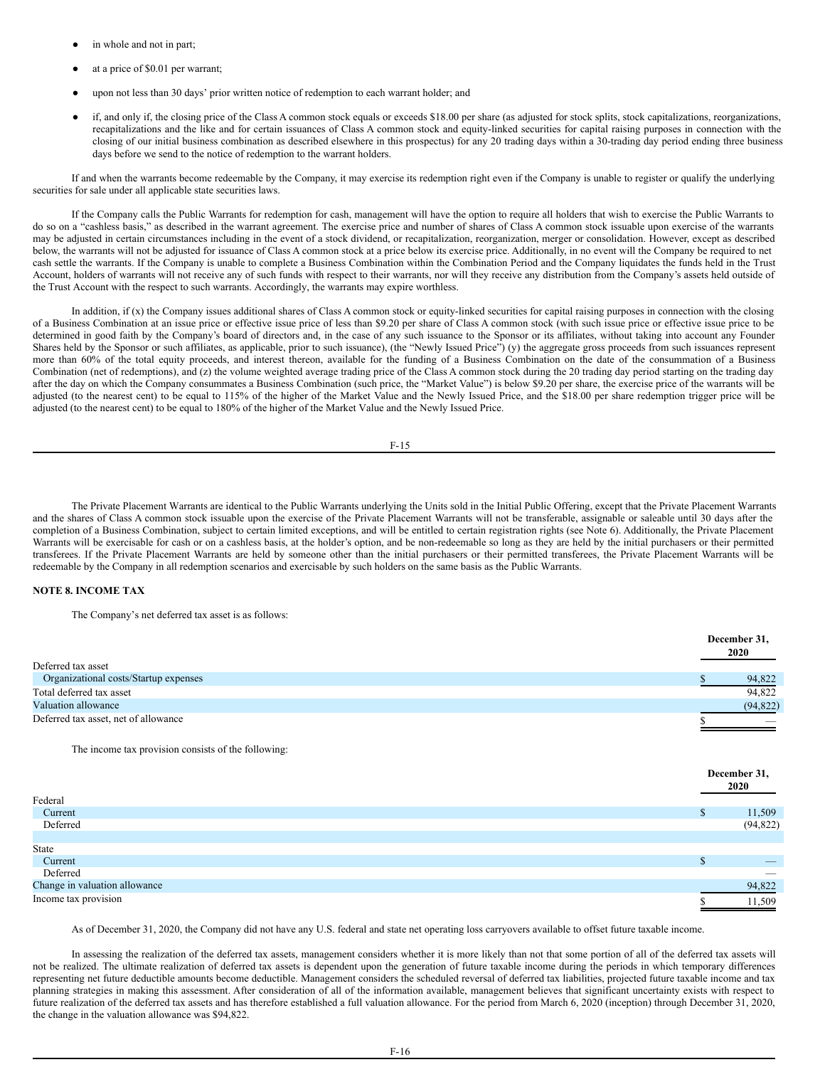- in whole and not in part;
- at a price of $0.01 per warrant;
- upon not less than 30 days' prior written notice of redemption to each warrant holder; and
- if, and only if, the closing price of the Class A common stock equals or exceeds $18.00 per share (as adjusted for stock splits, stock capitalizations, reorganizations, recapitalizations and the like and for certain issuances of Class A common stock and equity-linked securities for capital raising purposes in connection with the closing of our initial business combination as described elsewhere in this prospectus) for any 20 trading days within a 30-trading day period ending three business days before we send to the notice of redemption to the warrant holders.

If and when the warrants become redeemable by the Company, it may exercise its redemption right even if the Company is unable to register or qualify the underlying securities for sale under all applicable state securities laws.

If the Company calls the Public Warrants for redemption for cash, management will have the option to require all holders that wish to exercise the Public Warrants to do so on a "cashless basis," as described in the warrant agreement. The exercise price and number of shares of Class A common stock issuable upon exercise of the warrants may be adjusted in certain circumstances including in the event of a stock dividend, or recapitalization, reorganization, merger or consolidation. However, except as described below, the warrants will not be adjusted for issuance of Class A common stock at a price below its exercise price. Additionally, in no event will the Company be required to net cash settle the warrants. If the Company is unable to complete a Business Combination within the Combination Period and the Company liquidates the funds held in the Trust Account, holders of warrants will not receive any of such funds with respect to their warrants, nor will they receive any distribution from the Company's assets held outside of the Trust Account with the respect to such warrants. Accordingly, the warrants may expire worthless.

In addition, if (x) the Company issues additional shares of Class A common stock or equity-linked securities for capital raising purposes in connection with the closing of a Business Combination at an issue price or effective issue price of less than $9.20 per share of Class A common stock (with such issue price or effective issue price to be determined in good faith by the Company's board of directors and, in the case of any such issuance to the Sponsor or its affiliates, without taking into account any Founder Shares held by the Sponsor or such affiliates, as applicable, prior to such issuance), (the "Newly Issued Price") (y) the aggregate gross proceeds from such issuances represent more than 60% of the total equity proceeds, and interest thereon, available for the funding of a Business Combination on the date of the consummation of a Business Combination (net of redemptions), and (z) the volume weighted average trading price of the Class A common stock during the 20 trading day period starting on the trading day after the day on which the Company consummates a Business Combination (such price, the "Market Value") is below $9.20 per share, the exercise price of the warrants will be adjusted (to the nearest cent) to be equal to 115% of the higher of the Market Value and the Newly Issued Price, and the $18.00 per share redemption trigger price will be adjusted (to the nearest cent) to be equal to 180% of the higher of the Market Value and the Newly Issued Price.

The Private Placement Warrants are identical to the Public Warrants underlying the Units sold in the Initial Public Offering, except that the Private Placement Warrants and the shares of Class A common stock issuable upon the exercise of the Private Placement Warrants will not be transferable, assignable or saleable until 30 days after the completion of a Business Combination, subject to certain limited exceptions, and will be entitled to certain registration rights (see Note 6). Additionally, the Private Placement Warrants will be exercisable for cash or on a cashless basis, at the holder's option, and be non-redeemable so long as they are held by the initial purchasers or their permitted transferees. If the Private Placement Warrants are held by someone other than the initial purchasers or their permitted transferees, the Private Placement Warrants will be redeemable by the Company in all redemption scenarios and exercisable by such holders on the same basis as the Public Warrants.

**NOTE 8. INCOME TAX**

The Company's net deferred tax asset is as follows:

| | December 31, 2020 |
|---|---|
| Deferred tax asset | |
| Organizational costs/Startup expenses | $ 94,822 |
| Total deferred tax asset | 94,822 |
| Valuation allowance | (94,822) |
| Deferred tax asset, net of allowance | $ — |

The income tax provision consists of the following:

| | December 31, 2020 |
|---|---|
| Federal | |
| Current | $ 11,509 |
| Deferred | (94,822) |
| | |
| State | |
| Current | $ — |
| Deferred | — |
| Change in valuation allowance | 94,822 |
| Income tax provision | $ 11,509 |

As of December 31, 2020, the Company did not have any U.S. federal and state net operating loss carryovers available to offset future taxable income.

In assessing the realization of the deferred tax assets, management considers whether it is more likely than not that some portion of all of the deferred tax assets will not be realized. The ultimate realization of deferred tax assets is dependent upon the generation of future taxable income during the periods in which temporary differences representing net future deductible amounts become deductible. Management considers the scheduled reversal of deferred tax liabilities, projected future taxable income and tax planning strategies in making this assessment. After consideration of all of the information available, management believes that significant uncertainty exists with respect to future realization of the deferred tax assets and has therefore established a full valuation allowance. For the period from March 6, 2020 (inception) through December 31, 2020, the change in the valuation allowance was $94,822.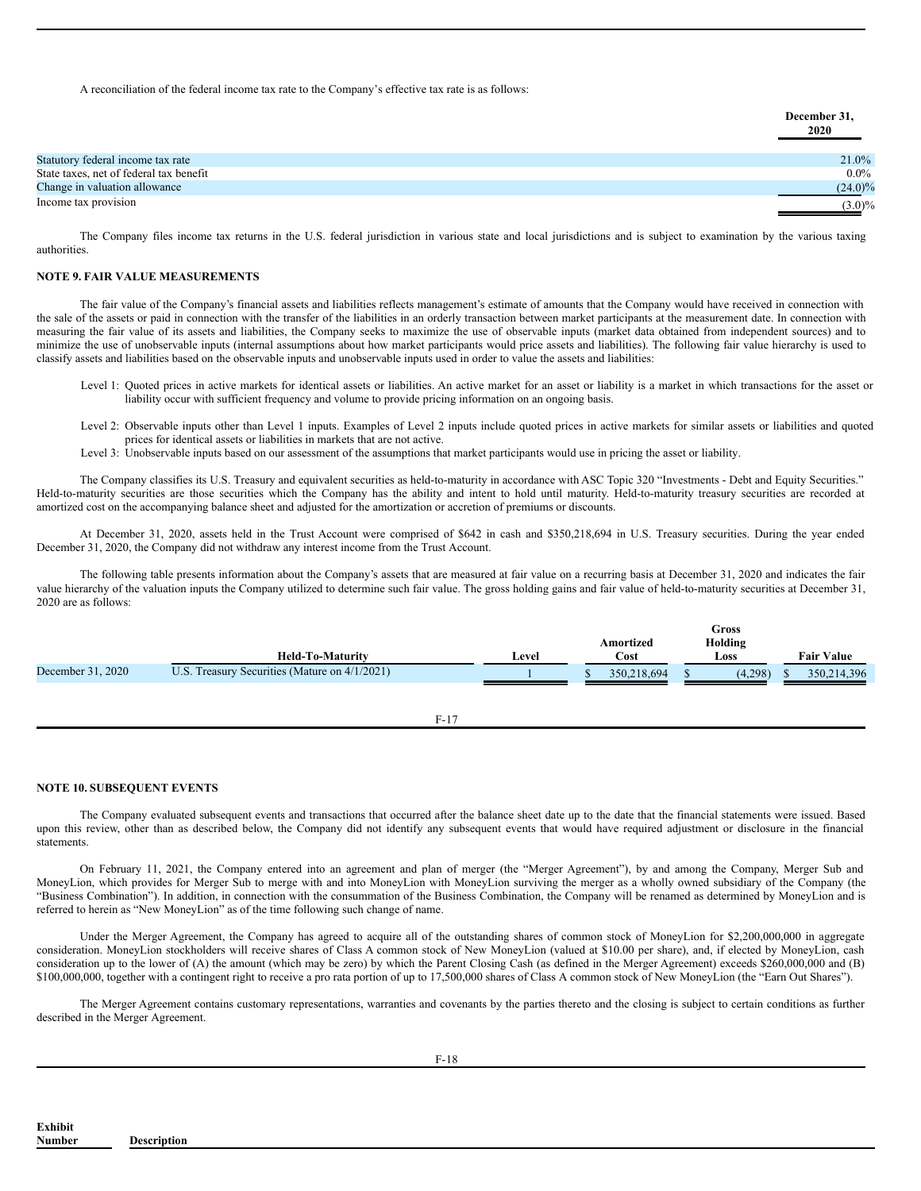A reconciliation of the federal income tax rate to the Company's effective tax rate is as follows:

| | December 31, 2020 |
|---|---|
| Statutory federal income tax rate | 21.0% |
| State taxes, net of federal tax benefit | 0.0% |
| Change in valuation allowance | (24.0)% |
| Income tax provision | (3.0)% |

The Company files income tax returns in the U.S. federal jurisdiction in various state and local jurisdictions and is subject to examination by the various taxing authorities.

## NOTE 9. FAIR VALUE MEASUREMENTS

The fair value of the Company's financial assets and liabilities reflects management's estimate of amounts that the Company would have received in connection with the sale of the assets or paid in connection with the transfer of the liabilities in an orderly transaction between market participants at the measurement date. In connection with measuring the fair value of its assets and liabilities, the Company seeks to maximize the use of observable inputs (market data obtained from independent sources) and to minimize the use of unobservable inputs (internal assumptions about how market participants would price assets and liabilities). The following fair value hierarchy is used to classify assets and liabilities based on the observable inputs and unobservable inputs used in order to value the assets and liabilities:

Level 1: Quoted prices in active markets for identical assets or liabilities. An active market for an asset or liability is a market in which transactions for the asset or liability occur with sufficient frequency and volume to provide pricing information on an ongoing basis.

Level 2: Observable inputs other than Level 1 inputs. Examples of Level 2 inputs include quoted prices in active markets for similar assets or liabilities and quoted prices for identical assets or liabilities in markets that are not active.

Level 3: Unobservable inputs based on our assessment of the assumptions that market participants would use in pricing the asset or liability.

The Company classifies its U.S. Treasury and equivalent securities as held-to-maturity in accordance with ASC Topic 320 "Investments - Debt and Equity Securities." Held-to-maturity securities are those securities which the Company has the ability and intent to hold until maturity. Held-to-maturity treasury securities are recorded at amortized cost on the accompanying balance sheet and adjusted for the amortization or accretion of premiums or discounts.

At December 31, 2020, assets held in the Trust Account were comprised of $642 in cash and $350,218,694 in U.S. Treasury securities. During the year ended December 31, 2020, the Company did not withdraw any interest income from the Trust Account.

The following table presents information about the Company's assets that are measured at fair value on a recurring basis at December 31, 2020 and indicates the fair value hierarchy of the valuation inputs the Company utilized to determine such fair value. The gross holding gains and fair value of held-to-maturity securities at December 31, 2020 are as follows:

| | Held-To-Maturity | Level | Amortized Cost | Gross Holding Loss | Fair Value |
|---|---|---|---|---|---|
| December 31, 2020 | U.S. Treasury Securities (Mature on 4/1/2021) | 1 | $ 350,218,694 | $ (4,298) | $ 350,214,396 |

## NOTE 10. SUBSEQUENT EVENTS

The Company evaluated subsequent events and transactions that occurred after the balance sheet date up to the date that the financial statements were issued. Based upon this review, other than as described below, the Company did not identify any subsequent events that would have required adjustment or disclosure in the financial statements.

On February 11, 2021, the Company entered into an agreement and plan of merger (the "Merger Agreement"), by and among the Company, Merger Sub and MoneyLion, which provides for Merger Sub to merge with and into MoneyLion with MoneyLion surviving the merger as a wholly owned subsidiary of the Company (the "Business Combination"). In addition, in connection with the consummation of the Business Combination, the Company will be renamed as determined by MoneyLion and is referred to herein as "New MoneyLion" as of the time following such change of name.

Under the Merger Agreement, the Company has agreed to acquire all of the outstanding shares of common stock of MoneyLion for $2,200,000,000 in aggregate consideration. MoneyLion stockholders will receive shares of Class A common stock of New MoneyLion (valued at $10.00 per share), and, if elected by MoneyLion, cash consideration up to the lower of (A) the amount (which may be zero) by which the Parent Closing Cash (as defined in the Merger Agreement) exceeds $260,000,000 and (B) $100,000,000, together with a contingent right to receive a pro rata portion of up to 17,500,000 shares of Class A common stock of New MoneyLion (the "Earn Out Shares").

The Merger Agreement contains customary representations, warranties and covenants by the parties thereto and the closing is subject to certain conditions as further described in the Merger Agreement.

| Exhibit Number | Description |
|---|---|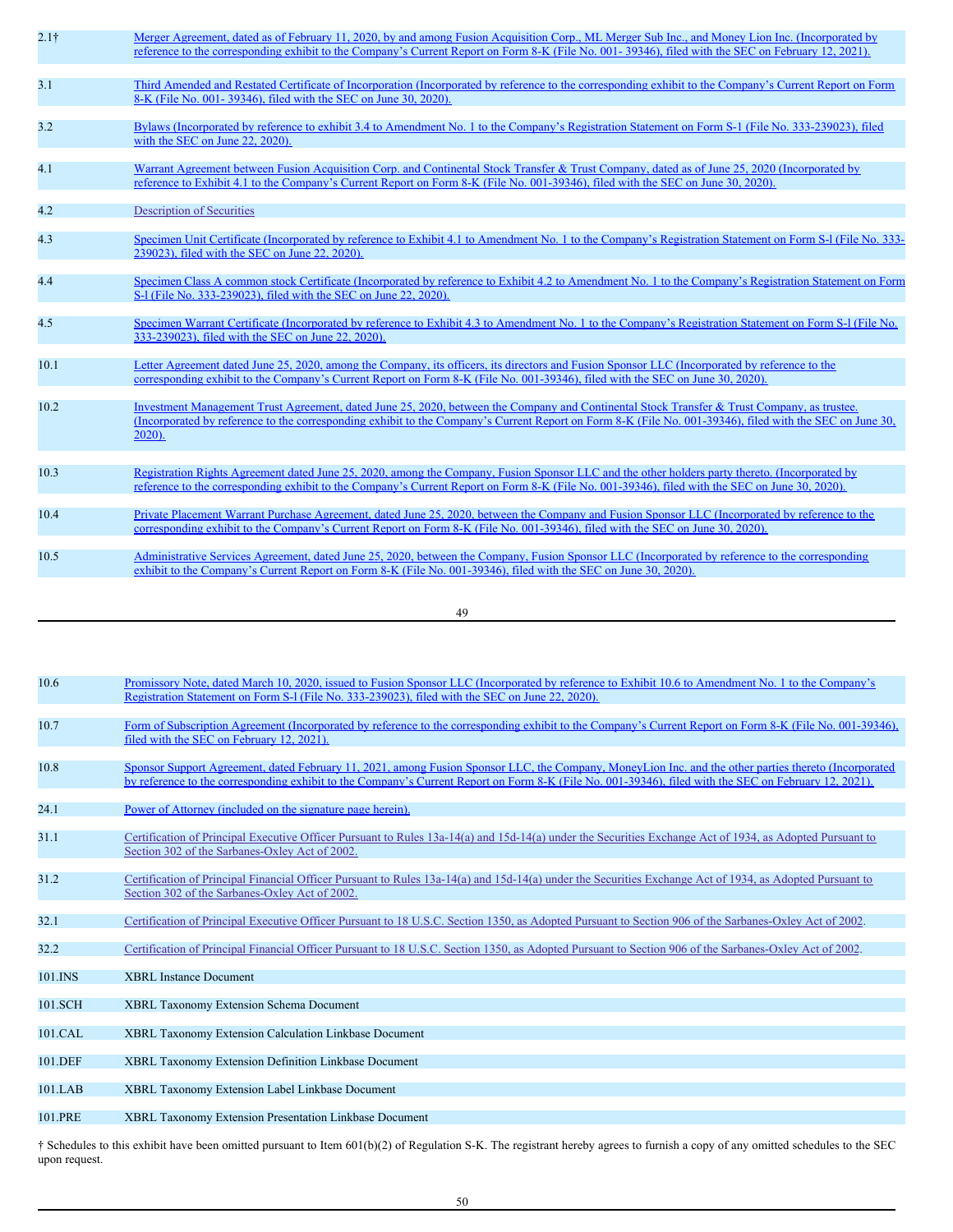| | |
|---|---|
| 2.1† | Merger Agreement, dated as of February 11, 2020, by and among Fusion Acquisition Corp., ML Merger Sub Inc., and Money Lion Inc. (Incorporated by reference to the corresponding exhibit to the Company's Current Report on Form 8-K (File No. 001- 39346), filed with the SEC on February 12, 2021). |
| 3.1 | Third Amended and Restated Certificate of Incorporation (Incorporated by reference to the corresponding exhibit to the Company's Current Report on Form 8-K (File No. 001- 39346), filed with the SEC on June 30, 2020). |
| 3.2 | Bylaws (Incorporated by reference to exhibit 3.4 to Amendment No. 1 to the Company's Registration Statement on Form S-1 (File No. 333-239023), filed with the SEC on June 22, 2020). |
| 4.1 | Warrant Agreement between Fusion Acquisition Corp. and Continental Stock Transfer & Trust Company, dated as of June 25, 2020 (Incorporated by reference to Exhibit 4.1 to the Company's Current Report on Form 8-K (File No. 001-39346), filed with the SEC on June 30, 2020). |
| 4.2 | Description of Securities |
| 4.3 | Specimen Unit Certificate (Incorporated by reference to Exhibit 4.1 to Amendment No. 1 to the Company's Registration Statement on Form S-l (File No. 333-239023), filed with the SEC on June 22, 2020). |
| 4.4 | Specimen Class A common stock Certificate (Incorporated by reference to Exhibit 4.2 to Amendment No. 1 to the Company's Registration Statement on Form S-l (File No. 333-239023), filed with the SEC on June 22, 2020). |
| 4.5 | Specimen Warrant Certificate (Incorporated by reference to Exhibit 4.3 to Amendment No. 1 to the Company's Registration Statement on Form S-l (File No. 333-239023), filed with the SEC on June 22, 2020). |
| 10.1 | Letter Agreement dated June 25, 2020, among the Company, its officers, its directors and Fusion Sponsor LLC (Incorporated by reference to the corresponding exhibit to the Company's Current Report on Form 8-K (File No. 001-39346), filed with the SEC on June 30, 2020). |
| 10.2 | Investment Management Trust Agreement, dated June 25, 2020, between the Company and Continental Stock Transfer & Trust Company, as trustee. (Incorporated by reference to the corresponding exhibit to the Company's Current Report on Form 8-K (File No. 001-39346), filed with the SEC on June 30, 2020). |
| 10.3 | Registration Rights Agreement dated June 25, 2020, among the Company, Fusion Sponsor LLC and the other holders party thereto. (Incorporated by reference to the corresponding exhibit to the Company's Current Report on Form 8-K (File No. 001-39346), filed with the SEC on June 30, 2020). |
| 10.4 | Private Placement Warrant Purchase Agreement, dated June 25, 2020, between the Company and Fusion Sponsor LLC (Incorporated by reference to the corresponding exhibit to the Company's Current Report on Form 8-K (File No. 001-39346), filed with the SEC on June 30, 2020). |
| 10.5 | Administrative Services Agreement, dated June 25, 2020, between the Company, Fusion Sponsor LLC (Incorporated by reference to the corresponding exhibit to the Company's Current Report on Form 8-K (File No. 001-39346), filed with the SEC on June 30, 2020). |
| 10.6 | Promissory Note, dated March 10, 2020, issued to Fusion Sponsor LLC (Incorporated by reference to Exhibit 10.6 to Amendment No. 1 to the Company's Registration Statement on Form S-l (File No. 333-239023), filed with the SEC on June 22, 2020). |
| 10.7 | Form of Subscription Agreement (Incorporated by reference to the corresponding exhibit to the Company's Current Report on Form 8-K (File No. 001-39346), filed with the SEC on February 12, 2021). |
| 10.8 | Sponsor Support Agreement, dated February 11, 2021, among Fusion Sponsor LLC, the Company, MoneyLion Inc. and the other parties thereto (Incorporated by reference to the corresponding exhibit to the Company's Current Report on Form 8-K (File No. 001-39346), filed with the SEC on February 12, 2021). |
| 24.1 | Power of Attorney (included on the signature page herein). |
| 31.1 | Certification of Principal Executive Officer Pursuant to Rules 13a-14(a) and 15d-14(a) under the Securities Exchange Act of 1934, as Adopted Pursuant to Section 302 of the Sarbanes-Oxley Act of 2002. |
| 31.2 | Certification of Principal Financial Officer Pursuant to Rules 13a-14(a) and 15d-14(a) under the Securities Exchange Act of 1934, as Adopted Pursuant to Section 302 of the Sarbanes-Oxley Act of 2002. |
| 32.1 | Certification of Principal Executive Officer Pursuant to 18 U.S.C. Section 1350, as Adopted Pursuant to Section 906 of the Sarbanes-Oxley Act of 2002. |
| 32.2 | Certification of Principal Financial Officer Pursuant to 18 U.S.C. Section 1350, as Adopted Pursuant to Section 906 of the Sarbanes-Oxley Act of 2002. |
| 101.INS | XBRL Instance Document |
| 101.SCH | XBRL Taxonomy Extension Schema Document |
| 101.CAL | XBRL Taxonomy Extension Calculation Linkbase Document |
| 101.DEF | XBRL Taxonomy Extension Definition Linkbase Document |
| 101.LAB | XBRL Taxonomy Extension Label Linkbase Document |
| 101.PRE | XBRL Taxonomy Extension Presentation Linkbase Document |

† Schedules to this exhibit have been omitted pursuant to Item 601(b)(2) of Regulation S-K. The registrant hereby agrees to furnish a copy of any omitted schedules to the SEC upon request.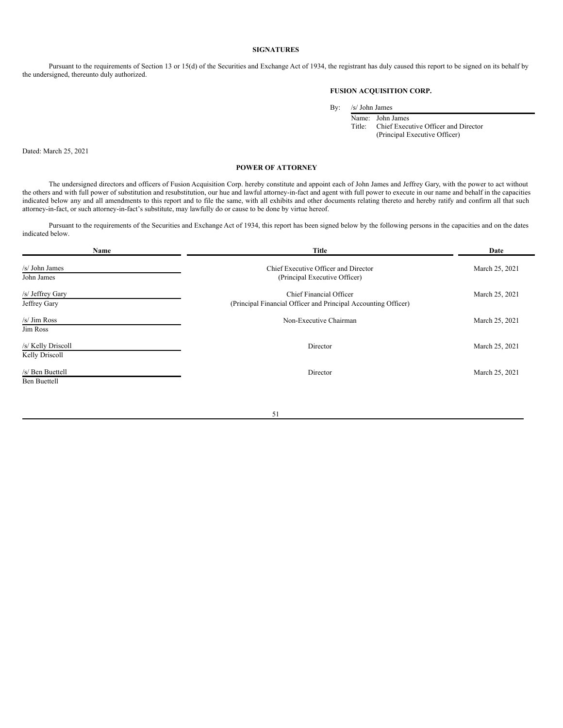## SIGNATURES

Pursuant to the requirements of Section 13 or 15(d) of the Securities and Exchange Act of 1934, the registrant has duly caused this report to be signed on its behalf by the undersigned, thereunto duly authorized.

**FUSION ACQUISITION CORP.**

By: /s/ John James
Name: John James
Title: Chief Executive Officer and Director
(Principal Executive Officer)

Dated: March 25, 2021

## POWER OF ATTORNEY

The undersigned directors and officers of Fusion Acquisition Corp. hereby constitute and appoint each of John James and Jeffrey Gary, with the power to act without the others and with full power of substitution and resubstitution, our hue and lawful attorney-in-fact and agent with full power to execute in our name and behalf in the capacities indicated below any and all amendments to this report and to file the same, with all exhibits and other documents relating thereto and hereby ratify and confirm all that such attorney-in-fact, or such attorney-in-fact's substitute, may lawfully do or cause to be done by virtue hereof.

Pursuant to the requirements of the Securities and Exchange Act of 1934, this report has been signed below by the following persons in the capacities and on the dates indicated below.

| Name | Title | Date |
|---|---|---|
| /s/ John James<br>John James | Chief Executive Officer and Director<br>(Principal Executive Officer) | March 25, 2021 |
| /s/ Jeffrey Gary<br>Jeffrey Gary | Chief Financial Officer<br>(Principal Financial Officer and Principal Accounting Officer) | March 25, 2021 |
| /s/ Jim Ross<br>Jim Ross | Non-Executive Chairman | March 25, 2021 |
| /s/ Kelly Driscoll<br>Kelly Driscoll | Director | March 25, 2021 |
| /s/ Ben Buettell<br>Ben Buettell | Director | March 25, 2021 |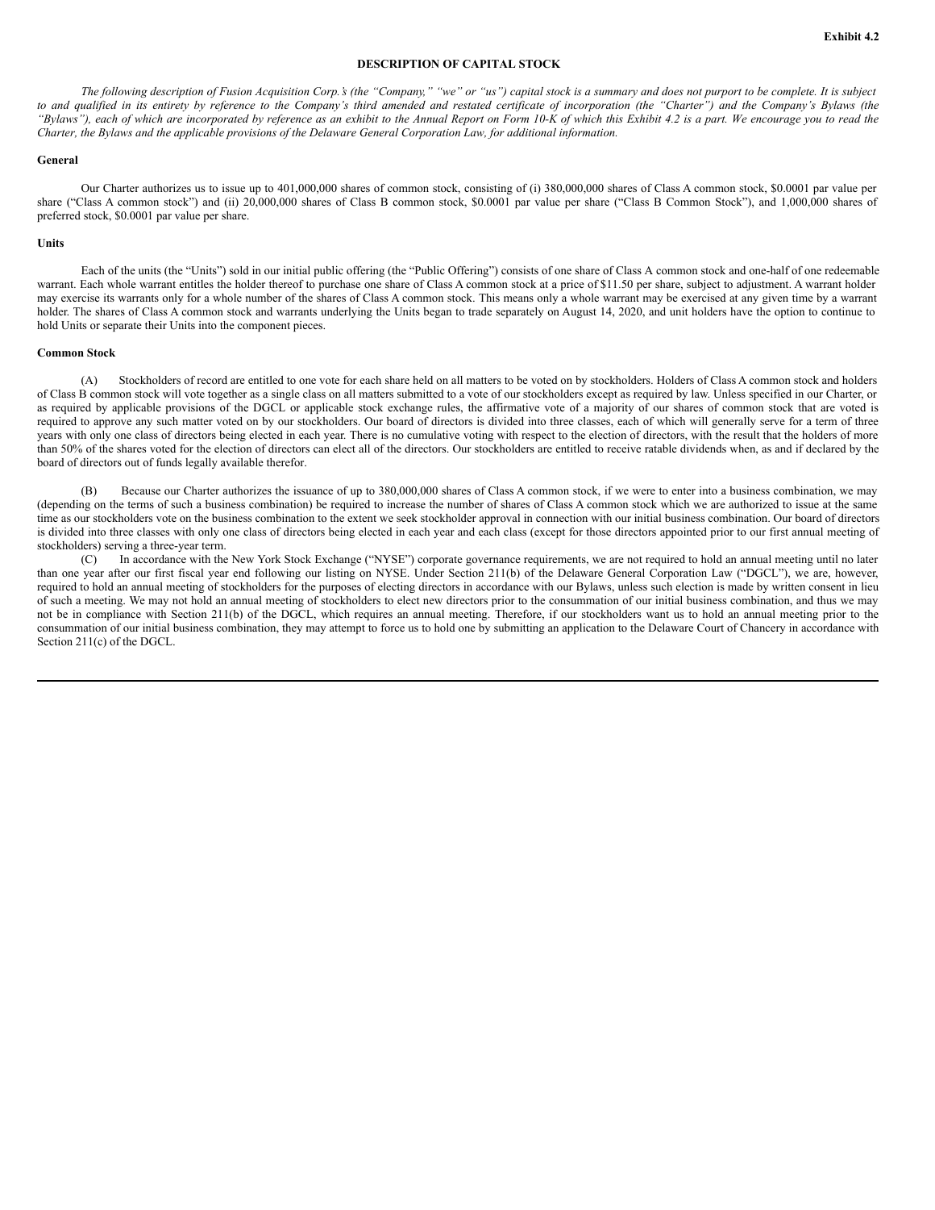Exhibit 4.2

# DESCRIPTION OF CAPITAL STOCK

*The following description of Fusion Acquisition Corp.'s (the "Company," "we" or "us") capital stock is a summary and does not purport to be complete. It is subject to and qualified in its entirety by reference to the Company's third amended and restated certificate of incorporation (the "Charter") and the Company's Bylaws (the "Bylaws"), each of which are incorporated by reference as an exhibit to the Annual Report on Form 10-K of which this Exhibit 4.2 is a part. We encourage you to read the Charter, the Bylaws and the applicable provisions of the Delaware General Corporation Law, for additional information.*

## General

Our Charter authorizes us to issue up to 401,000,000 shares of common stock, consisting of (i) 380,000,000 shares of Class A common stock, $0.0001 par value per share ("Class A common stock") and (ii) 20,000,000 shares of Class B common stock, $0.0001 par value per share ("Class B Common Stock"), and 1,000,000 shares of preferred stock, $0.0001 par value per share.

## Units

Each of the units (the "Units") sold in our initial public offering (the "Public Offering") consists of one share of Class A common stock and one-half of one redeemable warrant. Each whole warrant entitles the holder thereof to purchase one share of Class A common stock at a price of $11.50 per share, subject to adjustment. A warrant holder may exercise its warrants only for a whole number of the shares of Class A common stock. This means only a whole warrant may be exercised at any given time by a warrant holder. The shares of Class A common stock and warrants underlying the Units began to trade separately on August 14, 2020, and unit holders have the option to continue to hold Units or separate their Units into the component pieces.

## Common Stock

(A) Stockholders of record are entitled to one vote for each share held on all matters to be voted on by stockholders. Holders of Class A common stock and holders of Class B common stock will vote together as a single class on all matters submitted to a vote of our stockholders except as required by law. Unless specified in our Charter, or as required by applicable provisions of the DGCL or applicable stock exchange rules, the affirmative vote of a majority of our shares of common stock that are voted is required to approve any such matter voted on by our stockholders. Our board of directors is divided into three classes, each of which will generally serve for a term of three years with only one class of directors being elected in each year. There is no cumulative voting with respect to the election of directors, with the result that the holders of more than 50% of the shares voted for the election of directors can elect all of the directors. Our stockholders are entitled to receive ratable dividends when, as and if declared by the board of directors out of funds legally available therefor.

(B) Because our Charter authorizes the issuance of up to 380,000,000 shares of Class A common stock, if we were to enter into a business combination, we may (depending on the terms of such a business combination) be required to increase the number of shares of Class A common stock which we are authorized to issue at the same time as our stockholders vote on the business combination to the extent we seek stockholder approval in connection with our initial business combination. Our board of directors is divided into three classes with only one class of directors being elected in each year and each class (except for those directors appointed prior to our first annual meeting of stockholders) serving a three-year term.

(C) In accordance with the New York Stock Exchange ("NYSE") corporate governance requirements, we are not required to hold an annual meeting until no later than one year after our first fiscal year end following our listing on NYSE. Under Section 211(b) of the Delaware General Corporation Law ("DGCL"), we are, however, required to hold an annual meeting of stockholders for the purposes of electing directors in accordance with our Bylaws, unless such election is made by written consent in lieu of such a meeting. We may not hold an annual meeting of stockholders to elect new directors prior to the consummation of our initial business combination, and thus we may not be in compliance with Section 211(b) of the DGCL, which requires an annual meeting. Therefore, if our stockholders want us to hold an annual meeting prior to the consummation of our initial business combination, they may attempt to force us to hold one by submitting an application to the Delaware Court of Chancery in accordance with Section 211(c) of the DGCL.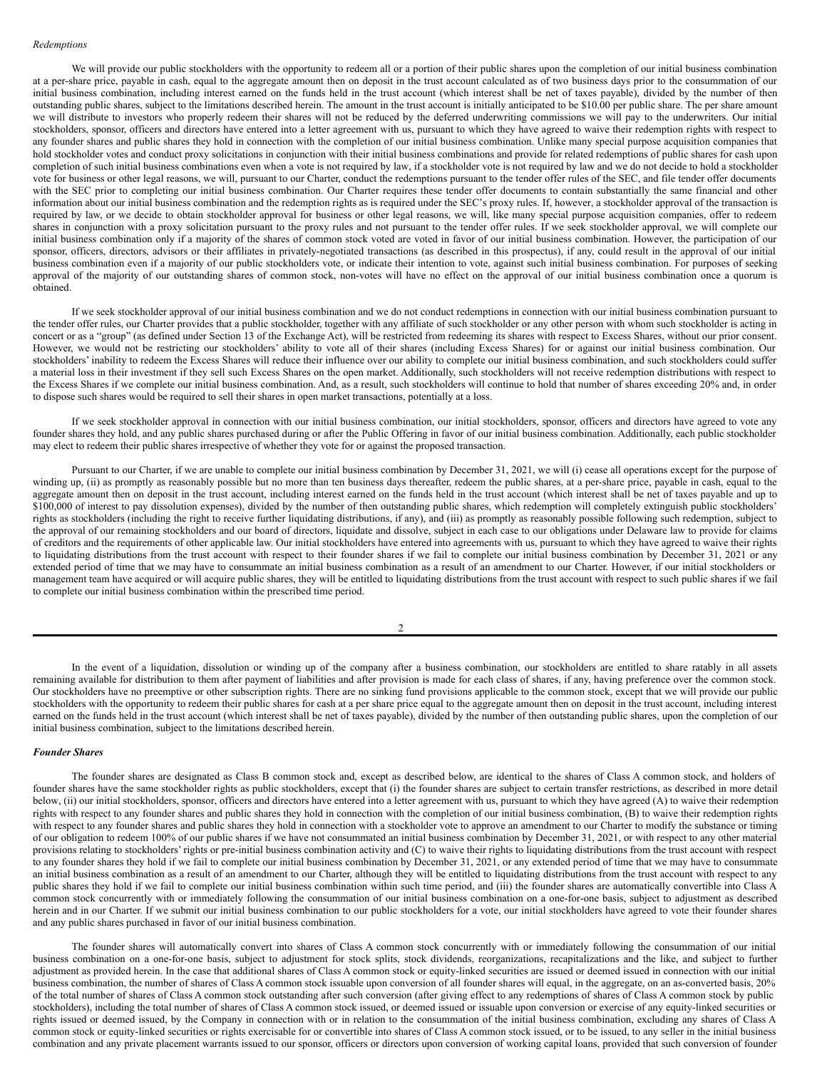*Redemptions*

We will provide our public stockholders with the opportunity to redeem all or a portion of their public shares upon the completion of our initial business combination at a per-share price, payable in cash, equal to the aggregate amount then on deposit in the trust account calculated as of two business days prior to the consummation of our initial business combination, including interest earned on the funds held in the trust account (which interest shall be net of taxes payable), divided by the number of then outstanding public shares, subject to the limitations described herein. The amount in the trust account is initially anticipated to be $10.00 per public share. The per share amount we will distribute to investors who properly redeem their shares will not be reduced by the deferred underwriting commissions we will pay to the underwriters. Our initial stockholders, sponsor, officers and directors have entered into a letter agreement with us, pursuant to which they have agreed to waive their redemption rights with respect to any founder shares and public shares they hold in connection with the completion of our initial business combination. Unlike many special purpose acquisition companies that hold stockholder votes and conduct proxy solicitations in conjunction with their initial business combinations and provide for related redemptions of public shares for cash upon completion of such initial business combinations even when a vote is not required by law, if a stockholder vote is not required by law and we do not decide to hold a stockholder vote for business or other legal reasons, we will, pursuant to our Charter, conduct the redemptions pursuant to the tender offer rules of the SEC, and file tender offer documents with the SEC prior to completing our initial business combination. Our Charter requires these tender offer documents to contain substantially the same financial and other information about our initial business combination and the redemption rights as is required under the SEC's proxy rules. If, however, a stockholder approval of the transaction is required by law, or we decide to obtain stockholder approval for business or other legal reasons, we will, like many special purpose acquisition companies, offer to redeem shares in conjunction with a proxy solicitation pursuant to the proxy rules and not pursuant to the tender offer rules. If we seek stockholder approval, we will complete our initial business combination only if a majority of the shares of common stock voted are voted in favor of our initial business combination. However, the participation of our sponsor, officers, directors, advisors or their affiliates in privately-negotiated transactions (as described in this prospectus), if any, could result in the approval of our initial business combination even if a majority of our public stockholders vote, or indicate their intention to vote, against such initial business combination. For purposes of seeking approval of the majority of our outstanding shares of common stock, non-votes will have no effect on the approval of our initial business combination once a quorum is obtained.

If we seek stockholder approval of our initial business combination and we do not conduct redemptions in connection with our initial business combination pursuant to the tender offer rules, our Charter provides that a public stockholder, together with any affiliate of such stockholder or any other person with whom such stockholder is acting in concert or as a "group" (as defined under Section 13 of the Exchange Act), will be restricted from redeeming its shares with respect to Excess Shares, without our prior consent. However, we would not be restricting our stockholders' ability to vote all of their shares (including Excess Shares) for or against our initial business combination. Our stockholders' inability to redeem the Excess Shares will reduce their influence over our ability to complete our initial business combination, and such stockholders could suffer a material loss in their investment if they sell such Excess Shares on the open market. Additionally, such stockholders will not receive redemption distributions with respect to the Excess Shares if we complete our initial business combination. And, as a result, such stockholders will continue to hold that number of shares exceeding 20% and, in order to dispose such shares would be required to sell their shares in open market transactions, potentially at a loss.

If we seek stockholder approval in connection with our initial business combination, our initial stockholders, sponsor, officers and directors have agreed to vote any founder shares they hold, and any public shares purchased during or after the Public Offering in favor of our initial business combination. Additionally, each public stockholder may elect to redeem their public shares irrespective of whether they vote for or against the proposed transaction.

Pursuant to our Charter, if we are unable to complete our initial business combination by December 31, 2021, we will (i) cease all operations except for the purpose of winding up, (ii) as promptly as reasonably possible but no more than ten business days thereafter, redeem the public shares, at a per-share price, payable in cash, equal to the aggregate amount then on deposit in the trust account, including interest earned on the funds held in the trust account (which interest shall be net of taxes payable and up to $100,000 of interest to pay dissolution expenses), divided by the number of then outstanding public shares, which redemption will completely extinguish public stockholders' rights as stockholders (including the right to receive further liquidating distributions, if any), and (iii) as promptly as reasonably possible following such redemption, subject to the approval of our remaining stockholders and our board of directors, liquidate and dissolve, subject in each case to our obligations under Delaware law to provide for claims of creditors and the requirements of other applicable law. Our initial stockholders have entered into agreements with us, pursuant to which they have agreed to waive their rights to liquidating distributions from the trust account with respect to their founder shares if we fail to complete our initial business combination by December 31, 2021 or any extended period of time that we may have to consummate an initial business combination as a result of an amendment to our Charter. However, if our initial stockholders or management team have acquired or will acquire public shares, they will be entitled to liquidating distributions from the trust account with respect to such public shares if we fail to complete our initial business combination within the prescribed time period.

In the event of a liquidation, dissolution or winding up of the company after a business combination, our stockholders are entitled to share ratably in all assets remaining available for distribution to them after payment of liabilities and after provision is made for each class of shares, if any, having preference over the common stock. Our stockholders have no preemptive or other subscription rights. There are no sinking fund provisions applicable to the common stock, except that we will provide our public stockholders with the opportunity to redeem their public shares for cash at a per share price equal to the aggregate amount then on deposit in the trust account, including interest earned on the funds held in the trust account (which interest shall be net of taxes payable), divided by the number of then outstanding public shares, upon the completion of our initial business combination, subject to the limitations described herein.

***Founder Shares***

The founder shares are designated as Class B common stock and, except as described below, are identical to the shares of Class A common stock, and holders of founder shares have the same stockholder rights as public stockholders, except that (i) the founder shares are subject to certain transfer restrictions, as described in more detail below, (ii) our initial stockholders, sponsor, officers and directors have entered into a letter agreement with us, pursuant to which they have agreed (A) to waive their redemption rights with respect to any founder shares and public shares they hold in connection with the completion of our initial business combination, (B) to waive their redemption rights with respect to any founder shares and public shares they hold in connection with a stockholder vote to approve an amendment to our Charter to modify the substance or timing of our obligation to redeem 100% of our public shares if we have not consummated an initial business combination by December 31, 2021, or with respect to any other material provisions relating to stockholders' rights or pre-initial business combination activity and (C) to waive their rights to liquidating distributions from the trust account with respect to any founder shares they hold if we fail to complete our initial business combination by December 31, 2021, or any extended period of time that we may have to consummate an initial business combination as a result of an amendment to our Charter, although they will be entitled to liquidating distributions from the trust account with respect to any public shares they hold if we fail to complete our initial business combination within such time period, and (iii) the founder shares are automatically convertible into Class A common stock concurrently with or immediately following the consummation of our initial business combination on a one-for-one basis, subject to adjustment as described herein and in our Charter. If we submit our initial business combination to our public stockholders for a vote, our initial stockholders have agreed to vote their founder shares and any public shares purchased in favor of our initial business combination.

The founder shares will automatically convert into shares of Class A common stock concurrently with or immediately following the consummation of our initial business combination on a one-for-one basis, subject to adjustment for stock splits, stock dividends, reorganizations, recapitalizations and the like, and subject to further adjustment as provided herein. In the case that additional shares of Class A common stock or equity-linked securities are issued or deemed issued in connection with our initial business combination, the number of shares of Class A common stock issuable upon conversion of all founder shares will equal, in the aggregate, on an as-converted basis, 20% of the total number of shares of Class A common stock outstanding after such conversion (after giving effect to any redemptions of shares of Class A common stock by public stockholders), including the total number of shares of Class A common stock issued, or deemed issued or issuable upon conversion or exercise of any equity-linked securities or rights issued or deemed issued, by the Company in connection with or in relation to the consummation of the initial business combination, excluding any shares of Class A common stock or equity-linked securities or rights exercisable for or convertible into shares of Class A common stock issued, or to be issued, to any seller in the initial business combination and any private placement warrants issued to our sponsor, officers or directors upon conversion of working capital loans, provided that such conversion of founder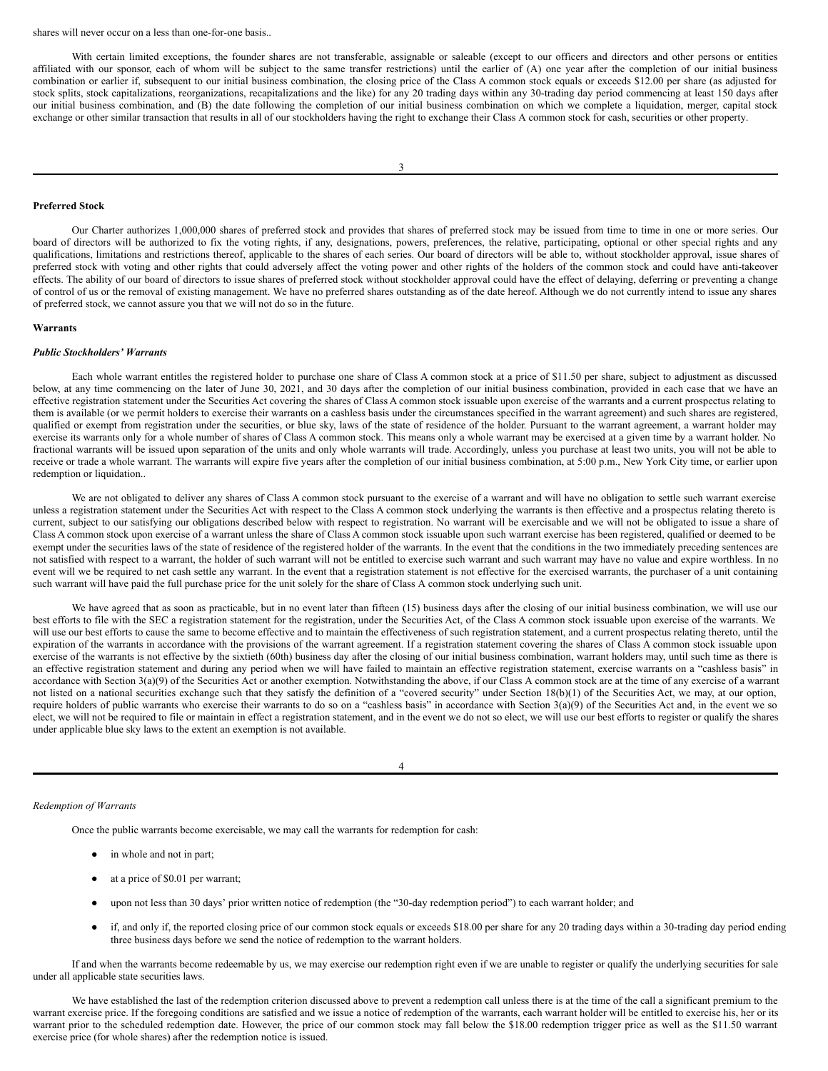shares will never occur on a less than one-for-one basis..

With certain limited exceptions, the founder shares are not transferable, assignable or saleable (except to our officers and directors and other persons or entities affiliated with our sponsor, each of whom will be subject to the same transfer restrictions) until the earlier of (A) one year after the completion of our initial business combination or earlier if, subsequent to our initial business combination, the closing price of the Class A common stock equals or exceeds $12.00 per share (as adjusted for stock splits, stock capitalizations, reorganizations, recapitalizations and the like) for any 20 trading days within any 30-trading day period commencing at least 150 days after our initial business combination, and (B) the date following the completion of our initial business combination on which we complete a liquidation, merger, capital stock exchange or other similar transaction that results in all of our stockholders having the right to exchange their Class A common stock for cash, securities or other property.

**Preferred Stock**

Our Charter authorizes 1,000,000 shares of preferred stock and provides that shares of preferred stock may be issued from time to time in one or more series. Our board of directors will be authorized to fix the voting rights, if any, designations, powers, preferences, the relative, participating, optional or other special rights and any qualifications, limitations and restrictions thereof, applicable to the shares of each series. Our board of directors will be able to, without stockholder approval, issue shares of preferred stock with voting and other rights that could adversely affect the voting power and other rights of the holders of the common stock and could have anti-takeover effects. The ability of our board of directors to issue shares of preferred stock without stockholder approval could have the effect of delaying, deferring or preventing a change of control of us or the removal of existing management. We have no preferred shares outstanding as of the date hereof. Although we do not currently intend to issue any shares of preferred stock, we cannot assure you that we will not do so in the future.

**Warrants**

***Public Stockholders' Warrants***

Each whole warrant entitles the registered holder to purchase one share of Class A common stock at a price of $11.50 per share, subject to adjustment as discussed below, at any time commencing on the later of June 30, 2021, and 30 days after the completion of our initial business combination, provided in each case that we have an effective registration statement under the Securities Act covering the shares of Class A common stock issuable upon exercise of the warrants and a current prospectus relating to them is available (or we permit holders to exercise their warrants on a cashless basis under the circumstances specified in the warrant agreement) and such shares are registered, qualified or exempt from registration under the securities, or blue sky, laws of the state of residence of the holder. Pursuant to the warrant agreement, a warrant holder may exercise its warrants only for a whole number of shares of Class A common stock. This means only a whole warrant may be exercised at a given time by a warrant holder. No fractional warrants will be issued upon separation of the units and only whole warrants will trade. Accordingly, unless you purchase at least two units, you will not be able to receive or trade a whole warrant. The warrants will expire five years after the completion of our initial business combination, at 5:00 p.m., New York City time, or earlier upon redemption or liquidation..

We are not obligated to deliver any shares of Class A common stock pursuant to the exercise of a warrant and will have no obligation to settle such warrant exercise unless a registration statement under the Securities Act with respect to the Class A common stock underlying the warrants is then effective and a prospectus relating thereto is current, subject to our satisfying our obligations described below with respect to registration. No warrant will be exercisable and we will not be obligated to issue a share of Class A common stock upon exercise of a warrant unless the share of Class A common stock issuable upon such warrant exercise has been registered, qualified or deemed to be exempt under the securities laws of the state of residence of the registered holder of the warrants. In the event that the conditions in the two immediately preceding sentences are not satisfied with respect to a warrant, the holder of such warrant will not be entitled to exercise such warrant and such warrant may have no value and expire worthless. In no event will we be required to net cash settle any warrant. In the event that a registration statement is not effective for the exercised warrants, the purchaser of a unit containing such warrant will have paid the full purchase price for the unit solely for the share of Class A common stock underlying such unit.

We have agreed that as soon as practicable, but in no event later than fifteen (15) business days after the closing of our initial business combination, we will use our best efforts to file with the SEC a registration statement for the registration, under the Securities Act, of the Class A common stock issuable upon exercise of the warrants. We will use our best efforts to cause the same to become effective and to maintain the effectiveness of such registration statement, and a current prospectus relating thereto, until the expiration of the warrants in accordance with the provisions of the warrant agreement. If a registration statement covering the shares of Class A common stock issuable upon exercise of the warrants is not effective by the sixtieth (60th) business day after the closing of our initial business combination, warrant holders may, until such time as there is an effective registration statement and during any period when we will have failed to maintain an effective registration statement, exercise warrants on a "cashless basis" in accordance with Section 3(a)(9) of the Securities Act or another exemption. Notwithstanding the above, if our Class A common stock are at the time of any exercise of a warrant not listed on a national securities exchange such that they satisfy the definition of a "covered security" under Section 18(b)(1) of the Securities Act, we may, at our option, require holders of public warrants who exercise their warrants to do so on a "cashless basis" in accordance with Section 3(a)(9) of the Securities Act and, in the event we so elect, we will not be required to file or maintain in effect a registration statement, and in the event we do not so elect, we will use our best efforts to register or qualify the shares under applicable blue sky laws to the extent an exemption is not available.

*Redemption of Warrants*

Once the public warrants become exercisable, we may call the warrants for redemption for cash:

- in whole and not in part;
- at a price of $0.01 per warrant;
- upon not less than 30 days' prior written notice of redemption (the "30-day redemption period") to each warrant holder; and
- if, and only if, the reported closing price of our common stock equals or exceeds $18.00 per share for any 20 trading days within a 30-trading day period ending three business days before we send the notice of redemption to the warrant holders.

If and when the warrants become redeemable by us, we may exercise our redemption right even if we are unable to register or qualify the underlying securities for sale under all applicable state securities laws.

We have established the last of the redemption criterion discussed above to prevent a redemption call unless there is at the time of the call a significant premium to the warrant exercise price. If the foregoing conditions are satisfied and we issue a notice of redemption of the warrants, each warrant holder will be entitled to exercise his, her or its warrant prior to the scheduled redemption date. However, the price of our common stock may fall below the $18.00 redemption trigger price as well as the $11.50 warrant exercise price (for whole shares) after the redemption notice is issued.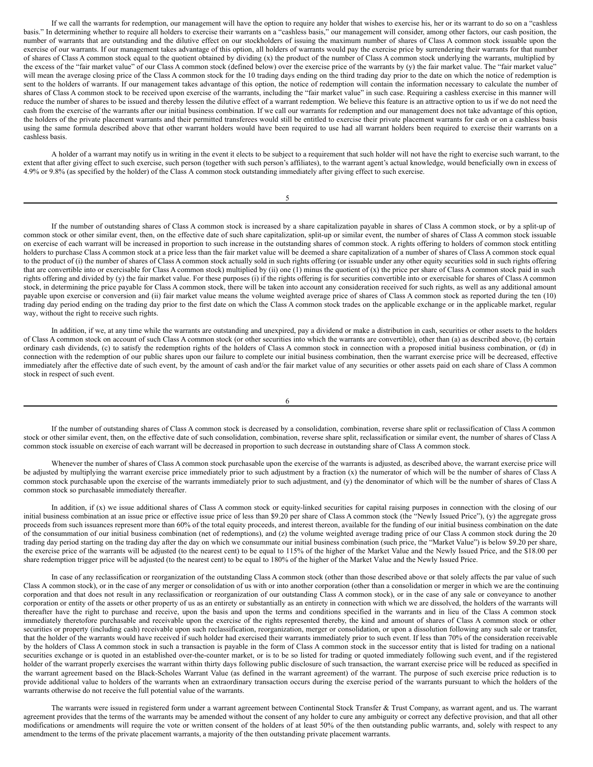If we call the warrants for redemption, our management will have the option to require any holder that wishes to exercise his, her or its warrant to do so on a "cashless basis." In determining whether to require all holders to exercise their warrants on a "cashless basis," our management will consider, among other factors, our cash position, the number of warrants that are outstanding and the dilutive effect on our stockholders of issuing the maximum number of shares of Class A common stock issuable upon the exercise of our warrants. If our management takes advantage of this option, all holders of warrants would pay the exercise price by surrendering their warrants for that number of shares of Class A common stock equal to the quotient obtained by dividing (x) the product of the number of Class A common stock underlying the warrants, multiplied by the excess of the "fair market value" of our Class A common stock (defined below) over the exercise price of the warrants by (y) the fair market value. The "fair market value" will mean the average closing price of the Class A common stock for the 10 trading days ending on the third trading day prior to the date on which the notice of redemption is sent to the holders of warrants. If our management takes advantage of this option, the notice of redemption will contain the information necessary to calculate the number of shares of Class A common stock to be received upon exercise of the warrants, including the "fair market value" in such case. Requiring a cashless exercise in this manner will reduce the number of shares to be issued and thereby lessen the dilutive effect of a warrant redemption. We believe this feature is an attractive option to us if we do not need the cash from the exercise of the warrants after our initial business combination. If we call our warrants for redemption and our management does not take advantage of this option, the holders of the private placement warrants and their permitted transferees would still be entitled to exercise their private placement warrants for cash or on a cashless basis using the same formula described above that other warrant holders would have been required to use had all warrant holders been required to exercise their warrants on a cashless basis.

A holder of a warrant may notify us in writing in the event it elects to be subject to a requirement that such holder will not have the right to exercise such warrant, to the extent that after giving effect to such exercise, such person (together with such person's affiliates), to the warrant agent's actual knowledge, would beneficially own in excess of 4.9% or 9.8% (as specified by the holder) of the Class A common stock outstanding immediately after giving effect to such exercise.

If the number of outstanding shares of Class A common stock is increased by a share capitalization payable in shares of Class A common stock, or by a split-up of common stock or other similar event, then, on the effective date of such share capitalization, split-up or similar event, the number of shares of Class A common stock issuable on exercise of each warrant will be increased in proportion to such increase in the outstanding shares of common stock. A rights offering to holders of common stock entitling holders to purchase Class A common stock at a price less than the fair market value will be deemed a share capitalization of a number of shares of Class A common stock equal to the product of (i) the number of shares of Class A common stock actually sold in such rights offering (or issuable under any other equity securities sold in such rights offering that are convertible into or exercisable for Class A common stock) multiplied by (ii) one (1) minus the quotient of (x) the price per share of Class A common stock paid in such rights offering and divided by (y) the fair market value. For these purposes (i) if the rights offering is for securities convertible into or exercisable for shares of Class A common stock, in determining the price payable for Class A common stock, there will be taken into account any consideration received for such rights, as well as any additional amount payable upon exercise or conversion and (ii) fair market value means the volume weighted average price of shares of Class A common stock as reported during the ten (10) trading day period ending on the trading day prior to the first date on which the Class A common stock trades on the applicable exchange or in the applicable market, regular way, without the right to receive such rights.

In addition, if we, at any time while the warrants are outstanding and unexpired, pay a dividend or make a distribution in cash, securities or other assets to the holders of Class A common stock on account of such Class A common stock (or other securities into which the warrants are convertible), other than (a) as described above, (b) certain ordinary cash dividends, (c) to satisfy the redemption rights of the holders of Class A common stock in connection with a proposed initial business combination, or (d) in connection with the redemption of our public shares upon our failure to complete our initial business combination, then the warrant exercise price will be decreased, effective immediately after the effective date of such event, by the amount of cash and/or the fair market value of any securities or other assets paid on each share of Class A common stock in respect of such event.

If the number of outstanding shares of Class A common stock is decreased by a consolidation, combination, reverse share split or reclassification of Class A common stock or other similar event, then, on the effective date of such consolidation, combination, reverse share split, reclassification or similar event, the number of shares of Class A common stock issuable on exercise of each warrant will be decreased in proportion to such decrease in outstanding share of Class A common stock.

Whenever the number of shares of Class A common stock purchasable upon the exercise of the warrants is adjusted, as described above, the warrant exercise price will be adjusted by multiplying the warrant exercise price immediately prior to such adjustment by a fraction (x) the numerator of which will be the number of shares of Class A common stock purchasable upon the exercise of the warrants immediately prior to such adjustment, and (y) the denominator of which will be the number of shares of Class A common stock so purchasable immediately thereafter.

In addition, if (x) we issue additional shares of Class A common stock or equity-linked securities for capital raising purposes in connection with the closing of our initial business combination at an issue price or effective issue price of less than $9.20 per share of Class A common stock (the "Newly Issued Price"), (y) the aggregate gross proceeds from such issuances represent more than 60% of the total equity proceeds, and interest thereon, available for the funding of our initial business combination on the date of the consummation of our initial business combination (net of redemptions), and (z) the volume weighted average trading price of our Class A common stock during the 20 trading day period starting on the trading day after the day on which we consummate our initial business combination (such price, the "Market Value") is below $9.20 per share, the exercise price of the warrants will be adjusted (to the nearest cent) to be equal to 115% of the higher of the Market Value and the Newly Issued Price, and the $18.00 per share redemption trigger price will be adjusted (to the nearest cent) to be equal to 180% of the higher of the Market Value and the Newly Issued Price.

In case of any reclassification or reorganization of the outstanding Class A common stock (other than those described above or that solely affects the par value of such Class A common stock), or in the case of any merger or consolidation of us with or into another corporation (other than a consolidation or merger in which we are the continuing corporation and that does not result in any reclassification or reorganization of our outstanding Class A common stock), or in the case of any sale or conveyance to another corporation or entity of the assets or other property of us as an entirety or substantially as an entirety in connection with which we are dissolved, the holders of the warrants will thereafter have the right to purchase and receive, upon the basis and upon the terms and conditions specified in the warrants and in lieu of the Class A common stock immediately theretofore purchasable and receivable upon the exercise of the rights represented thereby, the kind and amount of shares of Class A common stock or other securities or property (including cash) receivable upon such reclassification, reorganization, merger or consolidation, or upon a dissolution following any such sale or transfer, that the holder of the warrants would have received if such holder had exercised their warrants immediately prior to such event. If less than 70% of the consideration receivable by the holders of Class A common stock in such a transaction is payable in the form of Class A common stock in the successor entity that is listed for trading on a national securities exchange or is quoted in an established over-the-counter market, or is to be so listed for trading or quoted immediately following such event, and if the registered holder of the warrant properly exercises the warrant within thirty days following public disclosure of such transaction, the warrant exercise price will be reduced as specified in the warrant agreement based on the Black-Scholes Warrant Value (as defined in the warrant agreement) of the warrant. The purpose of such exercise price reduction is to provide additional value to holders of the warrants when an extraordinary transaction occurs during the exercise period of the warrants pursuant to which the holders of the warrants otherwise do not receive the full potential value of the warrants.

The warrants were issued in registered form under a warrant agreement between Continental Stock Transfer & Trust Company, as warrant agent, and us. The warrant agreement provides that the terms of the warrants may be amended without the consent of any holder to cure any ambiguity or correct any defective provision, and that all other modifications or amendments will require the vote or written consent of the holders of at least 50% of the then outstanding public warrants, and, solely with respect to any amendment to the terms of the private placement warrants, a majority of the then outstanding private placement warrants.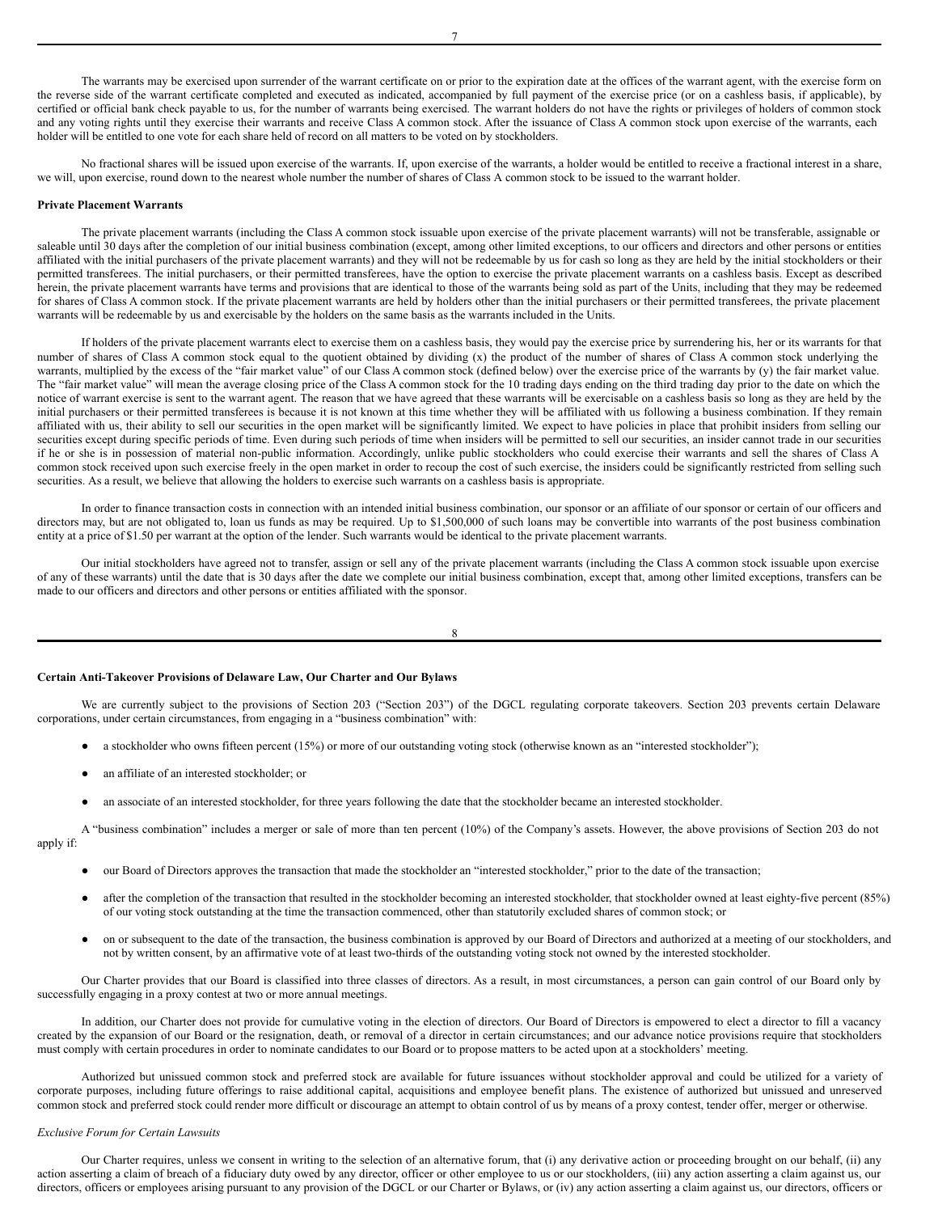The warrants may be exercised upon surrender of the warrant certificate on or prior to the expiration date at the offices of the warrant agent, with the exercise form on the reverse side of the warrant certificate completed and executed as indicated, accompanied by full payment of the exercise price (or on a cashless basis, if applicable), by certified or official bank check payable to us, for the number of warrants being exercised. The warrant holders do not have the rights or privileges of holders of common stock and any voting rights until they exercise their warrants and receive Class A common stock. After the issuance of Class A common stock upon exercise of the warrants, each holder will be entitled to one vote for each share held of record on all matters to be voted on by stockholders.

No fractional shares will be issued upon exercise of the warrants. If, upon exercise of the warrants, a holder would be entitled to receive a fractional interest in a share, we will, upon exercise, round down to the nearest whole number the number of shares of Class A common stock to be issued to the warrant holder.

**Private Placement Warrants**

The private placement warrants (including the Class A common stock issuable upon exercise of the private placement warrants) will not be transferable, assignable or saleable until 30 days after the completion of our initial business combination (except, among other limited exceptions, to our officers and directors and other persons or entities affiliated with the initial purchasers of the private placement warrants) and they will not be redeemable by us for cash so long as they are held by the initial stockholders or their permitted transferees. The initial purchasers, or their permitted transferees, have the option to exercise the private placement warrants on a cashless basis. Except as described herein, the private placement warrants have terms and provisions that are identical to those of the warrants being sold as part of the Units, including that they may be redeemed for shares of Class A common stock. If the private placement warrants are held by holders other than the initial purchasers or their permitted transferees, the private placement warrants will be redeemable by us and exercisable by the holders on the same basis as the warrants included in the Units.

If holders of the private placement warrants elect to exercise them on a cashless basis, they would pay the exercise price by surrendering his, her or its warrants for that number of shares of Class A common stock equal to the quotient obtained by dividing (x) the product of the number of shares of Class A common stock underlying the warrants, multiplied by the excess of the "fair market value" of our Class A common stock (defined below) over the exercise price of the warrants by (y) the fair market value. The "fair market value" will mean the average closing price of the Class A common stock for the 10 trading days ending on the third trading day prior to the date on which the notice of warrant exercise is sent to the warrant agent. The reason that we have agreed that these warrants will be exercisable on a cashless basis so long as they are held by the initial purchasers or their permitted transferees is because it is not known at this time whether they will be affiliated with us following a business combination. If they remain affiliated with us, their ability to sell our securities in the open market will be significantly limited. We expect to have policies in place that prohibit insiders from selling our securities except during specific periods of time. Even during such periods of time when insiders will be permitted to sell our securities, an insider cannot trade in our securities if he or she is in possession of material non-public information. Accordingly, unlike public stockholders who could exercise their warrants and sell the shares of Class A common stock received upon such exercise freely in the open market in order to recoup the cost of such exercise, the insiders could be significantly restricted from selling such securities. As a result, we believe that allowing the holders to exercise such warrants on a cashless basis is appropriate.

In order to finance transaction costs in connection with an intended initial business combination, our sponsor or an affiliate of our sponsor or certain of our officers and directors may, but are not obligated to, loan us funds as may be required. Up to $1,500,000 of such loans may be convertible into warrants of the post business combination entity at a price of $1.50 per warrant at the option of the lender. Such warrants would be identical to the private placement warrants.

Our initial stockholders have agreed not to transfer, assign or sell any of the private placement warrants (including the Class A common stock issuable upon exercise of any of these warrants) until the date that is 30 days after the date we complete our initial business combination, except that, among other limited exceptions, transfers can be made to our officers and directors and other persons or entities affiliated with the sponsor.

**Certain Anti-Takeover Provisions of Delaware Law, Our Charter and Our Bylaws**

We are currently subject to the provisions of Section 203 ("Section 203") of the DGCL regulating corporate takeovers. Section 203 prevents certain Delaware corporations, under certain circumstances, from engaging in a "business combination" with:

- a stockholder who owns fifteen percent (15%) or more of our outstanding voting stock (otherwise known as an "interested stockholder");
- an affiliate of an interested stockholder; or
- an associate of an interested stockholder, for three years following the date that the stockholder became an interested stockholder.

A "business combination" includes a merger or sale of more than ten percent (10%) of the Company's assets. However, the above provisions of Section 203 do not apply if:

- our Board of Directors approves the transaction that made the stockholder an "interested stockholder," prior to the date of the transaction;
- after the completion of the transaction that resulted in the stockholder becoming an interested stockholder, that stockholder owned at least eighty-five percent (85%) of our voting stock outstanding at the time the transaction commenced, other than statutorily excluded shares of common stock; or
- on or subsequent to the date of the transaction, the business combination is approved by our Board of Directors and authorized at a meeting of our stockholders, and not by written consent, by an affirmative vote of at least two-thirds of the outstanding voting stock not owned by the interested stockholder.

Our Charter provides that our Board is classified into three classes of directors. As a result, in most circumstances, a person can gain control of our Board only by successfully engaging in a proxy contest at two or more annual meetings.

In addition, our Charter does not provide for cumulative voting in the election of directors. Our Board of Directors is empowered to elect a director to fill a vacancy created by the expansion of our Board or the resignation, death, or removal of a director in certain circumstances; and our advance notice provisions require that stockholders must comply with certain procedures in order to nominate candidates to our Board or to propose matters to be acted upon at a stockholders' meeting.

Authorized but unissued common stock and preferred stock are available for future issuances without stockholder approval and could be utilized for a variety of corporate purposes, including future offerings to raise additional capital, acquisitions and employee benefit plans. The existence of authorized but unissued and unreserved common stock and preferred stock could render more difficult or discourage an attempt to obtain control of us by means of a proxy contest, tender offer, merger or otherwise.

*Exclusive Forum for Certain Lawsuits*

Our Charter requires, unless we consent in writing to the selection of an alternative forum, that (i) any derivative action or proceeding brought on our behalf, (ii) any action asserting a claim of breach of a fiduciary duty owed by any director, officer or other employee to us or our stockholders, (iii) any action asserting a claim against us, our directors, officers or employees arising pursuant to any provision of the DGCL or our Charter or Bylaws, or (iv) any action asserting a claim against us, our directors, officers or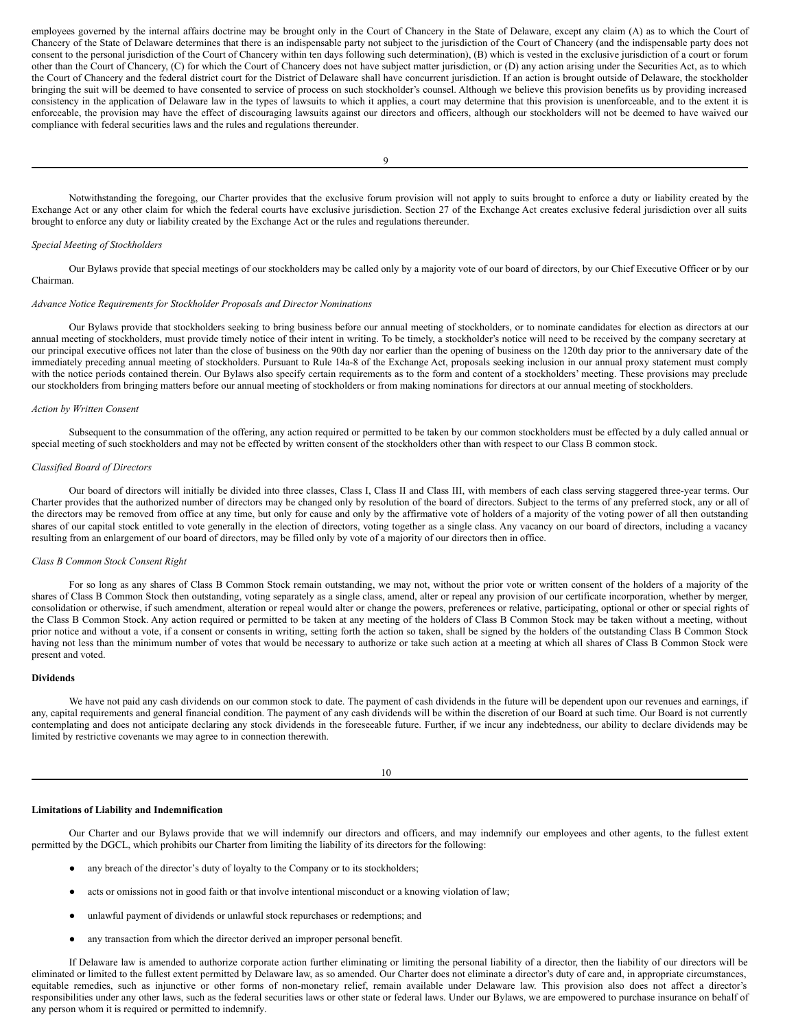employees governed by the internal affairs doctrine may be brought only in the Court of Chancery in the State of Delaware, except any claim (A) as to which the Court of Chancery of the State of Delaware determines that there is an indispensable party not subject to the jurisdiction of the Court of Chancery (and the indispensable party does not consent to the personal jurisdiction of the Court of Chancery within ten days following such determination), (B) which is vested in the exclusive jurisdiction of a court or forum other than the Court of Chancery, (C) for which the Court of Chancery does not have subject matter jurisdiction, or (D) any action arising under the Securities Act, as to which the Court of Chancery and the federal district court for the District of Delaware shall have concurrent jurisdiction. If an action is brought outside of Delaware, the stockholder bringing the suit will be deemed to have consented to service of process on such stockholder's counsel. Although we believe this provision benefits us by providing increased consistency in the application of Delaware law in the types of lawsuits to which it applies, a court may determine that this provision is unenforceable, and to the extent it is enforceable, the provision may have the effect of discouraging lawsuits against our directors and officers, although our stockholders will not be deemed to have waived our compliance with federal securities laws and the rules and regulations thereunder.

Notwithstanding the foregoing, our Charter provides that the exclusive forum provision will not apply to suits brought to enforce a duty or liability created by the Exchange Act or any other claim for which the federal courts have exclusive jurisdiction. Section 27 of the Exchange Act creates exclusive federal jurisdiction over all suits brought to enforce any duty or liability created by the Exchange Act or the rules and regulations thereunder.

*Special Meeting of Stockholders*

Our Bylaws provide that special meetings of our stockholders may be called only by a majority vote of our board of directors, by our Chief Executive Officer or by our Chairman.

*Advance Notice Requirements for Stockholder Proposals and Director Nominations*

Our Bylaws provide that stockholders seeking to bring business before our annual meeting of stockholders, or to nominate candidates for election as directors at our annual meeting of stockholders, must provide timely notice of their intent in writing. To be timely, a stockholder's notice will need to be received by the company secretary at our principal executive offices not later than the close of business on the 90th day nor earlier than the opening of business on the 120th day prior to the anniversary date of the immediately preceding annual meeting of stockholders. Pursuant to Rule 14a-8 of the Exchange Act, proposals seeking inclusion in our annual proxy statement must comply with the notice periods contained therein. Our Bylaws also specify certain requirements as to the form and content of a stockholders' meeting. These provisions may preclude our stockholders from bringing matters before our annual meeting of stockholders or from making nominations for directors at our annual meeting of stockholders.

*Action by Written Consent*

Subsequent to the consummation of the offering, any action required or permitted to be taken by our common stockholders must be effected by a duly called annual or special meeting of such stockholders and may not be effected by written consent of the stockholders other than with respect to our Class B common stock.

*Classified Board of Directors*

Our board of directors will initially be divided into three classes, Class I, Class II and Class III, with members of each class serving staggered three-year terms. Our Charter provides that the authorized number of directors may be changed only by resolution of the board of directors. Subject to the terms of any preferred stock, any or all of the directors may be removed from office at any time, but only for cause and only by the affirmative vote of holders of a majority of the voting power of all then outstanding shares of our capital stock entitled to vote generally in the election of directors, voting together as a single class. Any vacancy on our board of directors, including a vacancy resulting from an enlargement of our board of directors, may be filled only by vote of a majority of our directors then in office.

*Class B Common Stock Consent Right*

For so long as any shares of Class B Common Stock remain outstanding, we may not, without the prior vote or written consent of the holders of a majority of the shares of Class B Common Stock then outstanding, voting separately as a single class, amend, alter or repeal any provision of our certificate incorporation, whether by merger, consolidation or otherwise, if such amendment, alteration or repeal would alter or change the powers, preferences or relative, participating, optional or other or special rights of the Class B Common Stock. Any action required or permitted to be taken at any meeting of the holders of Class B Common Stock may be taken without a meeting, without prior notice and without a vote, if a consent or consents in writing, setting forth the action so taken, shall be signed by the holders of the outstanding Class B Common Stock having not less than the minimum number of votes that would be necessary to authorize or take such action at a meeting at which all shares of Class B Common Stock were present and voted.

**Dividends**

We have not paid any cash dividends on our common stock to date. The payment of cash dividends in the future will be dependent upon our revenues and earnings, if any, capital requirements and general financial condition. The payment of any cash dividends will be within the discretion of our Board at such time. Our Board is not currently contemplating and does not anticipate declaring any stock dividends in the foreseeable future. Further, if we incur any indebtedness, our ability to declare dividends may be limited by restrictive covenants we may agree to in connection therewith.

**Limitations of Liability and Indemnification**

Our Charter and our Bylaws provide that we will indemnify our directors and officers, and may indemnify our employees and other agents, to the fullest extent permitted by the DGCL, which prohibits our Charter from limiting the liability of its directors for the following:

- any breach of the director's duty of loyalty to the Company or to its stockholders;
- acts or omissions not in good faith or that involve intentional misconduct or a knowing violation of law;
- unlawful payment of dividends or unlawful stock repurchases or redemptions; and
- any transaction from which the director derived an improper personal benefit.

If Delaware law is amended to authorize corporate action further eliminating or limiting the personal liability of a director, then the liability of our directors will be eliminated or limited to the fullest extent permitted by Delaware law, as so amended. Our Charter does not eliminate a director's duty of care and, in appropriate circumstances, equitable remedies, such as injunctive or other forms of non-monetary relief, remain available under Delaware law. This provision also does not affect a director's responsibilities under any other laws, such as the federal securities laws or other state or federal laws. Under our Bylaws, we are empowered to purchase insurance on behalf of any person whom it is required or permitted to indemnify.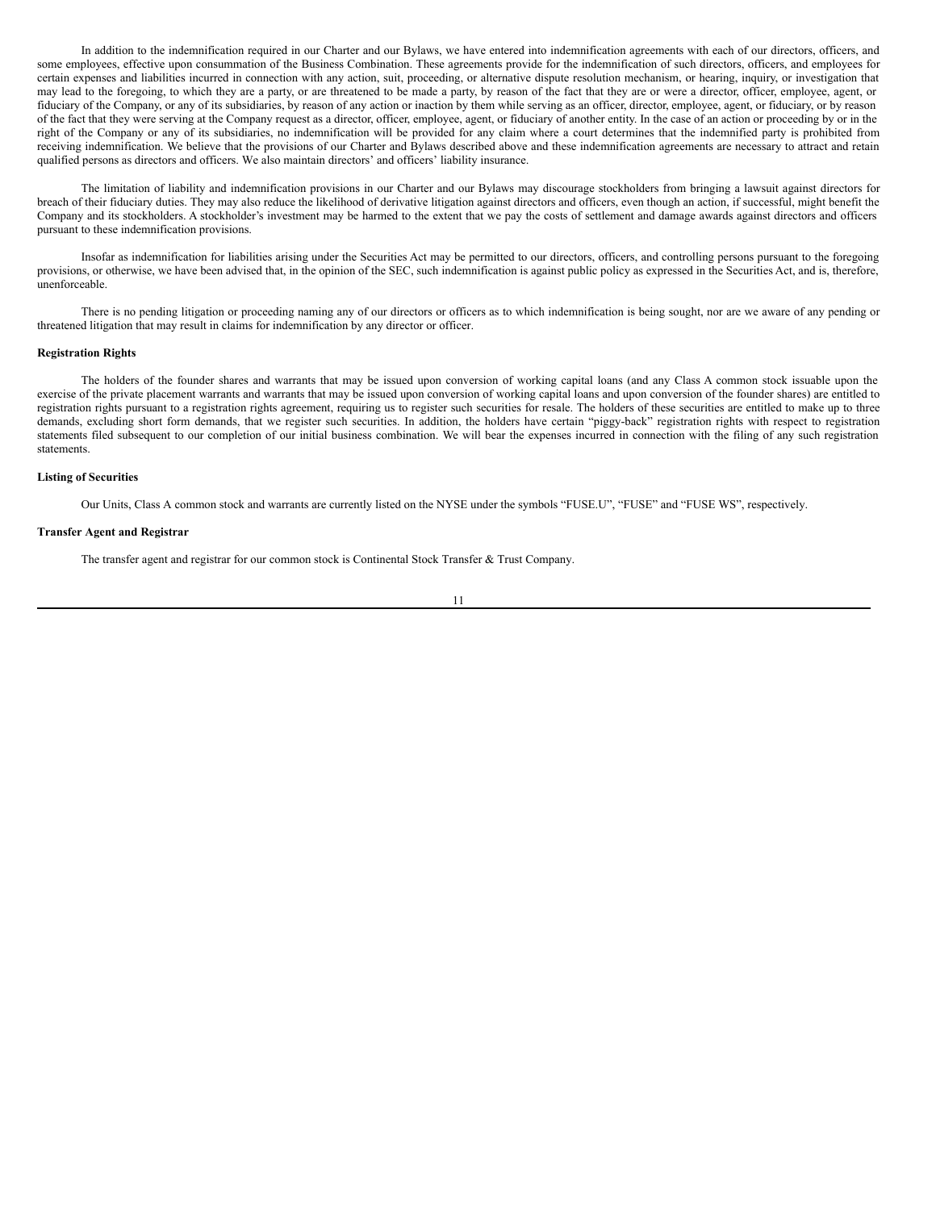In addition to the indemnification required in our Charter and our Bylaws, we have entered into indemnification agreements with each of our directors, officers, and some employees, effective upon consummation of the Business Combination. These agreements provide for the indemnification of such directors, officers, and employees for certain expenses and liabilities incurred in connection with any action, suit, proceeding, or alternative dispute resolution mechanism, or hearing, inquiry, or investigation that may lead to the foregoing, to which they are a party, or are threatened to be made a party, by reason of the fact that they are or were a director, officer, employee, agent, or fiduciary of the Company, or any of its subsidiaries, by reason of any action or inaction by them while serving as an officer, director, employee, agent, or fiduciary, or by reason of the fact that they were serving at the Company request as a director, officer, employee, agent, or fiduciary of another entity. In the case of an action or proceeding by or in the right of the Company or any of its subsidiaries, no indemnification will be provided for any claim where a court determines that the indemnified party is prohibited from receiving indemnification. We believe that the provisions of our Charter and Bylaws described above and these indemnification agreements are necessary to attract and retain qualified persons as directors and officers. We also maintain directors' and officers' liability insurance.

The limitation of liability and indemnification provisions in our Charter and our Bylaws may discourage stockholders from bringing a lawsuit against directors for breach of their fiduciary duties. They may also reduce the likelihood of derivative litigation against directors and officers, even though an action, if successful, might benefit the Company and its stockholders. A stockholder's investment may be harmed to the extent that we pay the costs of settlement and damage awards against directors and officers pursuant to these indemnification provisions.

Insofar as indemnification for liabilities arising under the Securities Act may be permitted to our directors, officers, and controlling persons pursuant to the foregoing provisions, or otherwise, we have been advised that, in the opinion of the SEC, such indemnification is against public policy as expressed in the Securities Act, and is, therefore, unenforceable.

There is no pending litigation or proceeding naming any of our directors or officers as to which indemnification is being sought, nor are we aware of any pending or threatened litigation that may result in claims for indemnification by any director or officer.

**Registration Rights**

The holders of the founder shares and warrants that may be issued upon conversion of working capital loans (and any Class A common stock issuable upon the exercise of the private placement warrants and warrants that may be issued upon conversion of working capital loans and upon conversion of the founder shares) are entitled to registration rights pursuant to a registration rights agreement, requiring us to register such securities for resale. The holders of these securities are entitled to make up to three demands, excluding short form demands, that we register such securities. In addition, the holders have certain "piggy-back" registration rights with respect to registration statements filed subsequent to our completion of our initial business combination. We will bear the expenses incurred in connection with the filing of any such registration statements.

**Listing of Securities**

Our Units, Class A common stock and warrants are currently listed on the NYSE under the symbols "FUSE.U", "FUSE" and "FUSE WS", respectively.

**Transfer Agent and Registrar**

The transfer agent and registrar for our common stock is Continental Stock Transfer & Trust Company.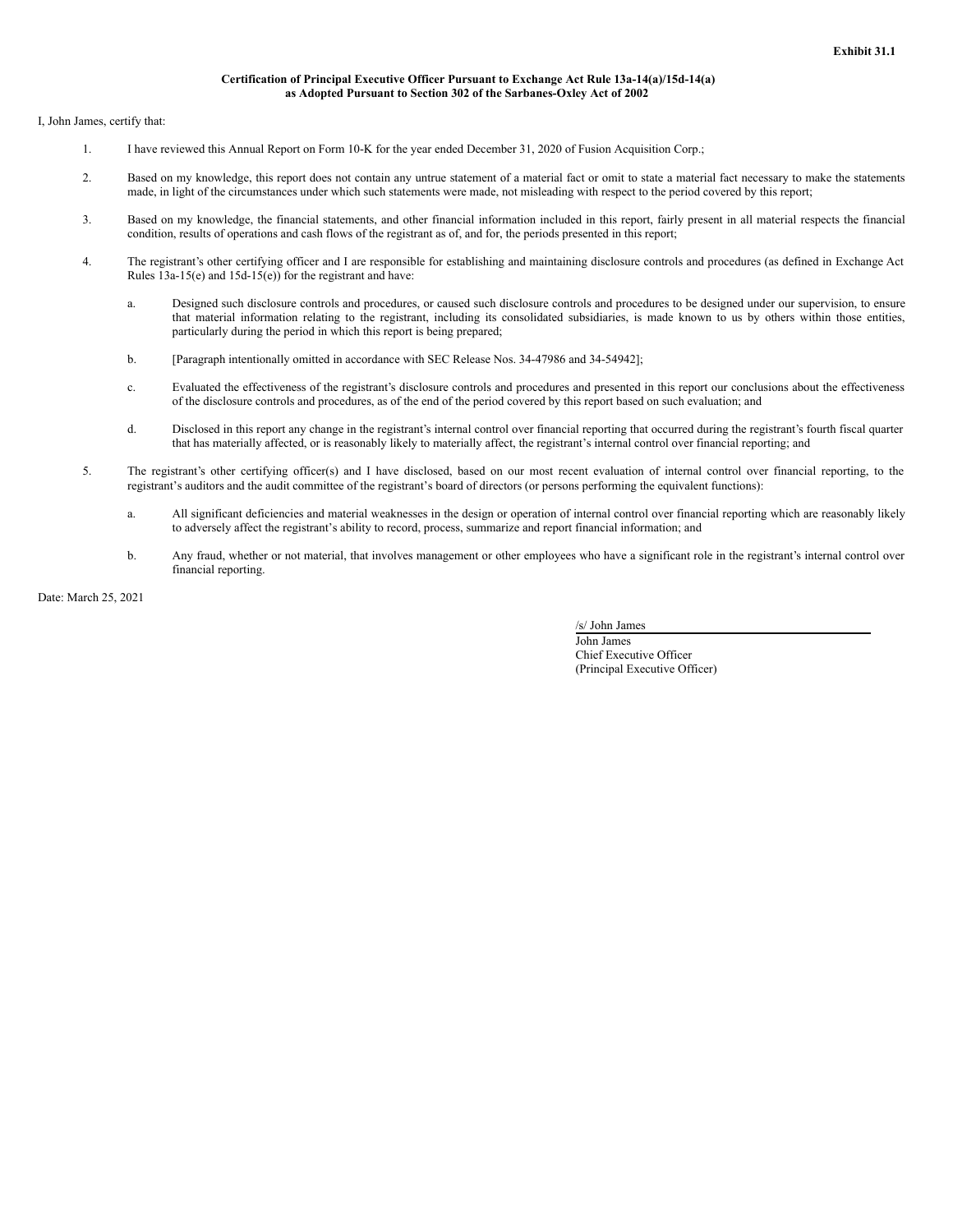**Exhibit 31.1**

**Certification of Principal Executive Officer Pursuant to Exchange Act Rule 13a-14(a)/15d-14(a) as Adopted Pursuant to Section 302 of the Sarbanes-Oxley Act of 2002**

I, John James, certify that:

1. I have reviewed this Annual Report on Form 10-K for the year ended December 31, 2020 of Fusion Acquisition Corp.;

2. Based on my knowledge, this report does not contain any untrue statement of a material fact or omit to state a material fact necessary to make the statements made, in light of the circumstances under which such statements were made, not misleading with respect to the period covered by this report;

3. Based on my knowledge, the financial statements, and other financial information included in this report, fairly present in all material respects the financial condition, results of operations and cash flows of the registrant as of, and for, the periods presented in this report;

4. The registrant's other certifying officer and I are responsible for establishing and maintaining disclosure controls and procedures (as defined in Exchange Act Rules 13a-15(e) and 15d-15(e)) for the registrant and have:

   a. Designed such disclosure controls and procedures, or caused such disclosure controls and procedures to be designed under our supervision, to ensure that material information relating to the registrant, including its consolidated subsidiaries, is made known to us by others within those entities, particularly during the period in which this report is being prepared;

   b. [Paragraph intentionally omitted in accordance with SEC Release Nos. 34-47986 and 34-54942];

   c. Evaluated the effectiveness of the registrant's disclosure controls and procedures and presented in this report our conclusions about the effectiveness of the disclosure controls and procedures, as of the end of the period covered by this report based on such evaluation; and

   d. Disclosed in this report any change in the registrant's internal control over financial reporting that occurred during the registrant's fourth fiscal quarter that has materially affected, or is reasonably likely to materially affect, the registrant's internal control over financial reporting; and

5. The registrant's other certifying officer(s) and I have disclosed, based on our most recent evaluation of internal control over financial reporting, to the registrant's auditors and the audit committee of the registrant's board of directors (or persons performing the equivalent functions):

   a. All significant deficiencies and material weaknesses in the design or operation of internal control over financial reporting which are reasonably likely to adversely affect the registrant's ability to record, process, summarize and report financial information; and

   b. Any fraud, whether or not material, that involves management or other employees who have a significant role in the registrant's internal control over financial reporting.

Date: March 25, 2021

/s/ John James
John James
Chief Executive Officer
(Principal Executive Officer)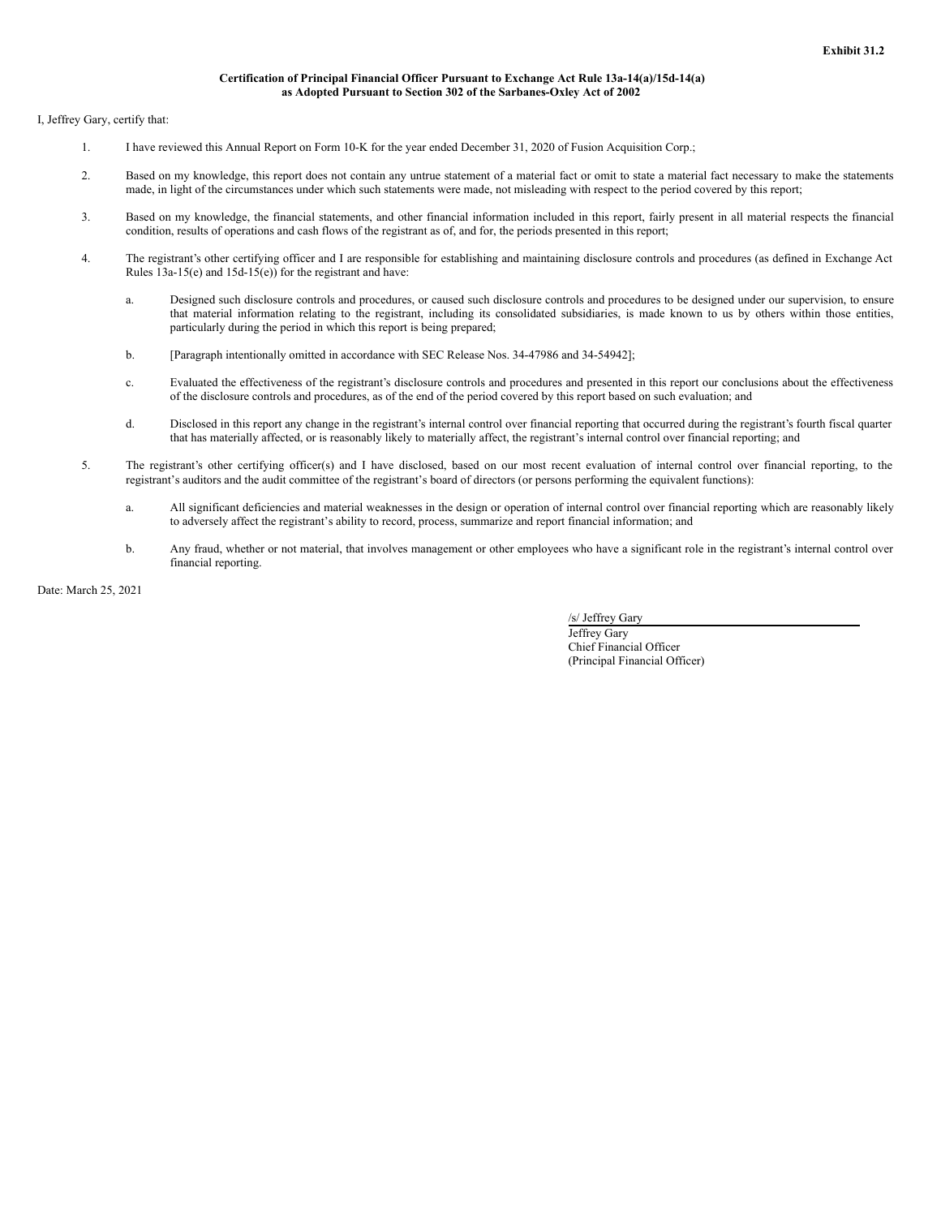**Exhibit 31.2**

**Certification of Principal Financial Officer Pursuant to Exchange Act Rule 13a-14(a)/15d-14(a) as Adopted Pursuant to Section 302 of the Sarbanes-Oxley Act of 2002**

I, Jeffrey Gary, certify that:

1. I have reviewed this Annual Report on Form 10-K for the year ended December 31, 2020 of Fusion Acquisition Corp.;

2. Based on my knowledge, this report does not contain any untrue statement of a material fact or omit to state a material fact necessary to make the statements made, in light of the circumstances under which such statements were made, not misleading with respect to the period covered by this report;

3. Based on my knowledge, the financial statements, and other financial information included in this report, fairly present in all material respects the financial condition, results of operations and cash flows of the registrant as of, and for, the periods presented in this report;

4. The registrant's other certifying officer and I are responsible for establishing and maintaining disclosure controls and procedures (as defined in Exchange Act Rules 13a-15(e) and 15d-15(e)) for the registrant and have:

   a. Designed such disclosure controls and procedures, or caused such disclosure controls and procedures to be designed under our supervision, to ensure that material information relating to the registrant, including its consolidated subsidiaries, is made known to us by others within those entities, particularly during the period in which this report is being prepared;

   b. [Paragraph intentionally omitted in accordance with SEC Release Nos. 34-47986 and 34-54942];

   c. Evaluated the effectiveness of the registrant's disclosure controls and procedures and presented in this report our conclusions about the effectiveness of the disclosure controls and procedures, as of the end of the period covered by this report based on such evaluation; and

   d. Disclosed in this report any change in the registrant's internal control over financial reporting that occurred during the registrant's fourth fiscal quarter that has materially affected, or is reasonably likely to materially affect, the registrant's internal control over financial reporting; and

5. The registrant's other certifying officer(s) and I have disclosed, based on our most recent evaluation of internal control over financial reporting, to the registrant's auditors and the audit committee of the registrant's board of directors (or persons performing the equivalent functions):

   a. All significant deficiencies and material weaknesses in the design or operation of internal control over financial reporting which are reasonably likely to adversely affect the registrant's ability to record, process, summarize and report financial information; and

   b. Any fraud, whether or not material, that involves management or other employees who have a significant role in the registrant's internal control over financial reporting.

Date: March 25, 2021

/s/ Jeffrey Gary
Jeffrey Gary
Chief Financial Officer
(Principal Financial Officer)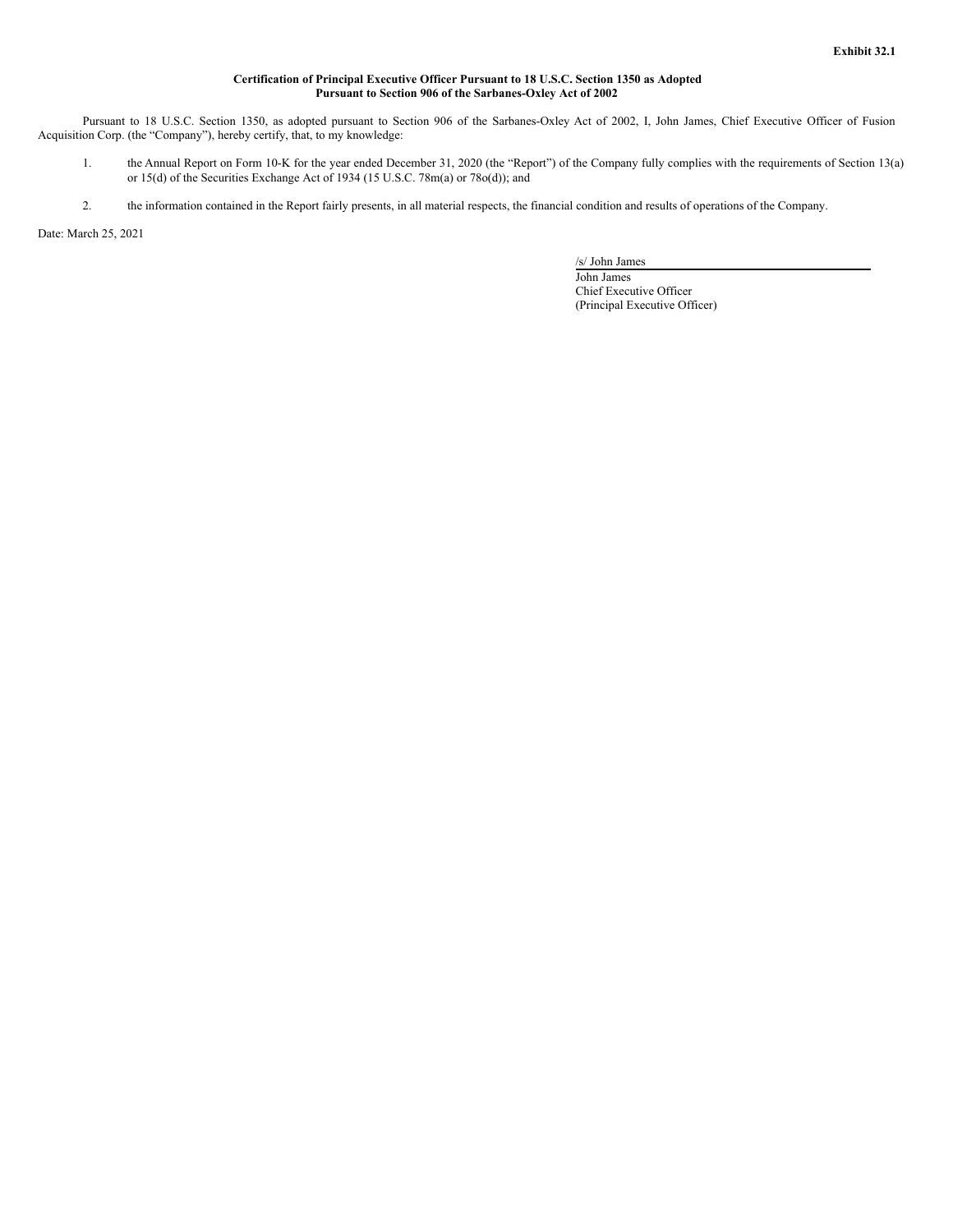**Exhibit 32.1**

**Certification of Principal Executive Officer Pursuant to 18 U.S.C. Section 1350 as Adopted Pursuant to Section 906 of the Sarbanes-Oxley Act of 2002**

Pursuant to 18 U.S.C. Section 1350, as adopted pursuant to Section 906 of the Sarbanes-Oxley Act of 2002, I, John James, Chief Executive Officer of Fusion Acquisition Corp. (the "Company"), hereby certify, that, to my knowledge:

1. the Annual Report on Form 10-K for the year ended December 31, 2020 (the "Report") of the Company fully complies with the requirements of Section 13(a) or 15(d) of the Securities Exchange Act of 1934 (15 U.S.C. 78m(a) or 78o(d)); and

2. the information contained in the Report fairly presents, in all material respects, the financial condition and results of operations of the Company.

Date: March 25, 2021

/s/ John James
John James
Chief Executive Officer
(Principal Executive Officer)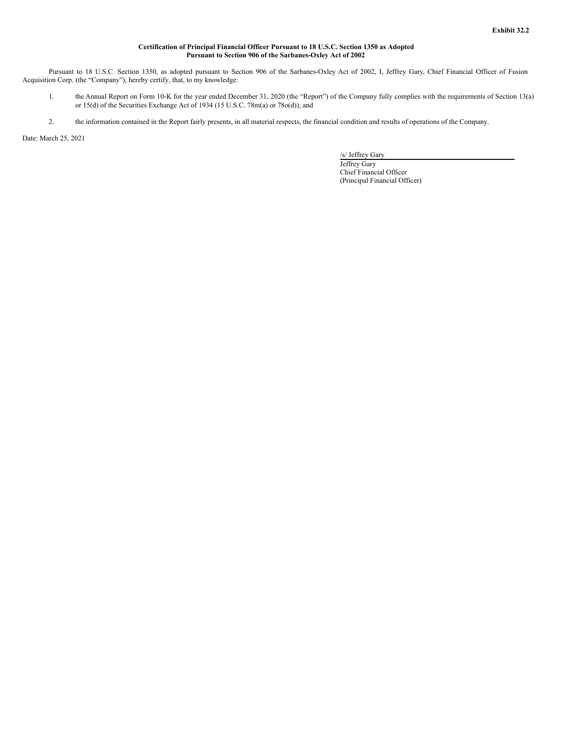**Exhibit 32.2**

**Certification of Principal Financial Officer Pursuant to 18 U.S.C. Section 1350 as Adopted Pursuant to Section 906 of the Sarbanes-Oxley Act of 2002**

Pursuant to 18 U.S.C. Section 1350, as adopted pursuant to Section 906 of the Sarbanes-Oxley Act of 2002, I, Jeffrey Gary, Chief Financial Officer of Fusion Acquisition Corp. (the "Company"), hereby certify, that, to my knowledge:

1. the Annual Report on Form 10-K for the year ended December 31, 2020 (the "Report") of the Company fully complies with the requirements of Section 13(a) or 15(d) of the Securities Exchange Act of 1934 (15 U.S.C. 78m(a) or 78o(d)); and

2. the information contained in the Report fairly presents, in all material respects, the financial condition and results of operations of the Company.

Date: March 25, 2021

/s/ Jeffrey Gary
Jeffrey Gary
Chief Financial Officer
(Principal Financial Officer)